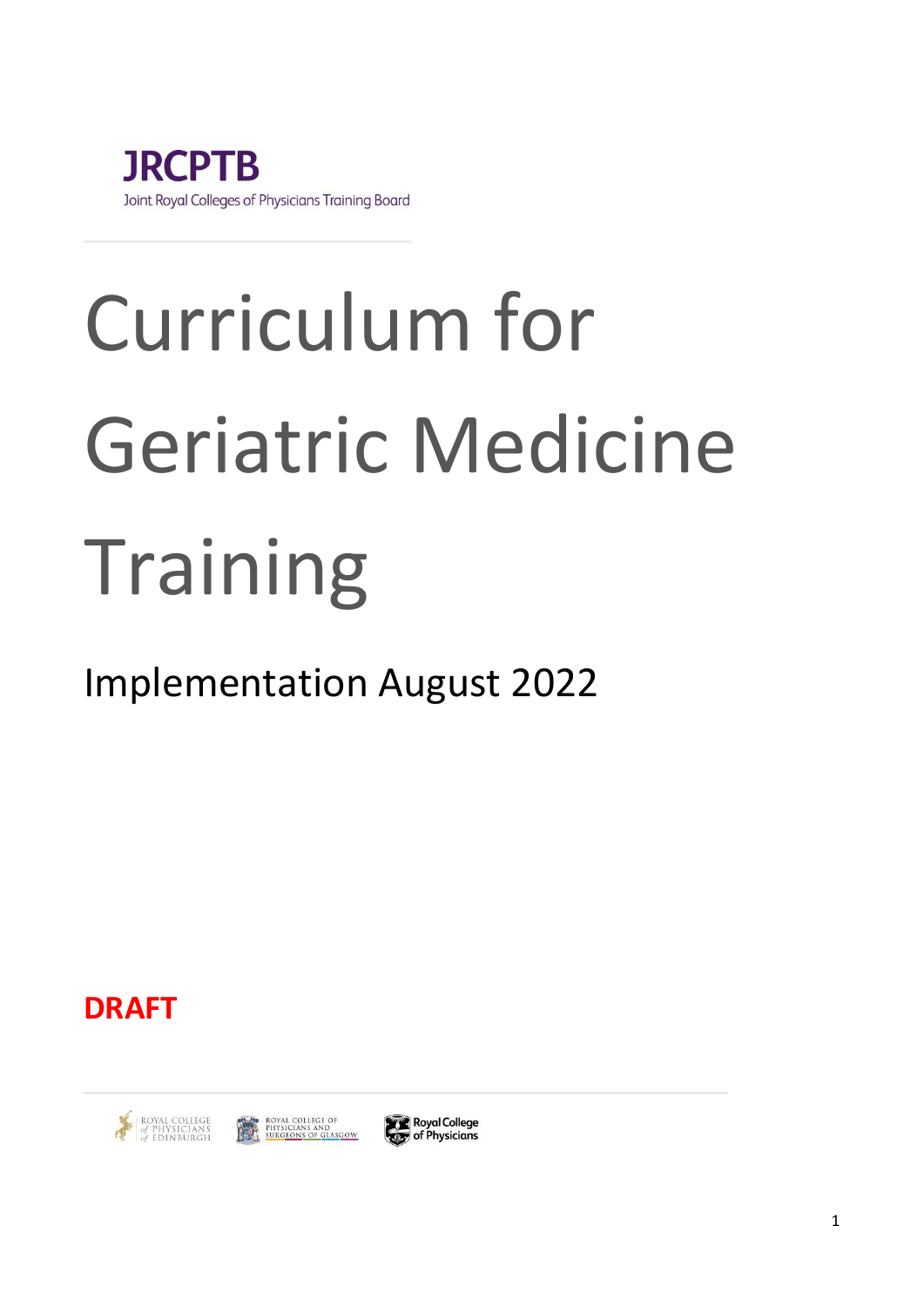JRCPTB

Joint Royal Colleges of Physicians Training Board

# Curriculum for Geriatric Medicine Training

## Implementation August 2022

**DRAFT**

ROYAL COLLEGE of PHYSICIANS of EDINBURGH

ROYAL COLLEGE OF PHYSICIANS AND SURGEONS OF GLASGOW

Royal College of Physicians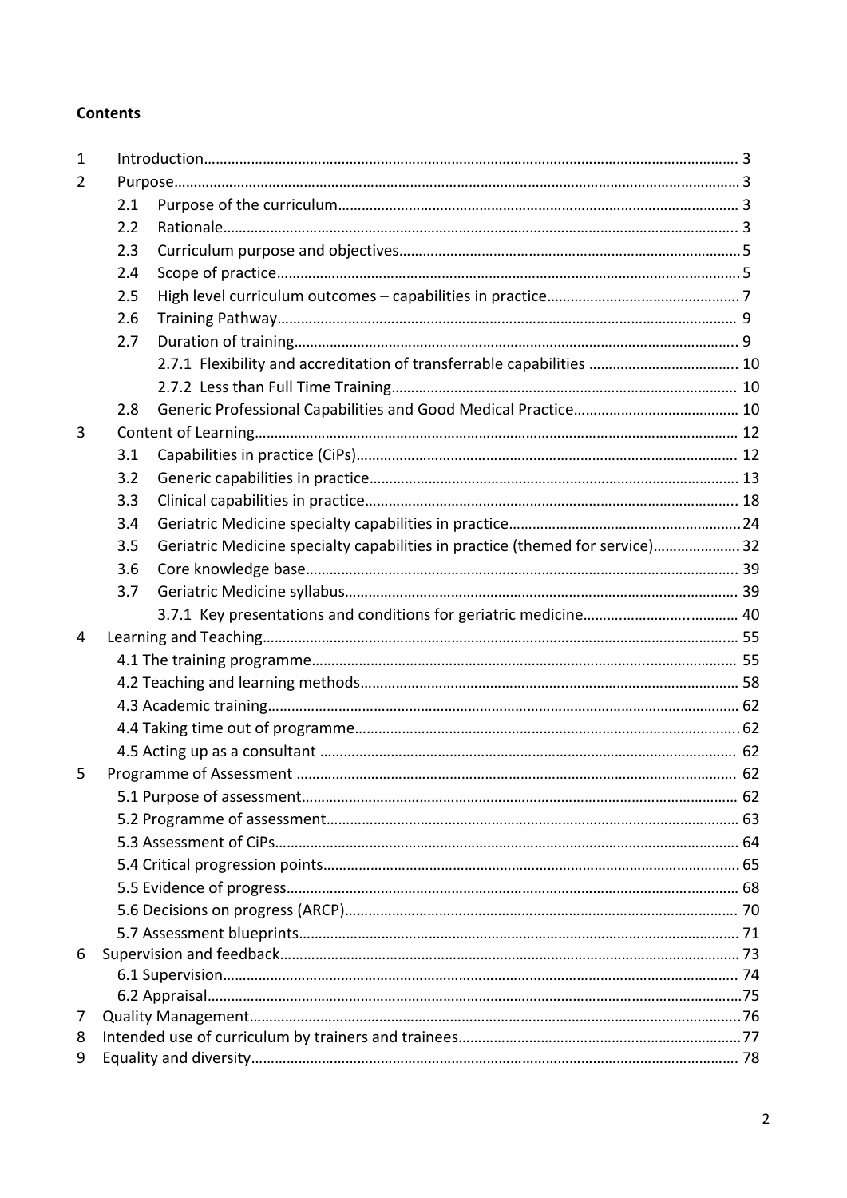**Contents**

| | | | |
|---|---|---|---|
| 1 | Introduction | | 3 |
| 2 | Purpose | | 3 |
| | 2.1 | Purpose of the curriculum | 3 |
| | 2.2 | Rationale | 3 |
| | 2.3 | Curriculum purpose and objectives | 5 |
| | 2.4 | Scope of practice | 5 |
| | 2.5 | High level curriculum outcomes – capabilities in practice | 7 |
| | 2.6 | Training Pathway | 9 |
| | 2.7 | Duration of training | 9 |
| | | 2.7.1 Flexibility and accreditation of transferrable capabilities | 10 |
| | | 2.7.2 Less than Full Time Training | 10 |
| | 2.8 | Generic Professional Capabilities and Good Medical Practice | 10 |
| 3 | Content of Learning | | 12 |
| | 3.1 | Capabilities in practice (CiPs) | 12 |
| | 3.2 | Generic capabilities in practice | 13 |
| | 3.3 | Clinical capabilities in practice | 18 |
| | 3.4 | Geriatric Medicine specialty capabilities in practice | 24 |
| | 3.5 | Geriatric Medicine specialty capabilities in practice (themed for service) | 32 |
| | 3.6 | Core knowledge base | 39 |
| | 3.7 | Geriatric Medicine syllabus | 39 |
| | | 3.7.1 Key presentations and conditions for geriatric medicine | 40 |
| 4 | Learning and Teaching | | 55 |
| | 4.1 The training programme | | 55 |
| | 4.2 Teaching and learning methods | | 58 |
| | 4.3 Academic training | | 62 |
| | 4.4 Taking time out of programme | | 62 |
| | 4.5 Acting up as a consultant | | 62 |
| 5 | Programme of Assessment | | 62 |
| | 5.1 Purpose of assessment | | 62 |
| | 5.2 Programme of assessment | | 63 |
| | 5.3 Assessment of CiPs | | 64 |
| | 5.4 Critical progression points | | 65 |
| | 5.5 Evidence of progress | | 68 |
| | 5.6 Decisions on progress (ARCP) | | 70 |
| | 5.7 Assessment blueprints | | 71 |
| 6 | Supervision and feedback | | 73 |
| | 6.1 Supervision | | 74 |
| | 6.2 Appraisal | | 75 |
| 7 | Quality Management | | 76 |
| 8 | Intended use of curriculum by trainers and trainees | | 77 |
| 9 | Equality and diversity | | 78 |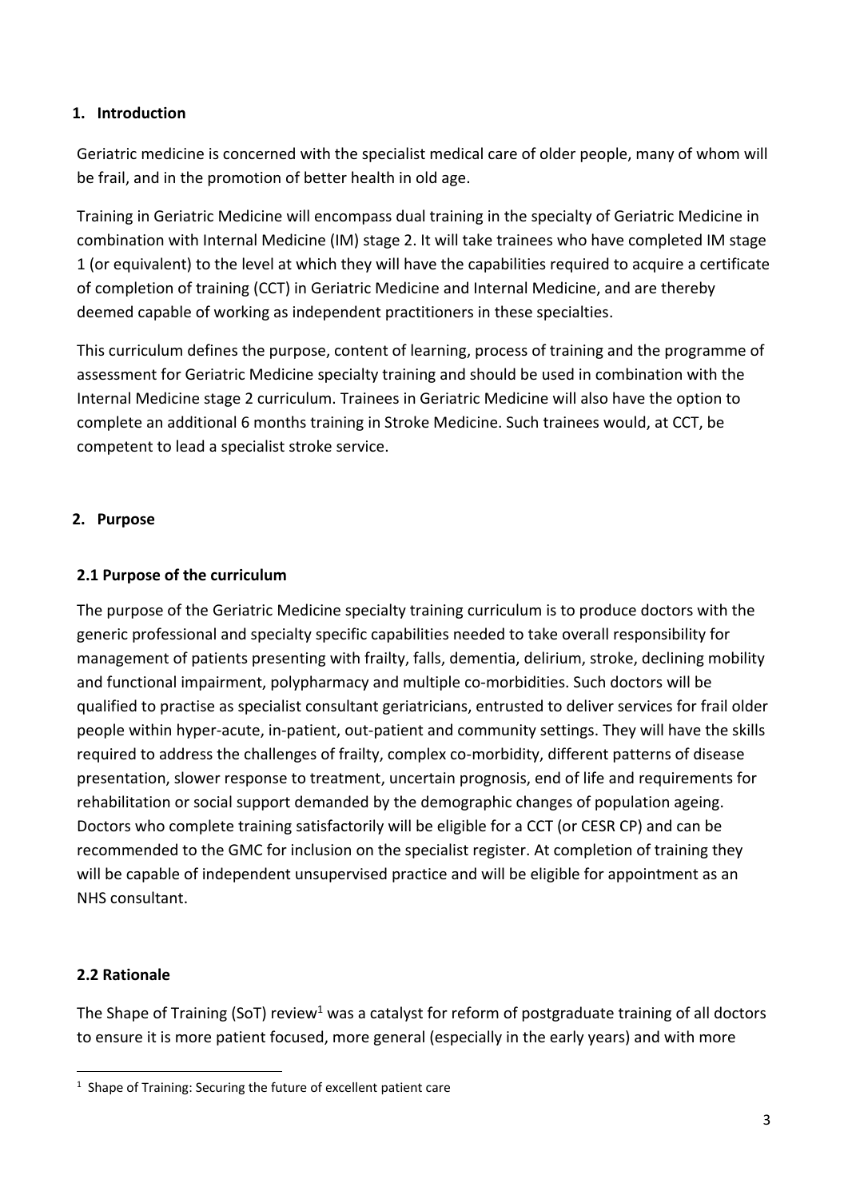## 1. Introduction

Geriatric medicine is concerned with the specialist medical care of older people, many of whom will be frail, and in the promotion of better health in old age.

Training in Geriatric Medicine will encompass dual training in the specialty of Geriatric Medicine in combination with Internal Medicine (IM) stage 2. It will take trainees who have completed IM stage 1 (or equivalent) to the level at which they will have the capabilities required to acquire a certificate of completion of training (CCT) in Geriatric Medicine and Internal Medicine, and are thereby deemed capable of working as independent practitioners in these specialties.

This curriculum defines the purpose, content of learning, process of training and the programme of assessment for Geriatric Medicine specialty training and should be used in combination with the Internal Medicine stage 2 curriculum. Trainees in Geriatric Medicine will also have the option to complete an additional 6 months training in Stroke Medicine. Such trainees would, at CCT, be competent to lead a specialist stroke service.

## 2. Purpose

### 2.1 Purpose of the curriculum

The purpose of the Geriatric Medicine specialty training curriculum is to produce doctors with the generic professional and specialty specific capabilities needed to take overall responsibility for management of patients presenting with frailty, falls, dementia, delirium, stroke, declining mobility and functional impairment, polypharmacy and multiple co-morbidities. Such doctors will be qualified to practise as specialist consultant geriatricians, entrusted to deliver services for frail older people within hyper-acute, in-patient, out-patient and community settings. They will have the skills required to address the challenges of frailty, complex co-morbidity, different patterns of disease presentation, slower response to treatment, uncertain prognosis, end of life and requirements for rehabilitation or social support demanded by the demographic changes of population ageing. Doctors who complete training satisfactorily will be eligible for a CCT (or CESR CP) and can be recommended to the GMC for inclusion on the specialist register. At completion of training they will be capable of independent unsupervised practice and will be eligible for appointment as an NHS consultant.

### 2.2 Rationale

The Shape of Training (SoT) review[1] was a catalyst for reform of postgraduate training of all doctors to ensure it is more patient focused, more general (especially in the early years) and with more

[1] Shape of Training: Securing the future of excellent patient care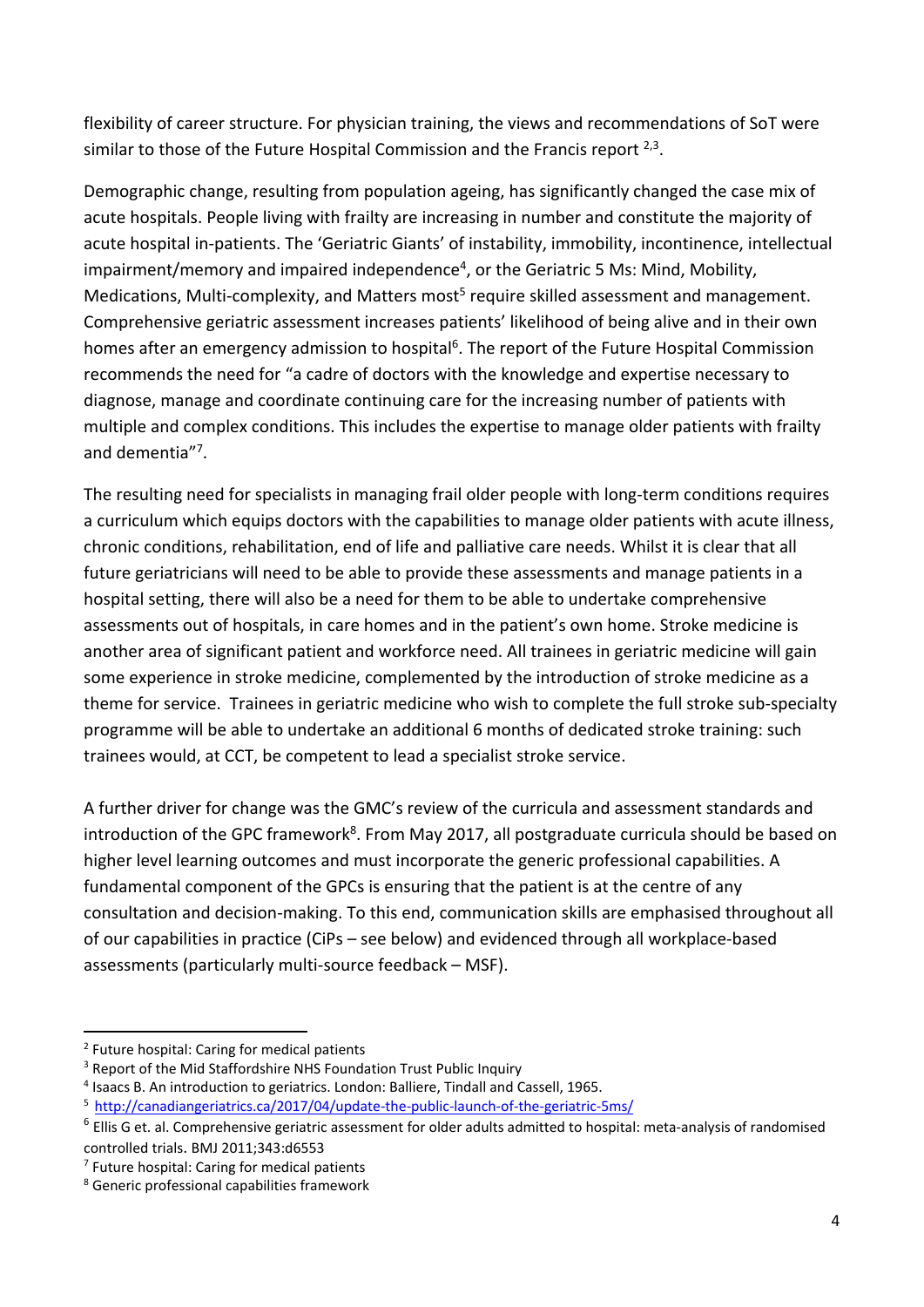flexibility of career structure. For physician training, the views and recommendations of SoT were similar to those of the Future Hospital Commission and the Francis report [2,3].

Demographic change, resulting from population ageing, has significantly changed the case mix of acute hospitals. People living with frailty are increasing in number and constitute the majority of acute hospital in-patients. The 'Geriatric Giants' of instability, immobility, incontinence, intellectual impairment/memory and impaired independence[4], or the Geriatric 5 Ms: Mind, Mobility, Medications, Multi-complexity, and Matters most[5] require skilled assessment and management. Comprehensive geriatric assessment increases patients' likelihood of being alive and in their own homes after an emergency admission to hospital[6]. The report of the Future Hospital Commission recommends the need for "a cadre of doctors with the knowledge and expertise necessary to diagnose, manage and coordinate continuing care for the increasing number of patients with multiple and complex conditions. This includes the expertise to manage older patients with frailty and dementia"[7].

The resulting need for specialists in managing frail older people with long-term conditions requires a curriculum which equips doctors with the capabilities to manage older patients with acute illness, chronic conditions, rehabilitation, end of life and palliative care needs. Whilst it is clear that all future geriatricians will need to be able to provide these assessments and manage patients in a hospital setting, there will also be a need for them to be able to undertake comprehensive assessments out of hospitals, in care homes and in the patient's own home. Stroke medicine is another area of significant patient and workforce need. All trainees in geriatric medicine will gain some experience in stroke medicine, complemented by the introduction of stroke medicine as a theme for service. Trainees in geriatric medicine who wish to complete the full stroke sub-specialty programme will be able to undertake an additional 6 months of dedicated stroke training: such trainees would, at CCT, be competent to lead a specialist stroke service.

A further driver for change was the GMC's review of the curricula and assessment standards and introduction of the GPC framework[8]. From May 2017, all postgraduate curricula should be based on higher level learning outcomes and must incorporate the generic professional capabilities. A fundamental component of the GPCs is ensuring that the patient is at the centre of any consultation and decision-making. To this end, communication skills are emphasised throughout all of our capabilities in practice (CiPs – see below) and evidenced through all workplace-based assessments (particularly multi-source feedback – MSF).

---

[2] Future hospital: Caring for medical patients

[3] Report of the Mid Staffordshire NHS Foundation Trust Public Inquiry

[4] Isaacs B. An introduction to geriatrics. London: Balliere, Tindall and Cassell, 1965.

[5] http://canadiangeriatrics.ca/2017/04/update-the-public-launch-of-the-geriatric-5ms/

[6] Ellis G et. al. Comprehensive geriatric assessment for older adults admitted to hospital: meta-analysis of randomised controlled trials. BMJ 2011;343:d6553

[7] Future hospital: Caring for medical patients

[8] Generic professional capabilities framework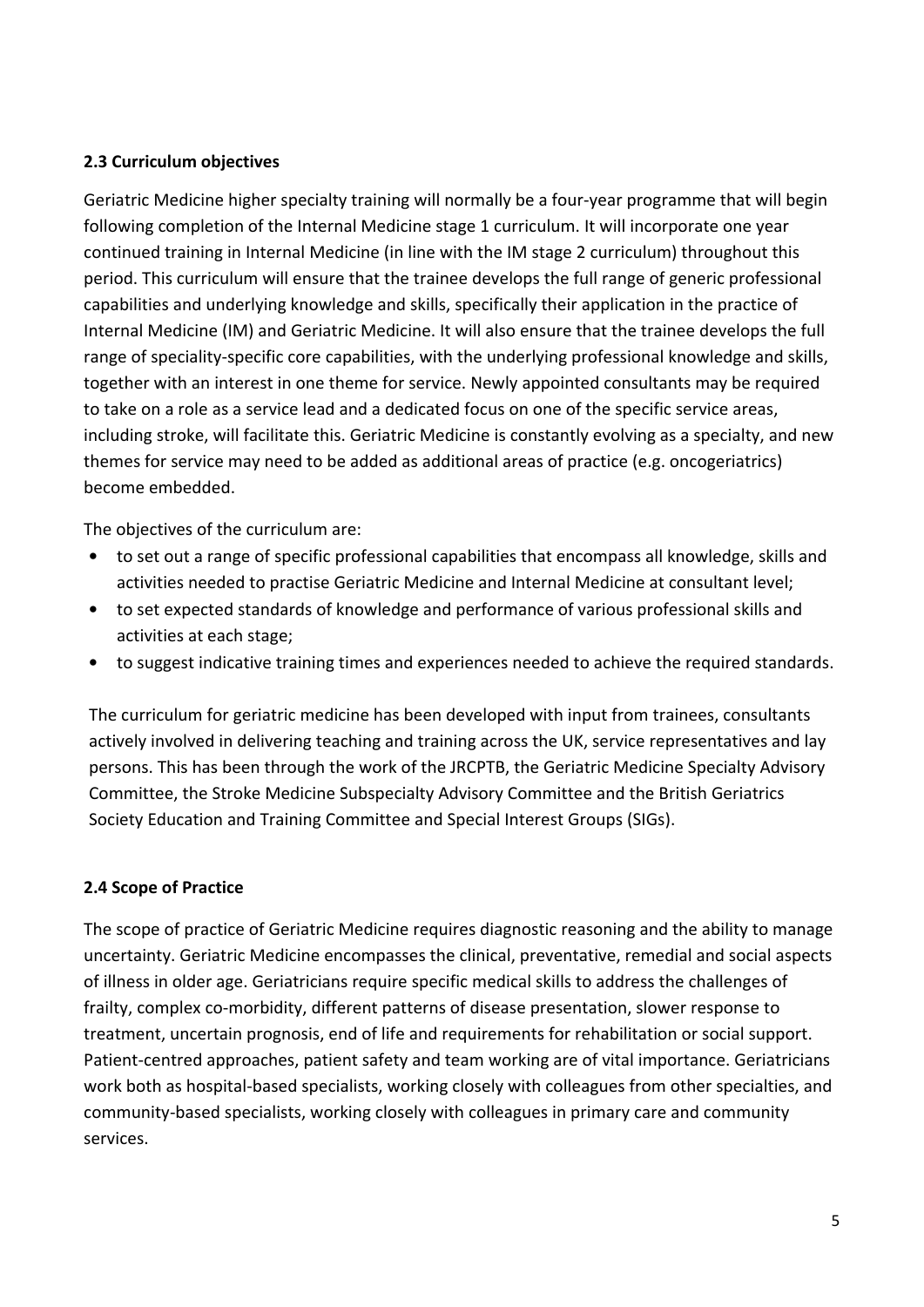### 2.3 Curriculum objectives

Geriatric Medicine higher specialty training will normally be a four-year programme that will begin following completion of the Internal Medicine stage 1 curriculum. It will incorporate one year continued training in Internal Medicine (in line with the IM stage 2 curriculum) throughout this period. This curriculum will ensure that the trainee develops the full range of generic professional capabilities and underlying knowledge and skills, specifically their application in the practice of Internal Medicine (IM) and Geriatric Medicine. It will also ensure that the trainee develops the full range of speciality-specific core capabilities, with the underlying professional knowledge and skills, together with an interest in one theme for service. Newly appointed consultants may be required to take on a role as a service lead and a dedicated focus on one of the specific service areas, including stroke, will facilitate this. Geriatric Medicine is constantly evolving as a specialty, and new themes for service may need to be added as additional areas of practice (e.g. oncogeriatrics) become embedded.

The objectives of the curriculum are:

- to set out a range of specific professional capabilities that encompass all knowledge, skills and activities needed to practise Geriatric Medicine and Internal Medicine at consultant level;
- to set expected standards of knowledge and performance of various professional skills and activities at each stage;
- to suggest indicative training times and experiences needed to achieve the required standards.

The curriculum for geriatric medicine has been developed with input from trainees, consultants actively involved in delivering teaching and training across the UK, service representatives and lay persons. This has been through the work of the JRCPTB, the Geriatric Medicine Specialty Advisory Committee, the Stroke Medicine Subspecialty Advisory Committee and the British Geriatrics Society Education and Training Committee and Special Interest Groups (SIGs).

### 2.4 Scope of Practice

The scope of practice of Geriatric Medicine requires diagnostic reasoning and the ability to manage uncertainty. Geriatric Medicine encompasses the clinical, preventative, remedial and social aspects of illness in older age. Geriatricians require specific medical skills to address the challenges of frailty, complex co-morbidity, different patterns of disease presentation, slower response to treatment, uncertain prognosis, end of life and requirements for rehabilitation or social support. Patient-centred approaches, patient safety and team working are of vital importance. Geriatricians work both as hospital-based specialists, working closely with colleagues from other specialties, and community-based specialists, working closely with colleagues in primary care and community services.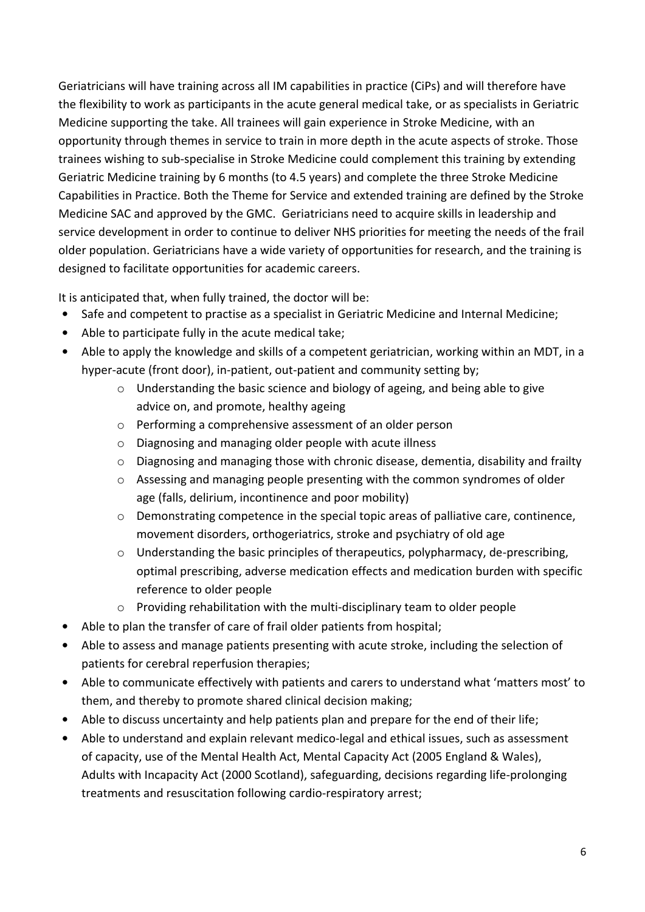Geriatricians will have training across all IM capabilities in practice (CiPs) and will therefore have the flexibility to work as participants in the acute general medical take, or as specialists in Geriatric Medicine supporting the take. All trainees will gain experience in Stroke Medicine, with an opportunity through themes in service to train in more depth in the acute aspects of stroke. Those trainees wishing to sub-specialise in Stroke Medicine could complement this training by extending Geriatric Medicine training by 6 months (to 4.5 years) and complete the three Stroke Medicine Capabilities in Practice. Both the Theme for Service and extended training are defined by the Stroke Medicine SAC and approved by the GMC. Geriatricians need to acquire skills in leadership and service development in order to continue to deliver NHS priorities for meeting the needs of the frail older population. Geriatricians have a wide variety of opportunities for research, and the training is designed to facilitate opportunities for academic careers.

It is anticipated that, when fully trained, the doctor will be:

- Safe and competent to practise as a specialist in Geriatric Medicine and Internal Medicine;
- Able to participate fully in the acute medical take;
- Able to apply the knowledge and skills of a competent geriatrician, working within an MDT, in a hyper-acute (front door), in-patient, out-patient and community setting by;
    - Understanding the basic science and biology of ageing, and being able to give advice on, and promote, healthy ageing
    - Performing a comprehensive assessment of an older person
    - Diagnosing and managing older people with acute illness
    - Diagnosing and managing those with chronic disease, dementia, disability and frailty
    - Assessing and managing people presenting with the common syndromes of older age (falls, delirium, incontinence and poor mobility)
    - Demonstrating competence in the special topic areas of palliative care, continence, movement disorders, orthogeriatrics, stroke and psychiatry of old age
    - Understanding the basic principles of therapeutics, polypharmacy, de-prescribing, optimal prescribing, adverse medication effects and medication burden with specific reference to older people
    - Providing rehabilitation with the multi-disciplinary team to older people
- Able to plan the transfer of care of frail older patients from hospital;
- Able to assess and manage patients presenting with acute stroke, including the selection of patients for cerebral reperfusion therapies;
- Able to communicate effectively with patients and carers to understand what 'matters most' to them, and thereby to promote shared clinical decision making;
- Able to discuss uncertainty and help patients plan and prepare for the end of their life;
- Able to understand and explain relevant medico-legal and ethical issues, such as assessment of capacity, use of the Mental Health Act, Mental Capacity Act (2005 England & Wales), Adults with Incapacity Act (2000 Scotland), safeguarding, decisions regarding life-prolonging treatments and resuscitation following cardio-respiratory arrest;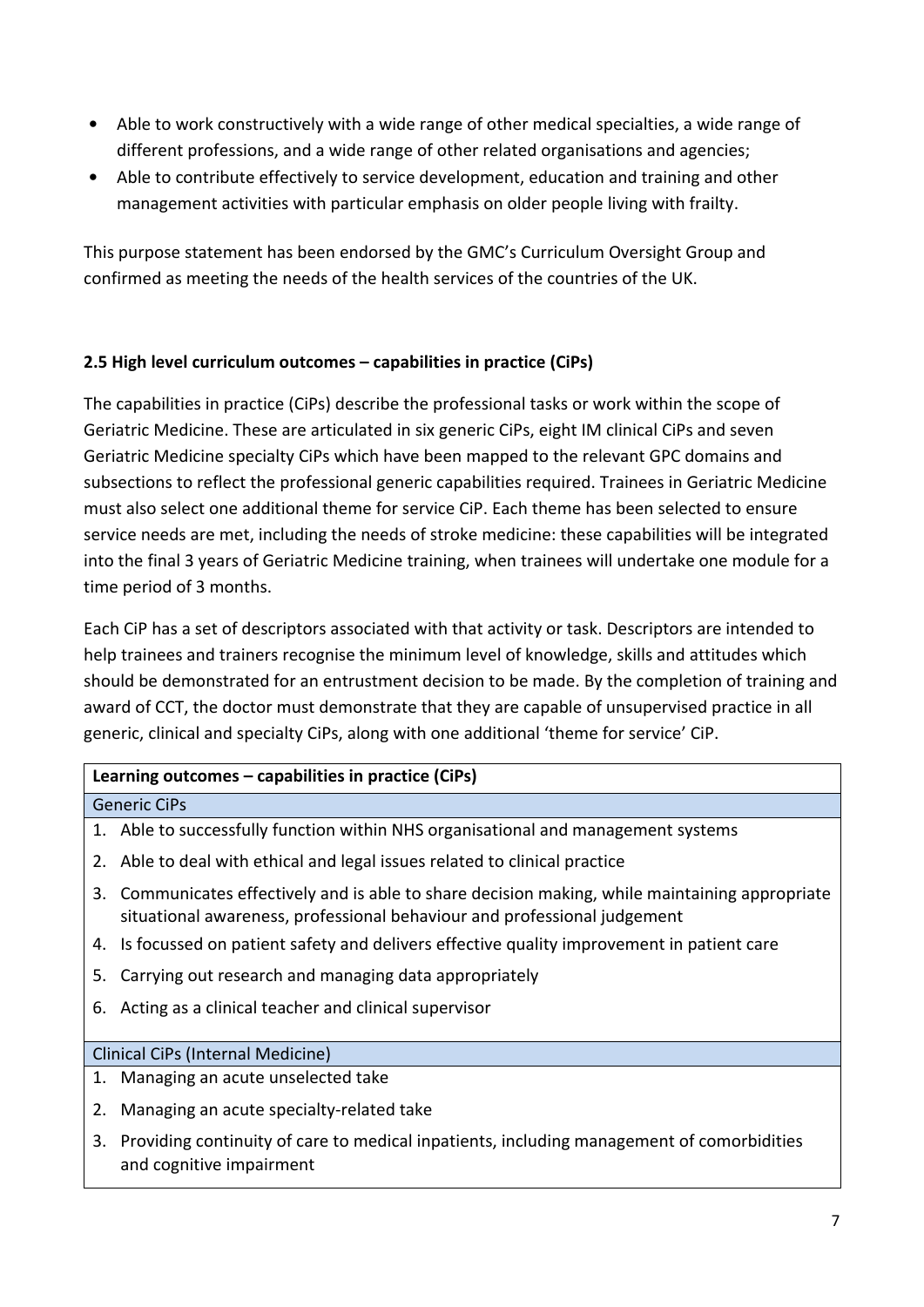- Able to work constructively with a wide range of other medical specialties, a wide range of different professions, and a wide range of other related organisations and agencies;
- Able to contribute effectively to service development, education and training and other management activities with particular emphasis on older people living with frailty.

This purpose statement has been endorsed by the GMC's Curriculum Oversight Group and confirmed as meeting the needs of the health services of the countries of the UK.

### 2.5 High level curriculum outcomes – capabilities in practice (CiPs)

The capabilities in practice (CiPs) describe the professional tasks or work within the scope of Geriatric Medicine. These are articulated in six generic CiPs, eight IM clinical CiPs and seven Geriatric Medicine specialty CiPs which have been mapped to the relevant GPC domains and subsections to reflect the professional generic capabilities required. Trainees in Geriatric Medicine must also select one additional theme for service CiP. Each theme has been selected to ensure service needs are met, including the needs of stroke medicine: these capabilities will be integrated into the final 3 years of Geriatric Medicine training, when trainees will undertake one module for a time period of 3 months.

Each CiP has a set of descriptors associated with that activity or task. Descriptors are intended to help trainees and trainers recognise the minimum level of knowledge, skills and attitudes which should be demonstrated for an entrustment decision to be made. By the completion of training and award of CCT, the doctor must demonstrate that they are capable of unsupervised practice in all generic, clinical and specialty CiPs, along with one additional 'theme for service' CiP.

| **Learning outcomes – capabilities in practice (CiPs)** |
|---|
| Generic CiPs |
| 1. Able to successfully function within NHS organisational and management systems |
| 2. Able to deal with ethical and legal issues related to clinical practice |
| 3. Communicates effectively and is able to share decision making, while maintaining appropriate situational awareness, professional behaviour and professional judgement |
| 4. Is focussed on patient safety and delivers effective quality improvement in patient care |
| 5. Carrying out research and managing data appropriately |
| 6. Acting as a clinical teacher and clinical supervisor |
| Clinical CiPs (Internal Medicine) |
| 1. Managing an acute unselected take |
| 2. Managing an acute specialty-related take |
| 3. Providing continuity of care to medical inpatients, including management of comorbidities and cognitive impairment |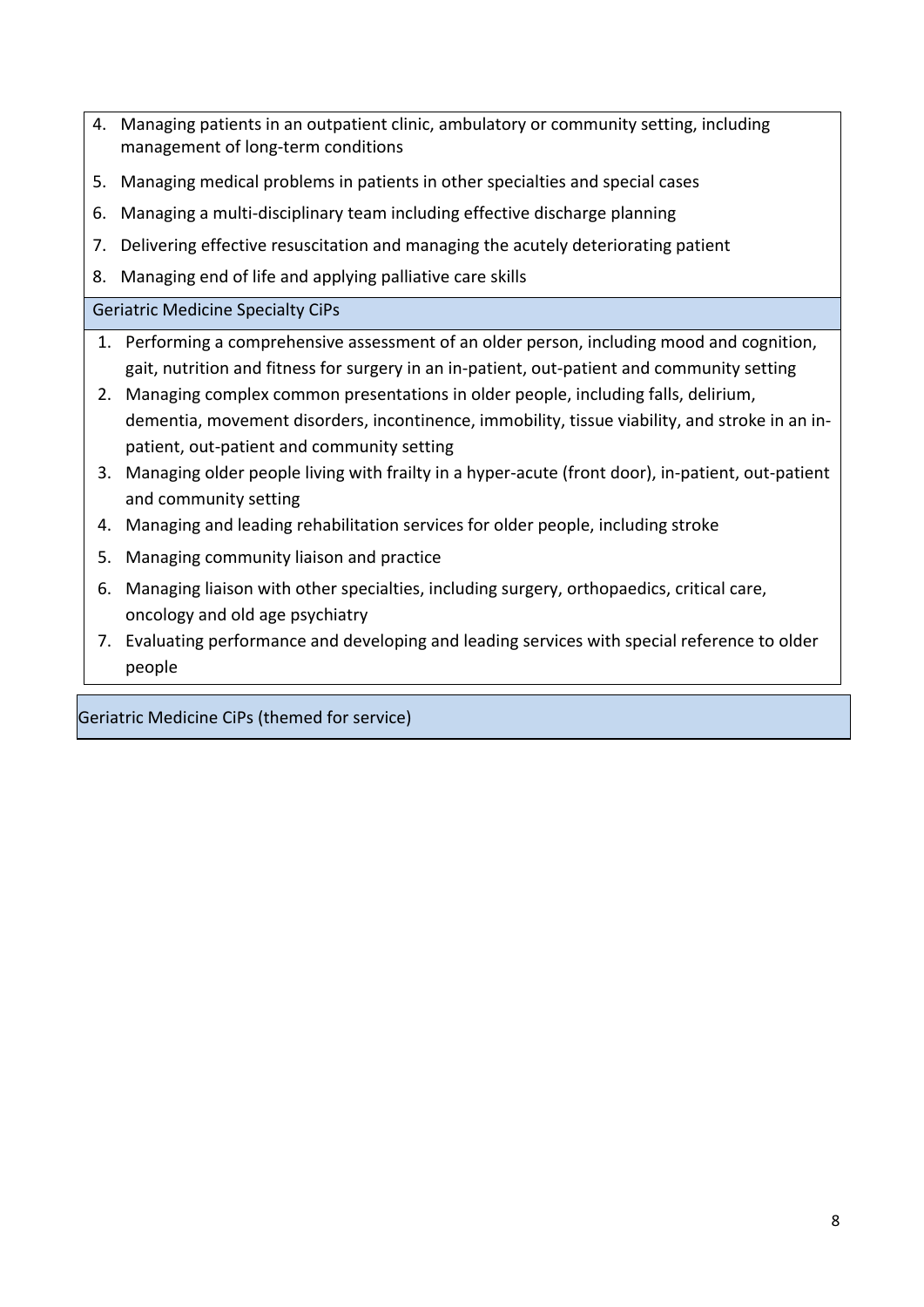4. Managing patients in an outpatient clinic, ambulatory or community setting, including management of long-term conditions
5. Managing medical problems in patients in other specialties and special cases
6. Managing a multi-disciplinary team including effective discharge planning
7. Delivering effective resuscitation and managing the acutely deteriorating patient
8. Managing end of life and applying palliative care skills

Geriatric Medicine Specialty CiPs

1. Performing a comprehensive assessment of an older person, including mood and cognition, gait, nutrition and fitness for surgery in an in-patient, out-patient and community setting
2. Managing complex common presentations in older people, including falls, delirium, dementia, movement disorders, incontinence, immobility, tissue viability, and stroke in an in-patient, out-patient and community setting
3. Managing older people living with frailty in a hyper-acute (front door), in-patient, out-patient and community setting
4. Managing and leading rehabilitation services for older people, including stroke
5. Managing community liaison and practice
6. Managing liaison with other specialties, including surgery, orthopaedics, critical care, oncology and old age psychiatry
7. Evaluating performance and developing and leading services with special reference to older people

Geriatric Medicine CiPs (themed for service)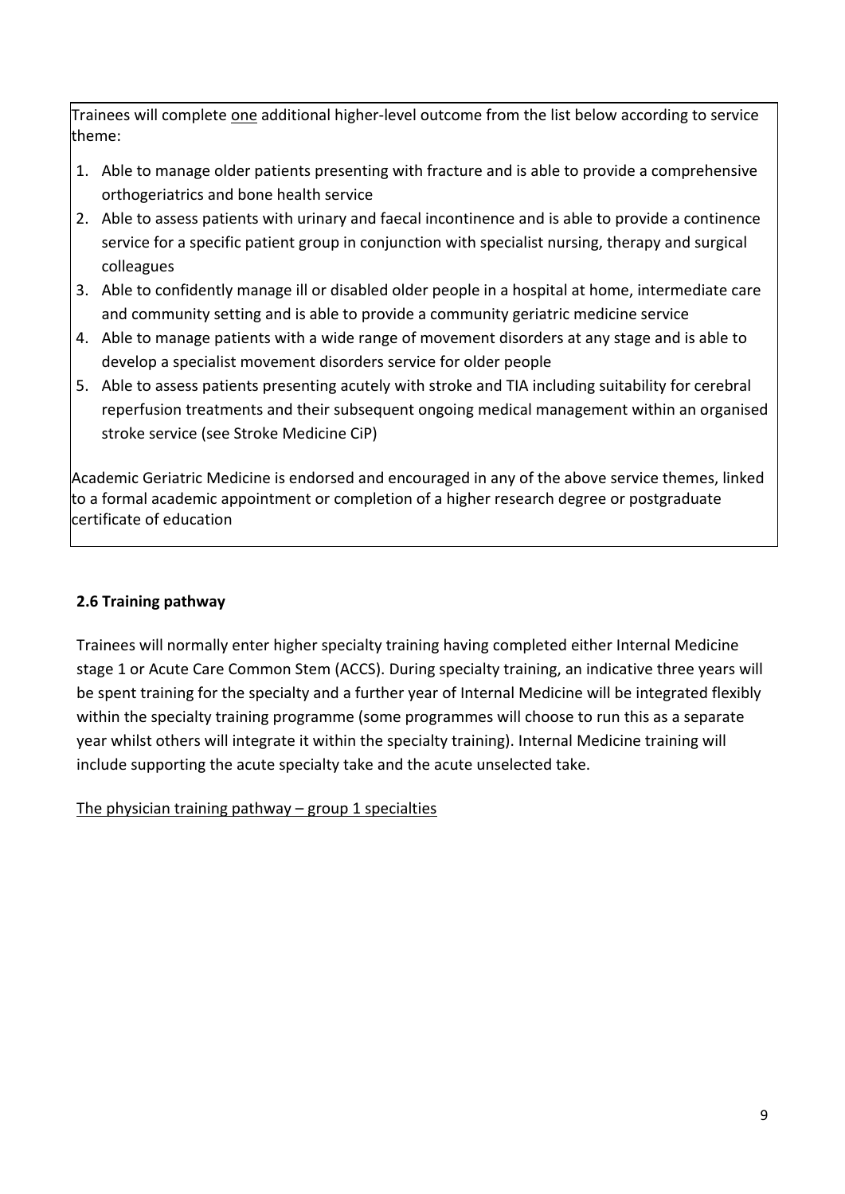Trainees will complete one additional higher-level outcome from the list below according to service theme:

1. Able to manage older patients presenting with fracture and is able to provide a comprehensive orthogeriatrics and bone health service
2. Able to assess patients with urinary and faecal incontinence and is able to provide a continence service for a specific patient group in conjunction with specialist nursing, therapy and surgical colleagues
3. Able to confidently manage ill or disabled older people in a hospital at home, intermediate care and community setting and is able to provide a community geriatric medicine service
4. Able to manage patients with a wide range of movement disorders at any stage and is able to develop a specialist movement disorders service for older people
5. Able to assess patients presenting acutely with stroke and TIA including suitability for cerebral reperfusion treatments and their subsequent ongoing medical management within an organised stroke service (see Stroke Medicine CiP)

Academic Geriatric Medicine is endorsed and encouraged in any of the above service themes, linked to a formal academic appointment or completion of a higher research degree or postgraduate certificate of education

### 2.6 Training pathway

Trainees will normally enter higher specialty training having completed either Internal Medicine stage 1 or Acute Care Common Stem (ACCS). During specialty training, an indicative three years will be spent training for the specialty and a further year of Internal Medicine will be integrated flexibly within the specialty training programme (some programmes will choose to run this as a separate year whilst others will integrate it within the specialty training). Internal Medicine training will include supporting the acute specialty take and the acute unselected take.

The physician training pathway – group 1 specialties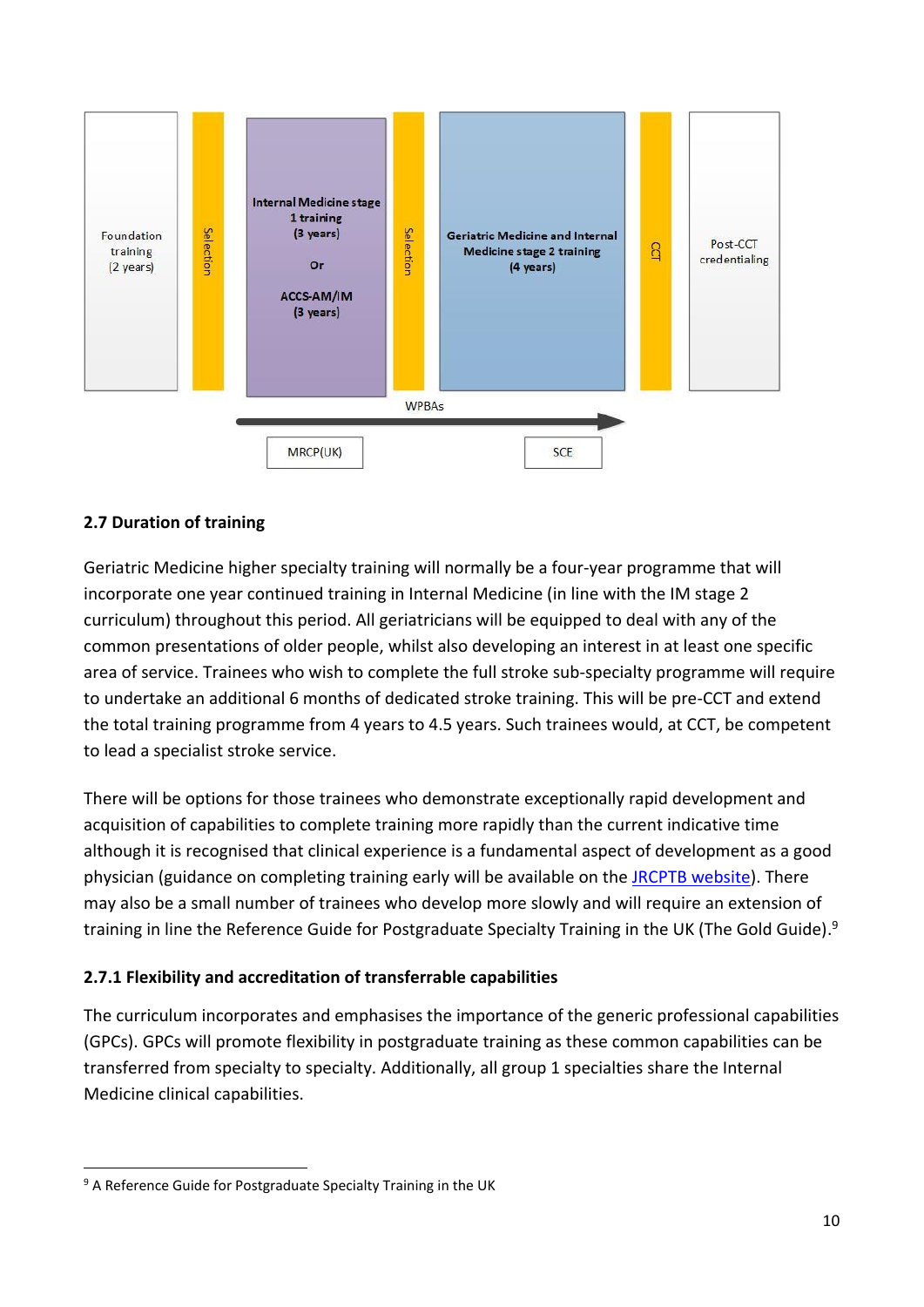Foundation training (2 years) → Selection → Internal Medicine stage 1 training (3 years) Or ACCS-AM/IM (3 years) → Selection → Geriatric Medicine and Internal Medicine stage 2 training (4 years) → CCT → Post-CCT credentialing

WPBAs

MRCP(UK)

SCE

### 2.7 Duration of training

Geriatric Medicine higher specialty training will normally be a four-year programme that will incorporate one year continued training in Internal Medicine (in line with the IM stage 2 curriculum) throughout this period. All geriatricians will be equipped to deal with any of the common presentations of older people, whilst also developing an interest in at least one specific area of service. Trainees who wish to complete the full stroke sub-specialty programme will require to undertake an additional 6 months of dedicated stroke training. This will be pre-CCT and extend the total training programme from 4 years to 4.5 years. Such trainees would, at CCT, be competent to lead a specialist stroke service.

There will be options for those trainees who demonstrate exceptionally rapid development and acquisition of capabilities to complete training more rapidly than the current indicative time although it is recognised that clinical experience is a fundamental aspect of development as a good physician (guidance on completing training early will be available on the JRCPTB website). There may also be a small number of trainees who develop more slowly and will require an extension of training in line the Reference Guide for Postgraduate Specialty Training in the UK (The Gold Guide).[9]

#### 2.7.1 Flexibility and accreditation of transferrable capabilities

The curriculum incorporates and emphasises the importance of the generic professional capabilities (GPCs). GPCs will promote flexibility in postgraduate training as these common capabilities can be transferred from specialty to specialty. Additionally, all group 1 specialties share the Internal Medicine clinical capabilities.

---

[9] A Reference Guide for Postgraduate Specialty Training in the UK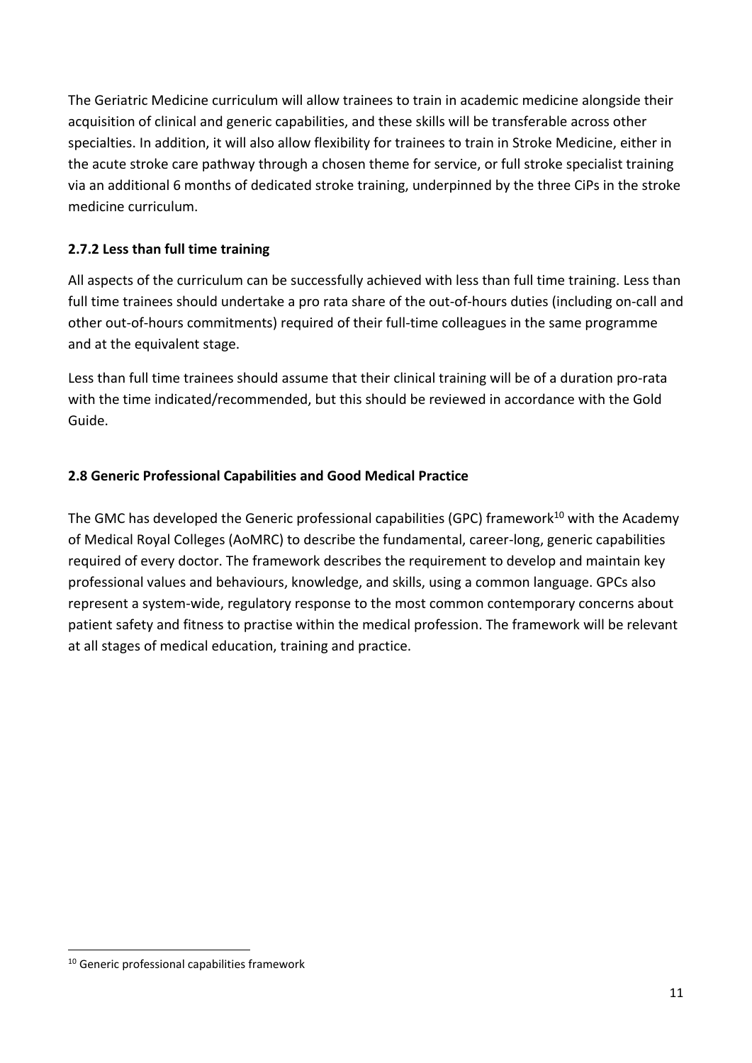The Geriatric Medicine curriculum will allow trainees to train in academic medicine alongside their acquisition of clinical and generic capabilities, and these skills will be transferable across other specialties. In addition, it will also allow flexibility for trainees to train in Stroke Medicine, either in the acute stroke care pathway through a chosen theme for service, or full stroke specialist training via an additional 6 months of dedicated stroke training, underpinned by the three CiPs in the stroke medicine curriculum.

### 2.7.2 Less than full time training

All aspects of the curriculum can be successfully achieved with less than full time training. Less than full time trainees should undertake a pro rata share of the out-of-hours duties (including on-call and other out-of-hours commitments) required of their full-time colleagues in the same programme and at the equivalent stage.

Less than full time trainees should assume that their clinical training will be of a duration pro-rata with the time indicated/recommended, but this should be reviewed in accordance with the Gold Guide.

## 2.8 Generic Professional Capabilities and Good Medical Practice

The GMC has developed the Generic professional capabilities (GPC) framework[10] with the Academy of Medical Royal Colleges (AoMRC) to describe the fundamental, career-long, generic capabilities required of every doctor. The framework describes the requirement to develop and maintain key professional values and behaviours, knowledge, and skills, using a common language. GPCs also represent a system-wide, regulatory response to the most common contemporary concerns about patient safety and fitness to practise within the medical profession. The framework will be relevant at all stages of medical education, training and practice.

[10] Generic professional capabilities framework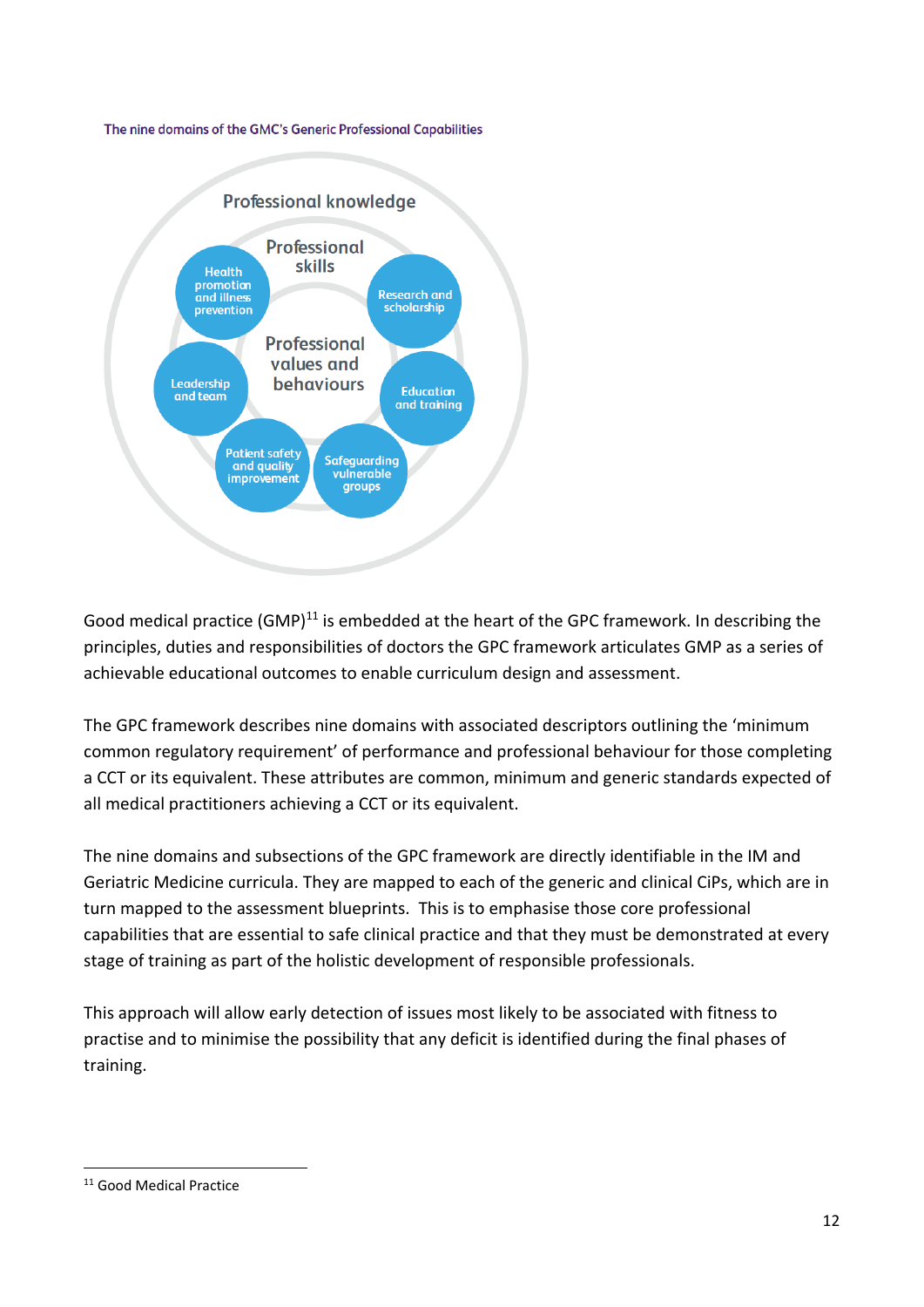The nine domains of the GMC's Generic Professional Capabilities

Professional knowledge

Professional skills

Professional values and behaviours

Health promotion and illness prevention

Research and scholarship

Leadership and team

Education and training

Patient safety and quality improvement

Safeguarding vulnerable groups

Good medical practice (GMP)[11] is embedded at the heart of the GPC framework. In describing the principles, duties and responsibilities of doctors the GPC framework articulates GMP as a series of achievable educational outcomes to enable curriculum design and assessment.

The GPC framework describes nine domains with associated descriptors outlining the 'minimum common regulatory requirement' of performance and professional behaviour for those completing a CCT or its equivalent. These attributes are common, minimum and generic standards expected of all medical practitioners achieving a CCT or its equivalent.

The nine domains and subsections of the GPC framework are directly identifiable in the IM and Geriatric Medicine curricula. They are mapped to each of the generic and clinical CiPs, which are in turn mapped to the assessment blueprints. This is to emphasise those core professional capabilities that are essential to safe clinical practice and that they must be demonstrated at every stage of training as part of the holistic development of responsible professionals.

This approach will allow early detection of issues most likely to be associated with fitness to practise and to minimise the possibility that any deficit is identified during the final phases of training.

[11] Good Medical Practice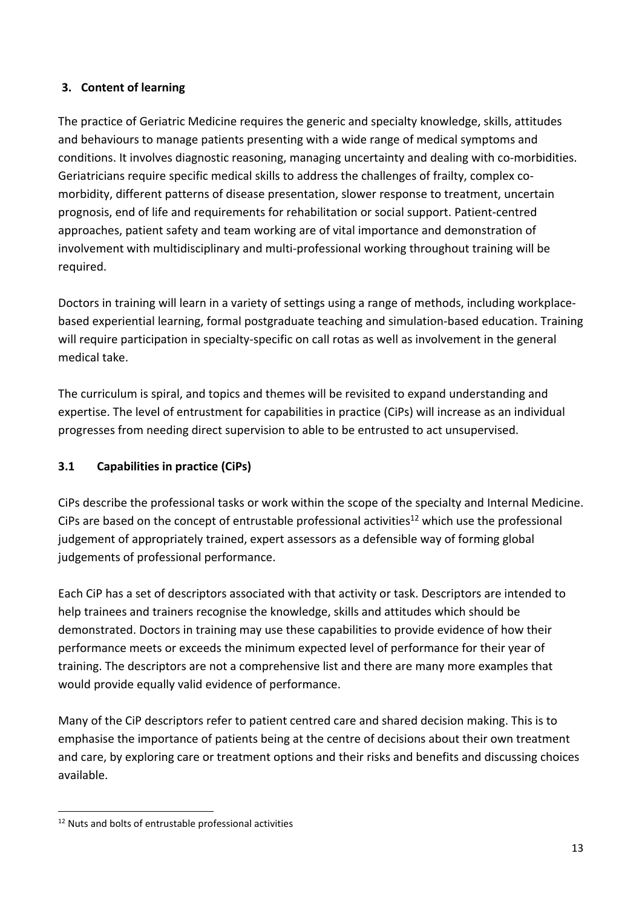## 3. Content of learning

The practice of Geriatric Medicine requires the generic and specialty knowledge, skills, attitudes and behaviours to manage patients presenting with a wide range of medical symptoms and conditions. It involves diagnostic reasoning, managing uncertainty and dealing with co-morbidities. Geriatricians require specific medical skills to address the challenges of frailty, complex co-morbidity, different patterns of disease presentation, slower response to treatment, uncertain prognosis, end of life and requirements for rehabilitation or social support. Patient-centred approaches, patient safety and team working are of vital importance and demonstration of involvement with multidisciplinary and multi-professional working throughout training will be required.

Doctors in training will learn in a variety of settings using a range of methods, including workplace-based experiential learning, formal postgraduate teaching and simulation-based education. Training will require participation in specialty-specific on call rotas as well as involvement in the general medical take.

The curriculum is spiral, and topics and themes will be revisited to expand understanding and expertise. The level of entrustment for capabilities in practice (CiPs) will increase as an individual progresses from needing direct supervision to able to be entrusted to act unsupervised.

### 3.1 Capabilities in practice (CiPs)

CiPs describe the professional tasks or work within the scope of the specialty and Internal Medicine. CiPs are based on the concept of entrustable professional activities[12] which use the professional judgement of appropriately trained, expert assessors as a defensible way of forming global judgements of professional performance.

Each CiP has a set of descriptors associated with that activity or task. Descriptors are intended to help trainees and trainers recognise the knowledge, skills and attitudes which should be demonstrated. Doctors in training may use these capabilities to provide evidence of how their performance meets or exceeds the minimum expected level of performance for their year of training. The descriptors are not a comprehensive list and there are many more examples that would provide equally valid evidence of performance.

Many of the CiP descriptors refer to patient centred care and shared decision making. This is to emphasise the importance of patients being at the centre of decisions about their own treatment and care, by exploring care or treatment options and their risks and benefits and discussing choices available.

[12] Nuts and bolts of entrustable professional activities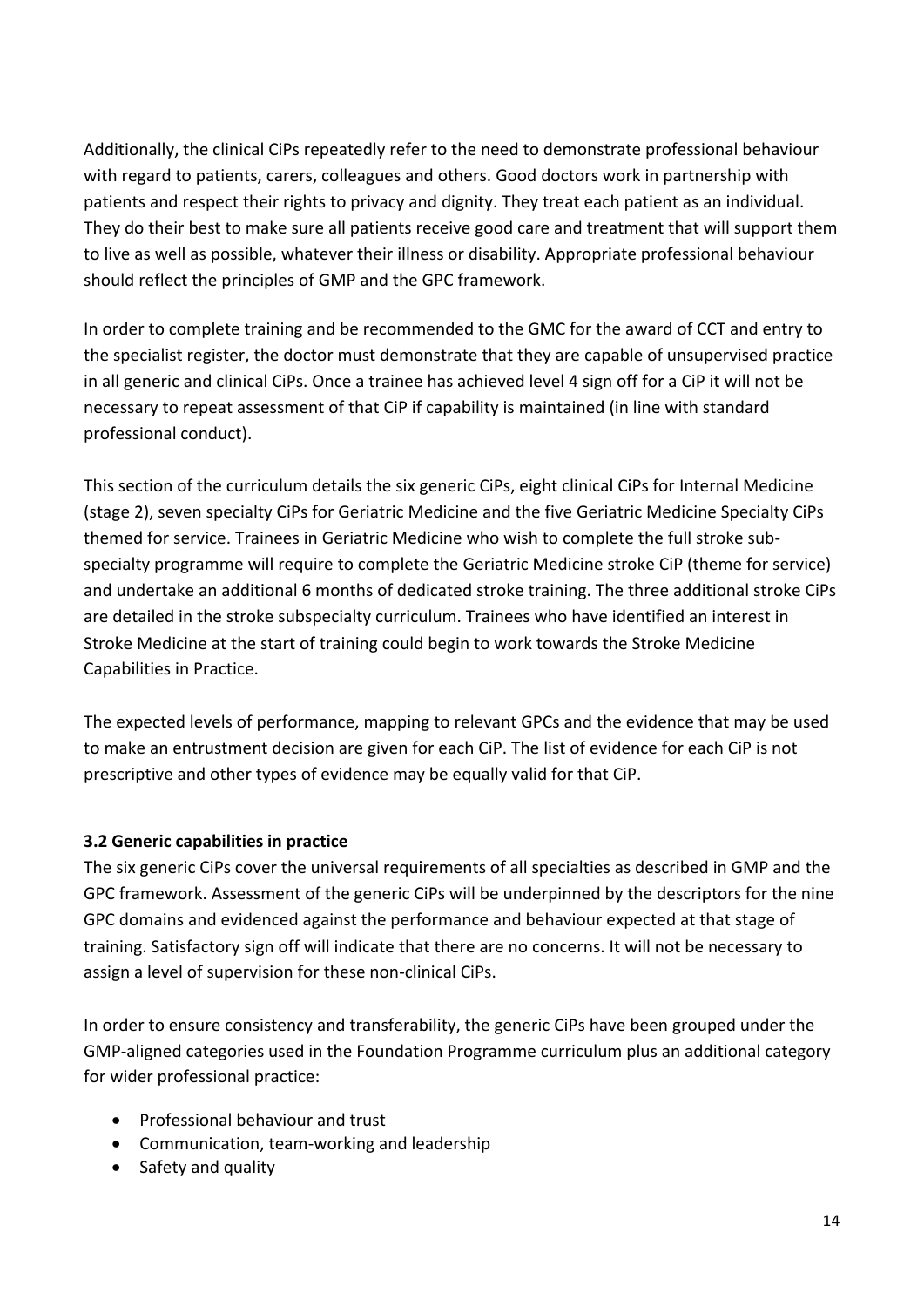Additionally, the clinical CiPs repeatedly refer to the need to demonstrate professional behaviour with regard to patients, carers, colleagues and others. Good doctors work in partnership with patients and respect their rights to privacy and dignity. They treat each patient as an individual. They do their best to make sure all patients receive good care and treatment that will support them to live as well as possible, whatever their illness or disability. Appropriate professional behaviour should reflect the principles of GMP and the GPC framework.

In order to complete training and be recommended to the GMC for the award of CCT and entry to the specialist register, the doctor must demonstrate that they are capable of unsupervised practice in all generic and clinical CiPs. Once a trainee has achieved level 4 sign off for a CiP it will not be necessary to repeat assessment of that CiP if capability is maintained (in line with standard professional conduct).

This section of the curriculum details the six generic CiPs, eight clinical CiPs for Internal Medicine (stage 2), seven specialty CiPs for Geriatric Medicine and the five Geriatric Medicine Specialty CiPs themed for service. Trainees in Geriatric Medicine who wish to complete the full stroke sub-specialty programme will require to complete the Geriatric Medicine stroke CiP (theme for service) and undertake an additional 6 months of dedicated stroke training. The three additional stroke CiPs are detailed in the stroke subspecialty curriculum. Trainees who have identified an interest in Stroke Medicine at the start of training could begin to work towards the Stroke Medicine Capabilities in Practice.

The expected levels of performance, mapping to relevant GPCs and the evidence that may be used to make an entrustment decision are given for each CiP. The list of evidence for each CiP is not prescriptive and other types of evidence may be equally valid for that CiP.

### 3.2 Generic capabilities in practice

The six generic CiPs cover the universal requirements of all specialties as described in GMP and the GPC framework. Assessment of the generic CiPs will be underpinned by the descriptors for the nine GPC domains and evidenced against the performance and behaviour expected at that stage of training. Satisfactory sign off will indicate that there are no concerns. It will not be necessary to assign a level of supervision for these non-clinical CiPs.

In order to ensure consistency and transferability, the generic CiPs have been grouped under the GMP-aligned categories used in the Foundation Programme curriculum plus an additional category for wider professional practice:

- Professional behaviour and trust
- Communication, team-working and leadership
- Safety and quality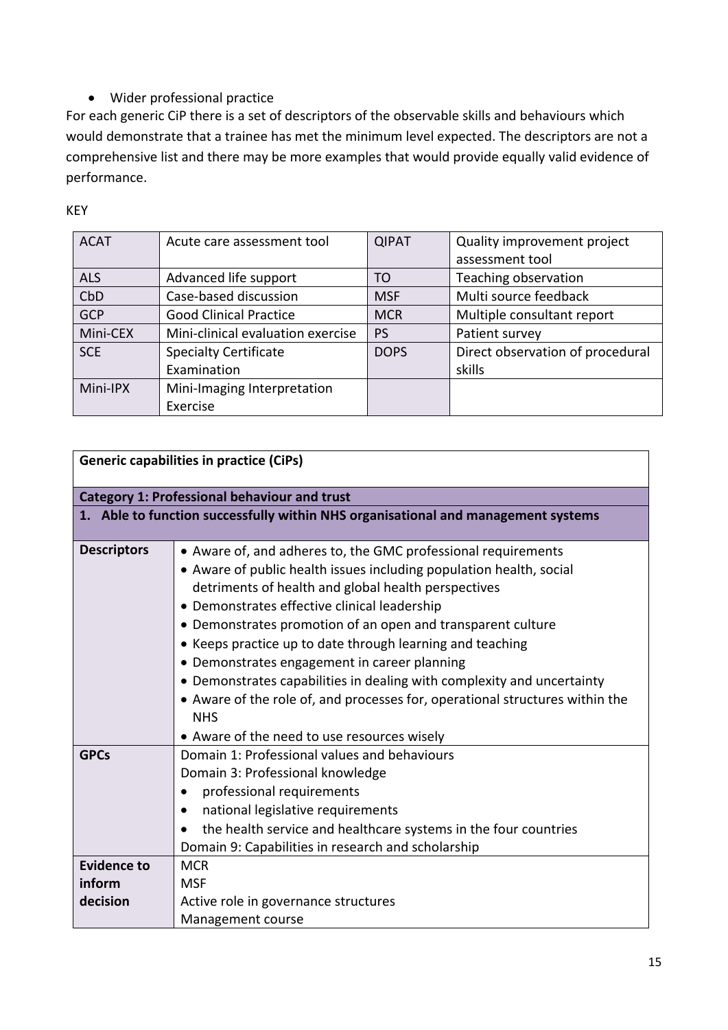- Wider professional practice

For each generic CiP there is a set of descriptors of the observable skills and behaviours which would demonstrate that a trainee has met the minimum level expected. The descriptors are not a comprehensive list and there may be more examples that would provide equally valid evidence of performance.

KEY

| | | | |
|---|---|---|---|
| ACAT | Acute care assessment tool | QIPAT | Quality improvement project assessment tool |
| ALS | Advanced life support | TO | Teaching observation |
| CbD | Case-based discussion | MSF | Multi source feedback |
| GCP | Good Clinical Practice | MCR | Multiple consultant report |
| Mini-CEX | Mini-clinical evaluation exercise | PS | Patient survey |
| SCE | Specialty Certificate Examination | DOPS | Direct observation of procedural skills |
| Mini-IPX | Mini-Imaging Interpretation Exercise | | |

| **Generic capabilities in practice (CiPs)** | |
|---|---|
| **Category 1: Professional behaviour and trust** | |
| **1. Able to function successfully within NHS organisational and management systems** | |
| **Descriptors** | • Aware of, and adheres to, the GMC professional requirements<br>• Aware of public health issues including population health, social detriments of health and global health perspectives<br>• Demonstrates effective clinical leadership<br>• Demonstrates promotion of an open and transparent culture<br>• Keeps practice up to date through learning and teaching<br>• Demonstrates engagement in career planning<br>• Demonstrates capabilities in dealing with complexity and uncertainty<br>• Aware of the role of, and processes for, operational structures within the NHS<br>• Aware of the need to use resources wisely |
| **GPCs** | Domain 1: Professional values and behaviours<br>Domain 3: Professional knowledge<br>• professional requirements<br>• national legislative requirements<br>• the health service and healthcare systems in the four countries<br>Domain 9: Capabilities in research and scholarship |
| **Evidence to inform decision** | MCR<br>MSF<br>Active role in governance structures<br>Management course |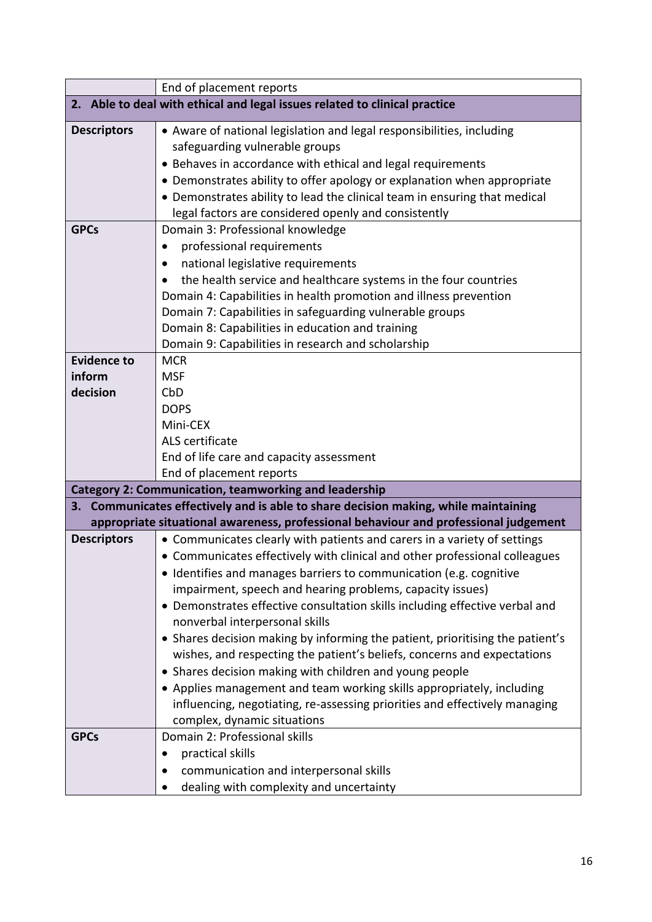| | End of placement reports |
|---|---|
| **2. Able to deal with ethical and legal issues related to clinical practice** | |
| **Descriptors** | • Aware of national legislation and legal responsibilities, including safeguarding vulnerable groups<br>• Behaves in accordance with ethical and legal requirements<br>• Demonstrates ability to offer apology or explanation when appropriate<br>• Demonstrates ability to lead the clinical team in ensuring that medical legal factors are considered openly and consistently |
| **GPCs** | Domain 3: Professional knowledge<br>• professional requirements<br>• national legislative requirements<br>• the health service and healthcare systems in the four countries<br>Domain 4: Capabilities in health promotion and illness prevention<br>Domain 7: Capabilities in safeguarding vulnerable groups<br>Domain 8: Capabilities in education and training<br>Domain 9: Capabilities in research and scholarship |
| **Evidence to inform decision** | MCR<br>MSF<br>CbD<br>DOPS<br>Mini-CEX<br>ALS certificate<br>End of life care and capacity assessment<br>End of placement reports |
| **Category 2: Communication, teamworking and leadership** | |
| **3. Communicates effectively and is able to share decision making, while maintaining appropriate situational awareness, professional behaviour and professional judgement** | |
| **Descriptors** | • Communicates clearly with patients and carers in a variety of settings<br>• Communicates effectively with clinical and other professional colleagues<br>• Identifies and manages barriers to communication (e.g. cognitive impairment, speech and hearing problems, capacity issues)<br>• Demonstrates effective consultation skills including effective verbal and nonverbal interpersonal skills<br>• Shares decision making by informing the patient, prioritising the patient's wishes, and respecting the patient's beliefs, concerns and expectations<br>• Shares decision making with children and young people<br>• Applies management and team working skills appropriately, including influencing, negotiating, re-assessing priorities and effectively managing complex, dynamic situations |
| **GPCs** | Domain 2: Professional skills<br>• practical skills<br>• communication and interpersonal skills<br>• dealing with complexity and uncertainty |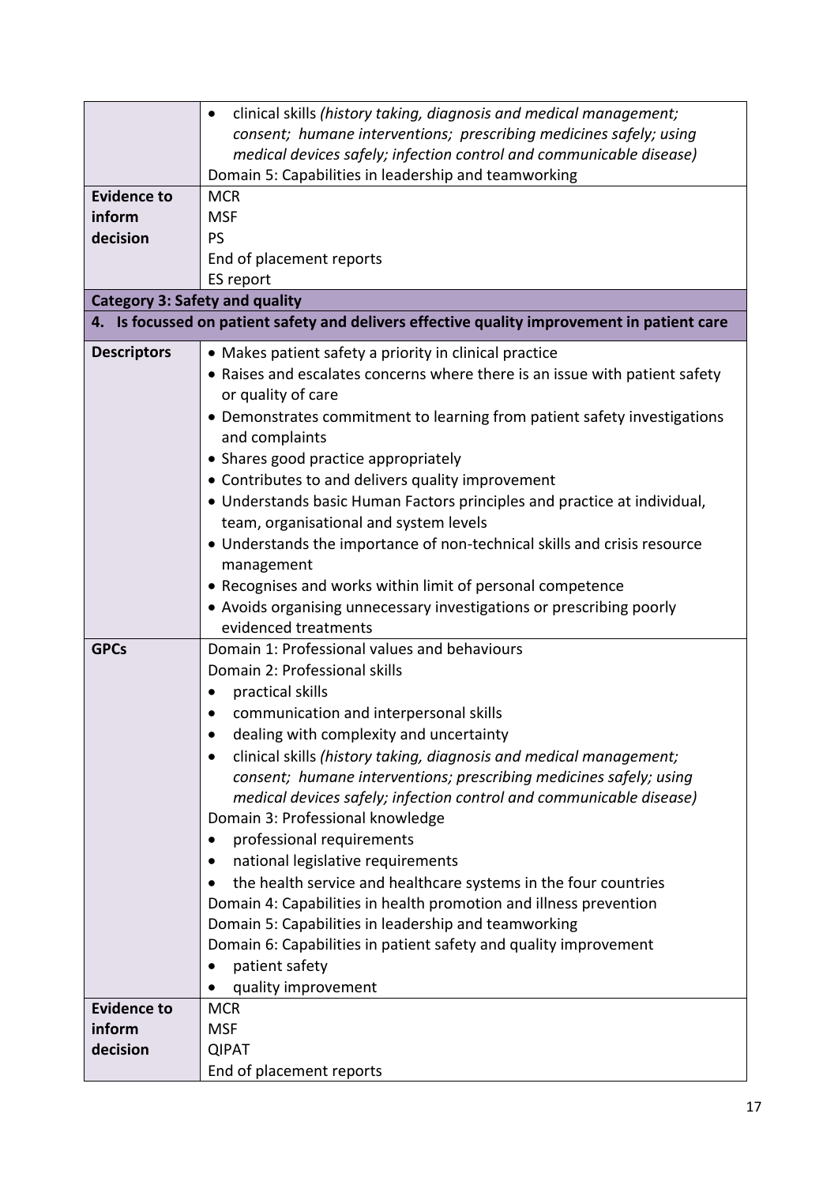| | |
|---|---|
| | • clinical skills *(history taking, diagnosis and medical management; consent; humane interventions; prescribing medicines safely; using medical devices safely; infection control and communicable disease)*<br>Domain 5: Capabilities in leadership and teamworking |
| **Evidence to inform decision** | MCR<br>MSF<br>PS<br>End of placement reports<br>ES report |
| **Category 3: Safety and quality** | |
| **4. Is focussed on patient safety and delivers effective quality improvement in patient care** | |
| **Descriptors** | • Makes patient safety a priority in clinical practice<br>• Raises and escalates concerns where there is an issue with patient safety or quality of care<br>• Demonstrates commitment to learning from patient safety investigations and complaints<br>• Shares good practice appropriately<br>• Contributes to and delivers quality improvement<br>• Understands basic Human Factors principles and practice at individual, team, organisational and system levels<br>• Understands the importance of non-technical skills and crisis resource management<br>• Recognises and works within limit of personal competence<br>• Avoids organising unnecessary investigations or prescribing poorly evidenced treatments |
| **GPCs** | Domain 1: Professional values and behaviours<br>Domain 2: Professional skills<br>• practical skills<br>• communication and interpersonal skills<br>• dealing with complexity and uncertainty<br>• clinical skills *(history taking, diagnosis and medical management; consent; humane interventions; prescribing medicines safely; using medical devices safely; infection control and communicable disease)*<br>Domain 3: Professional knowledge<br>• professional requirements<br>• national legislative requirements<br>• the health service and healthcare systems in the four countries<br>Domain 4: Capabilities in health promotion and illness prevention<br>Domain 5: Capabilities in leadership and teamworking<br>Domain 6: Capabilities in patient safety and quality improvement<br>• patient safety<br>• quality improvement |
| **Evidence to inform decision** | MCR<br>MSF<br>QIPAT<br>End of placement reports |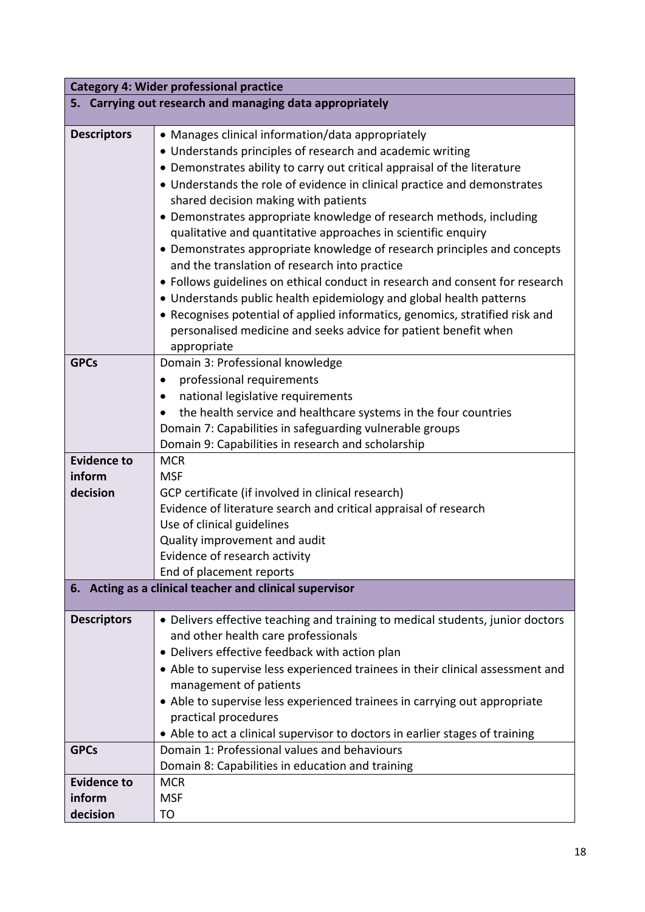| **Category 4: Wider professional practice** | |
|---|---|
| **5. Carrying out research and managing data appropriately** | |
| **Descriptors** | • Manages clinical information/data appropriately<br>• Understands principles of research and academic writing<br>• Demonstrates ability to carry out critical appraisal of the literature<br>• Understands the role of evidence in clinical practice and demonstrates shared decision making with patients<br>• Demonstrates appropriate knowledge of research methods, including qualitative and quantitative approaches in scientific enquiry<br>• Demonstrates appropriate knowledge of research principles and concepts and the translation of research into practice<br>• Follows guidelines on ethical conduct in research and consent for research<br>• Understands public health epidemiology and global health patterns<br>• Recognises potential of applied informatics, genomics, stratified risk and personalised medicine and seeks advice for patient benefit when appropriate |
| **GPCs** | Domain 3: Professional knowledge<br>• professional requirements<br>• national legislative requirements<br>• the health service and healthcare systems in the four countries<br>Domain 7: Capabilities in safeguarding vulnerable groups<br>Domain 9: Capabilities in research and scholarship |
| **Evidence to inform decision** | MCR<br>MSF<br>GCP certificate (if involved in clinical research)<br>Evidence of literature search and critical appraisal of research<br>Use of clinical guidelines<br>Quality improvement and audit<br>Evidence of research activity<br>End of placement reports |
| **6. Acting as a clinical teacher and clinical supervisor** | |
| **Descriptors** | • Delivers effective teaching and training to medical students, junior doctors and other health care professionals<br>• Delivers effective feedback with action plan<br>• Able to supervise less experienced trainees in their clinical assessment and management of patients<br>• Able to supervise less experienced trainees in carrying out appropriate practical procedures<br>• Able to act a clinical supervisor to doctors in earlier stages of training |
| **GPCs** | Domain 1: Professional values and behaviours<br>Domain 8: Capabilities in education and training |
| **Evidence to inform decision** | MCR<br>MSF<br>TO |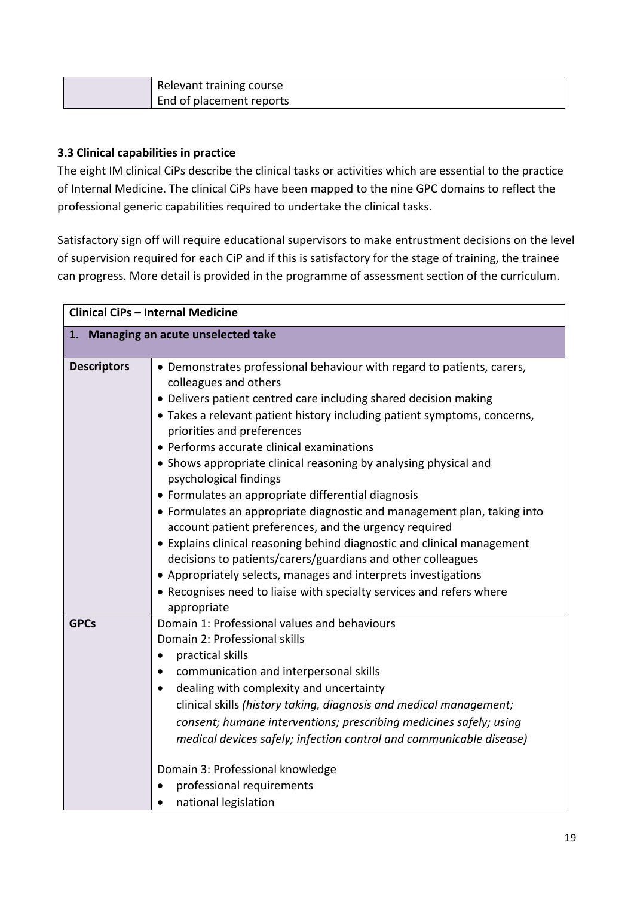| | Relevant training course<br>End of placement reports |
|---|---|

### 3.3 Clinical capabilities in practice

The eight IM clinical CiPs describe the clinical tasks or activities which are essential to the practice of Internal Medicine. The clinical CiPs have been mapped to the nine GPC domains to reflect the professional generic capabilities required to undertake the clinical tasks.

Satisfactory sign off will require educational supervisors to make entrustment decisions on the level of supervision required for each CiP and if this is satisfactory for the stage of training, the trainee can progress. More detail is provided in the programme of assessment section of the curriculum.

| **Clinical CiPs – Internal Medicine** | |
|---|---|
| **1. Managing an acute unselected take** | |
| **Descriptors** | • Demonstrates professional behaviour with regard to patients, carers, colleagues and others<br>• Delivers patient centred care including shared decision making<br>• Takes a relevant patient history including patient symptoms, concerns, priorities and preferences<br>• Performs accurate clinical examinations<br>• Shows appropriate clinical reasoning by analysing physical and psychological findings<br>• Formulates an appropriate differential diagnosis<br>• Formulates an appropriate diagnostic and management plan, taking into account patient preferences, and the urgency required<br>• Explains clinical reasoning behind diagnostic and clinical management decisions to patients/carers/guardians and other colleagues<br>• Appropriately selects, manages and interprets investigations<br>• Recognises need to liaise with specialty services and refers where appropriate |
| **GPCs** | Domain 1: Professional values and behaviours<br>Domain 2: Professional skills<br>• practical skills<br>• communication and interpersonal skills<br>• dealing with complexity and uncertainty<br>clinical skills *(history taking, diagnosis and medical management; consent; humane interventions; prescribing medicines safely; using medical devices safely; infection control and communicable disease)*<br><br>Domain 3: Professional knowledge<br>• professional requirements<br>• national legislation |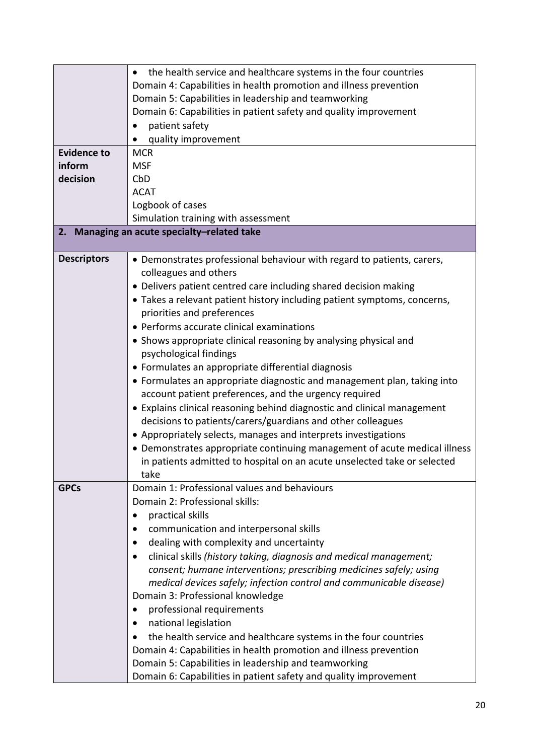| | |
|---|---|
| | • the health service and healthcare systems in the four countries<br>Domain 4: Capabilities in health promotion and illness prevention<br>Domain 5: Capabilities in leadership and teamworking<br>Domain 6: Capabilities in patient safety and quality improvement<br>• patient safety<br>• quality improvement |
| **Evidence to inform decision** | MCR<br>MSF<br>CbD<br>ACAT<br>Logbook of cases<br>Simulation training with assessment |
| **2. Managing an acute specialty–related take** | |
| **Descriptors** | • Demonstrates professional behaviour with regard to patients, carers, colleagues and others<br>• Delivers patient centred care including shared decision making<br>• Takes a relevant patient history including patient symptoms, concerns, priorities and preferences<br>• Performs accurate clinical examinations<br>• Shows appropriate clinical reasoning by analysing physical and psychological findings<br>• Formulates an appropriate differential diagnosis<br>• Formulates an appropriate diagnostic and management plan, taking into account patient preferences, and the urgency required<br>• Explains clinical reasoning behind diagnostic and clinical management decisions to patients/carers/guardians and other colleagues<br>• Appropriately selects, manages and interprets investigations<br>• Demonstrates appropriate continuing management of acute medical illness in patients admitted to hospital on an acute unselected take or selected take |
| **GPCs** | Domain 1: Professional values and behaviours<br>Domain 2: Professional skills:<br>• practical skills<br>• communication and interpersonal skills<br>• dealing with complexity and uncertainty<br>• clinical skills *(history taking, diagnosis and medical management; consent; humane interventions; prescribing medicines safely; using medical devices safely; infection control and communicable disease)*<br>Domain 3: Professional knowledge<br>• professional requirements<br>• national legislation<br>• the health service and healthcare systems in the four countries<br>Domain 4: Capabilities in health promotion and illness prevention<br>Domain 5: Capabilities in leadership and teamworking<br>Domain 6: Capabilities in patient safety and quality improvement |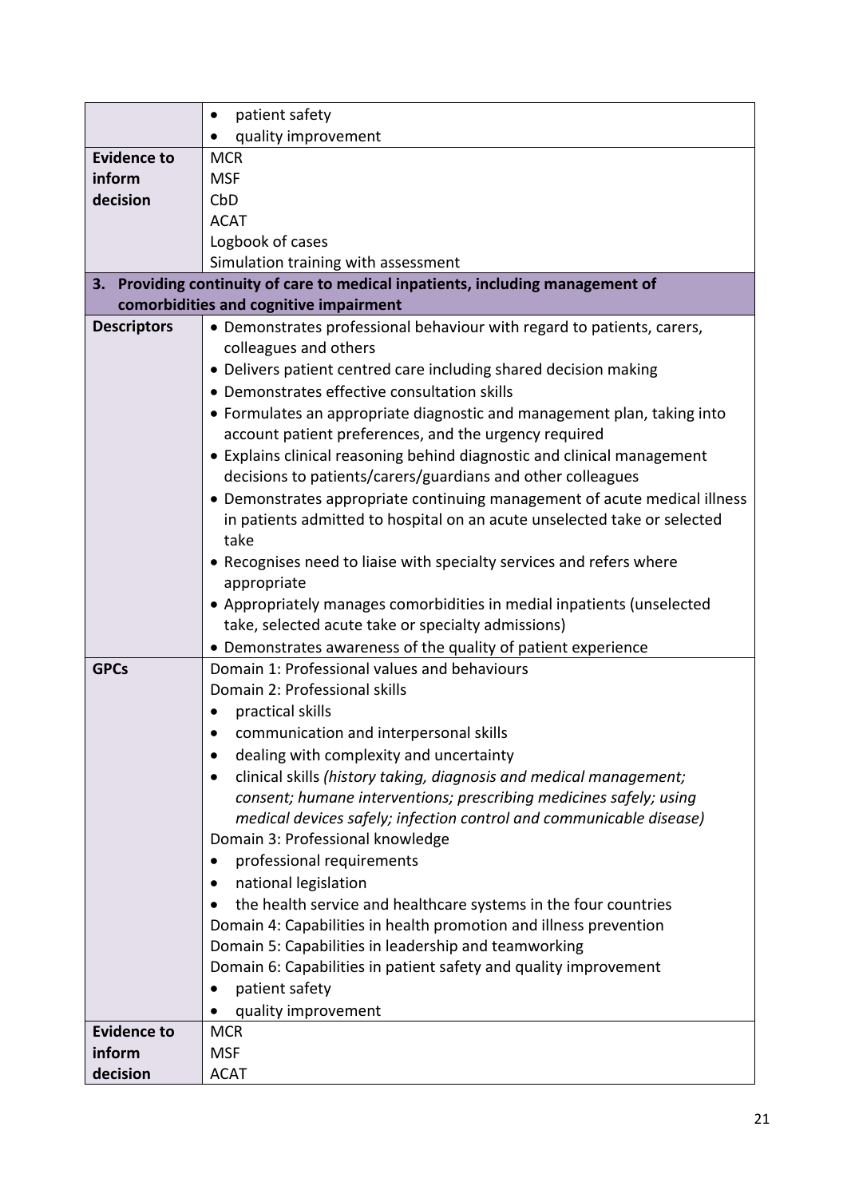| | |
|---|---|
| | • patient safety<br>• quality improvement |
| **Evidence to inform decision** | MCR<br>MSF<br>CbD<br>ACAT<br>Logbook of cases<br>Simulation training with assessment |
| **3. Providing continuity of care to medical inpatients, including management of comorbidities and cognitive impairment** | |
| **Descriptors** | • Demonstrates professional behaviour with regard to patients, carers, colleagues and others<br>• Delivers patient centred care including shared decision making<br>• Demonstrates effective consultation skills<br>• Formulates an appropriate diagnostic and management plan, taking into account patient preferences, and the urgency required<br>• Explains clinical reasoning behind diagnostic and clinical management decisions to patients/carers/guardians and other colleagues<br>• Demonstrates appropriate continuing management of acute medical illness in patients admitted to hospital on an acute unselected take or selected take<br>• Recognises need to liaise with specialty services and refers where appropriate<br>• Appropriately manages comorbidities in medial inpatients (unselected take, selected acute take or specialty admissions)<br>• Demonstrates awareness of the quality of patient experience |
| **GPCs** | Domain 1: Professional values and behaviours<br>Domain 2: Professional skills<br>• practical skills<br>• communication and interpersonal skills<br>• dealing with complexity and uncertainty<br>• clinical skills *(history taking, diagnosis and medical management; consent; humane interventions; prescribing medicines safely; using medical devices safely; infection control and communicable disease)*<br>Domain 3: Professional knowledge<br>• professional requirements<br>• national legislation<br>• the health service and healthcare systems in the four countries<br>Domain 4: Capabilities in health promotion and illness prevention<br>Domain 5: Capabilities in leadership and teamworking<br>Domain 6: Capabilities in patient safety and quality improvement<br>• patient safety<br>• quality improvement |
| **Evidence to inform decision** | MCR<br>MSF<br>ACAT |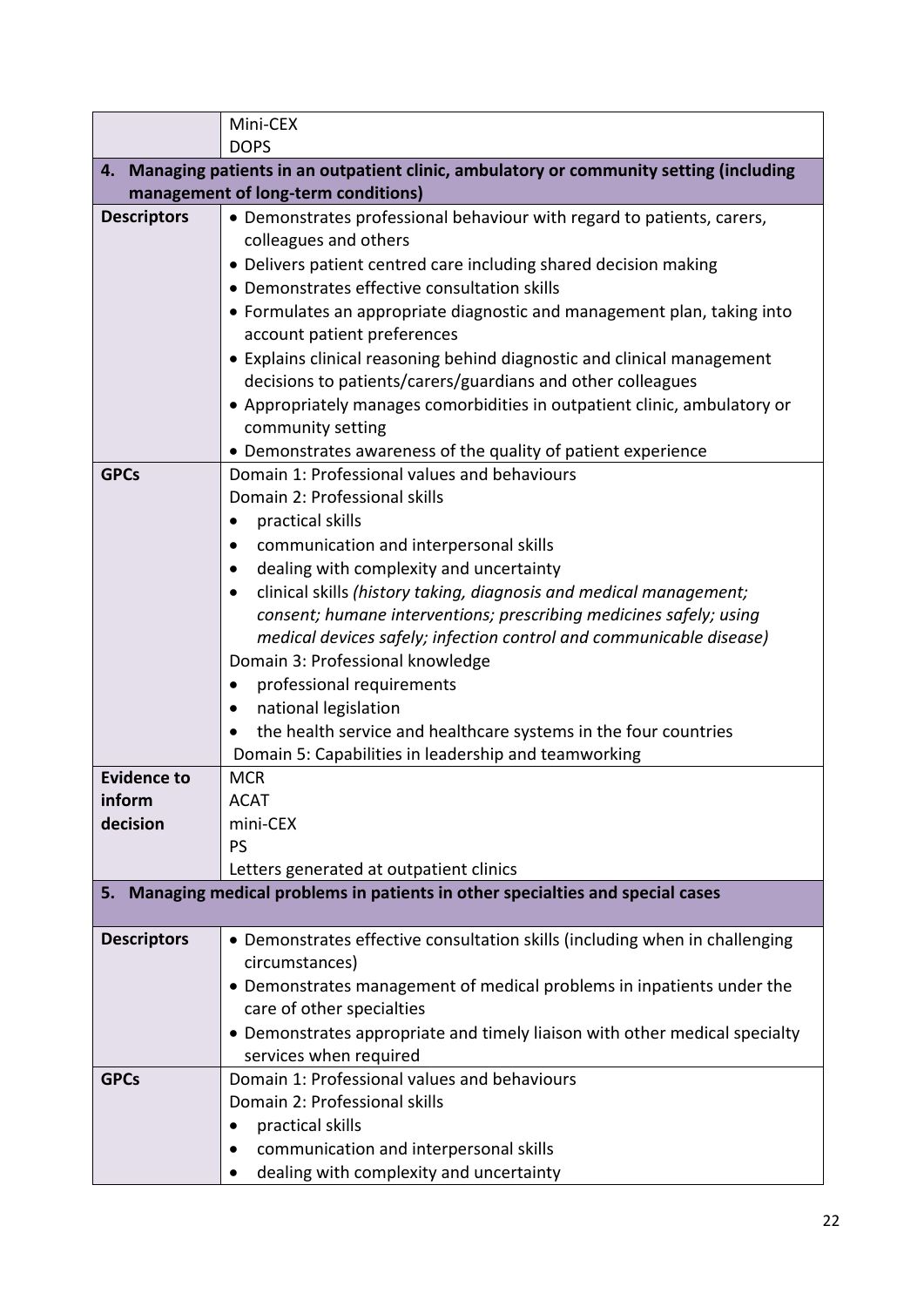| | |
|---|---|
| | Mini-CEX<br>DOPS |
| **4. Managing patients in an outpatient clinic, ambulatory or community setting (including management of long-term conditions)** | |
| **Descriptors** | • Demonstrates professional behaviour with regard to patients, carers, colleagues and others<br>• Delivers patient centred care including shared decision making<br>• Demonstrates effective consultation skills<br>• Formulates an appropriate diagnostic and management plan, taking into account patient preferences<br>• Explains clinical reasoning behind diagnostic and clinical management decisions to patients/carers/guardians and other colleagues<br>• Appropriately manages comorbidities in outpatient clinic, ambulatory or community setting<br>• Demonstrates awareness of the quality of patient experience |
| **GPCs** | Domain 1: Professional values and behaviours<br>Domain 2: Professional skills<br>• practical skills<br>• communication and interpersonal skills<br>• dealing with complexity and uncertainty<br>• clinical skills *(history taking, diagnosis and medical management; consent; humane interventions; prescribing medicines safely; using medical devices safely; infection control and communicable disease)*<br>Domain 3: Professional knowledge<br>• professional requirements<br>• national legislation<br>• the health service and healthcare systems in the four countries<br>Domain 5: Capabilities in leadership and teamworking |
| **Evidence to inform decision** | MCR<br>ACAT<br>mini-CEX<br>PS<br>Letters generated at outpatient clinics |
| **5. Managing medical problems in patients in other specialties and special cases** | |
| **Descriptors** | • Demonstrates effective consultation skills (including when in challenging circumstances)<br>• Demonstrates management of medical problems in inpatients under the care of other specialties<br>• Demonstrates appropriate and timely liaison with other medical specialty services when required |
| **GPCs** | Domain 1: Professional values and behaviours<br>Domain 2: Professional skills<br>• practical skills<br>• communication and interpersonal skills<br>• dealing with complexity and uncertainty |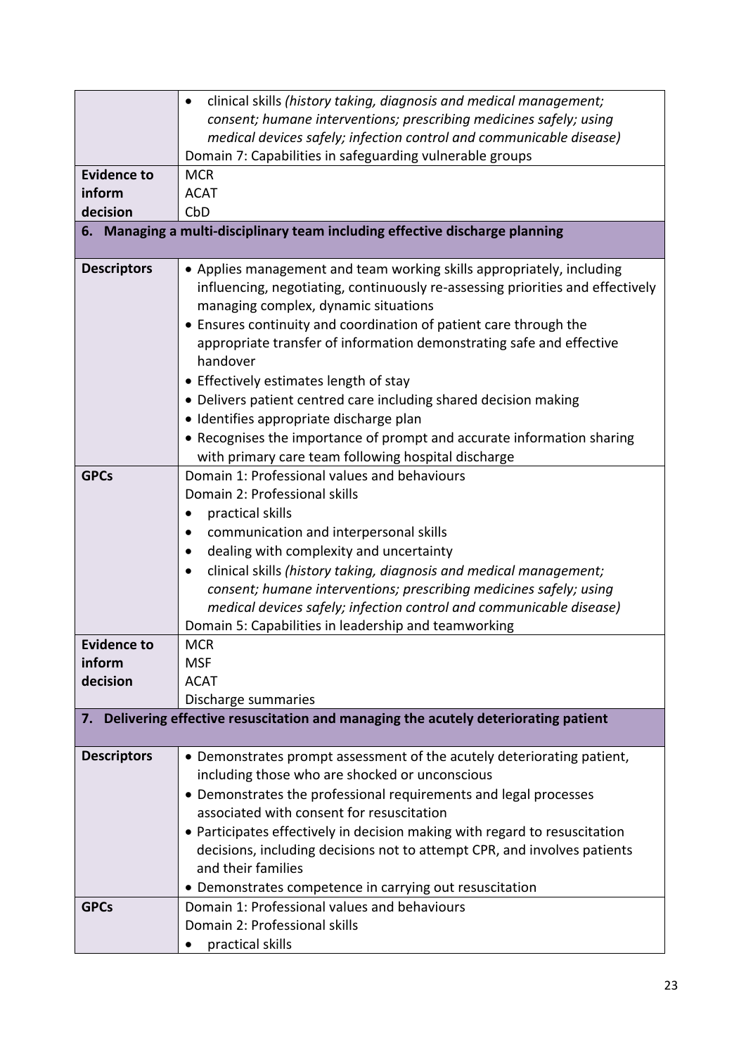| | |
|---|---|
| | • clinical skills *(history taking, diagnosis and medical management; consent; humane interventions; prescribing medicines safely; using medical devices safely; infection control and communicable disease)*<br>Domain 7: Capabilities in safeguarding vulnerable groups |
| **Evidence to inform decision** | MCR<br>ACAT<br>CbD |
| **6. Managing a multi-disciplinary team including effective discharge planning** | |
| **Descriptors** | • Applies management and team working skills appropriately, including influencing, negotiating, continuously re-assessing priorities and effectively managing complex, dynamic situations<br>• Ensures continuity and coordination of patient care through the appropriate transfer of information demonstrating safe and effective handover<br>• Effectively estimates length of stay<br>• Delivers patient centred care including shared decision making<br>• Identifies appropriate discharge plan<br>• Recognises the importance of prompt and accurate information sharing with primary care team following hospital discharge |
| **GPCs** | Domain 1: Professional values and behaviours<br>Domain 2: Professional skills<br>• practical skills<br>• communication and interpersonal skills<br>• dealing with complexity and uncertainty<br>• clinical skills *(history taking, diagnosis and medical management; consent; humane interventions; prescribing medicines safely; using medical devices safely; infection control and communicable disease)*<br>Domain 5: Capabilities in leadership and teamworking |
| **Evidence to inform decision** | MCR<br>MSF<br>ACAT<br>Discharge summaries |
| **7. Delivering effective resuscitation and managing the acutely deteriorating patient** | |
| **Descriptors** | • Demonstrates prompt assessment of the acutely deteriorating patient, including those who are shocked or unconscious<br>• Demonstrates the professional requirements and legal processes associated with consent for resuscitation<br>• Participates effectively in decision making with regard to resuscitation decisions, including decisions not to attempt CPR, and involves patients and their families<br>• Demonstrates competence in carrying out resuscitation |
| **GPCs** | Domain 1: Professional values and behaviours<br>Domain 2: Professional skills<br>• practical skills |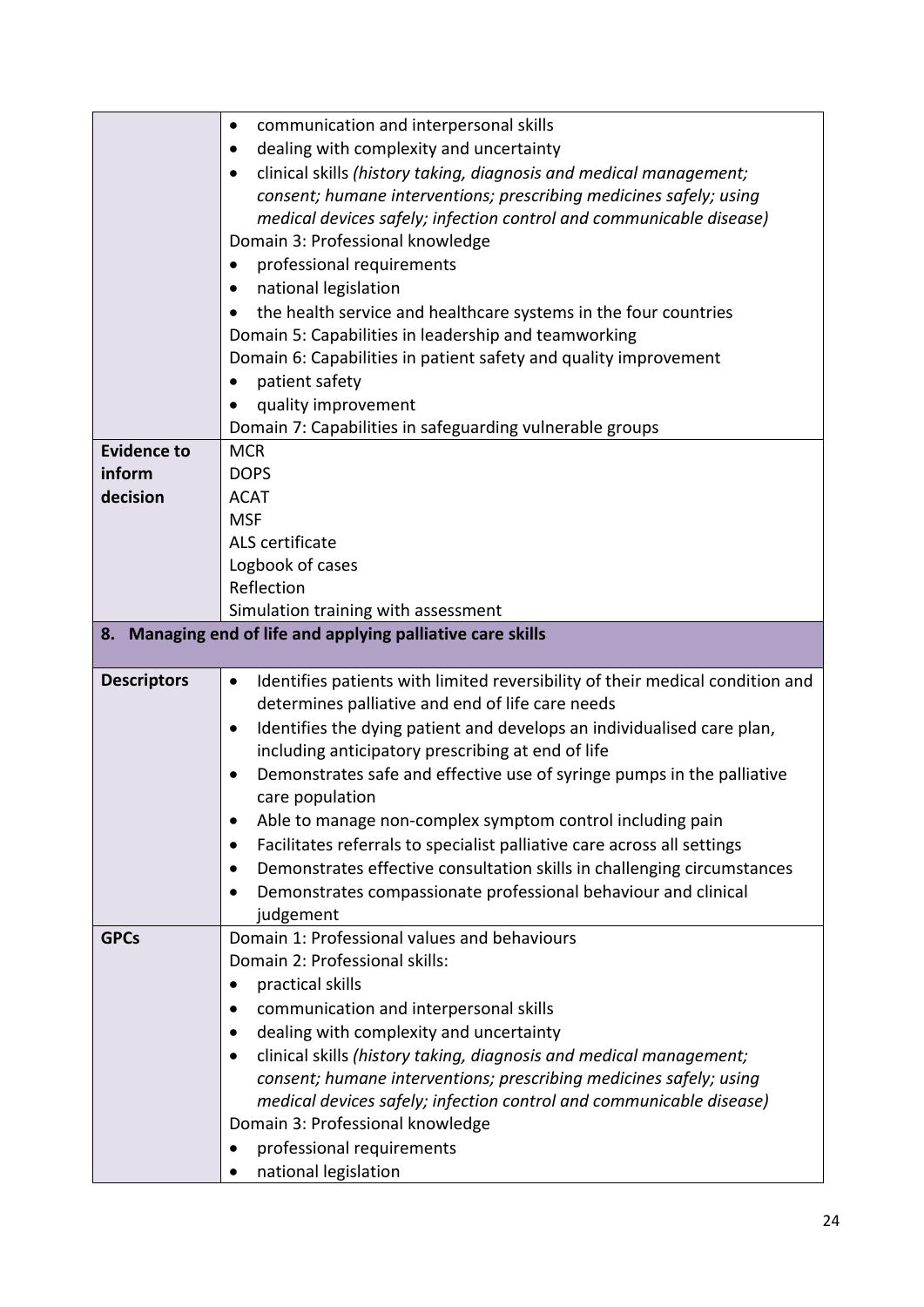| | |
|---|---|
| | • communication and interpersonal skills<br>• dealing with complexity and uncertainty<br>• clinical skills *(history taking, diagnosis and medical management; consent; humane interventions; prescribing medicines safely; using medical devices safely; infection control and communicable disease)*<br>Domain 3: Professional knowledge<br>• professional requirements<br>• national legislation<br>• the health service and healthcare systems in the four countries<br>Domain 5: Capabilities in leadership and teamworking<br>Domain 6: Capabilities in patient safety and quality improvement<br>• patient safety<br>• quality improvement<br>Domain 7: Capabilities in safeguarding vulnerable groups |
| **Evidence to inform decision** | MCR<br>DOPS<br>ACAT<br>MSF<br>ALS certificate<br>Logbook of cases<br>Reflection<br>Simulation training with assessment |
| **8. Managing end of life and applying palliative care skills** | |
| **Descriptors** | • Identifies patients with limited reversibility of their medical condition and determines palliative and end of life care needs<br>• Identifies the dying patient and develops an individualised care plan, including anticipatory prescribing at end of life<br>• Demonstrates safe and effective use of syringe pumps in the palliative care population<br>• Able to manage non-complex symptom control including pain<br>• Facilitates referrals to specialist palliative care across all settings<br>• Demonstrates effective consultation skills in challenging circumstances<br>• Demonstrates compassionate professional behaviour and clinical judgement |
| **GPCs** | Domain 1: Professional values and behaviours<br>Domain 2: Professional skills:<br>• practical skills<br>• communication and interpersonal skills<br>• dealing with complexity and uncertainty<br>• clinical skills *(history taking, diagnosis and medical management; consent; humane interventions; prescribing medicines safely; using medical devices safely; infection control and communicable disease)*<br>Domain 3: Professional knowledge<br>• professional requirements<br>• national legislation |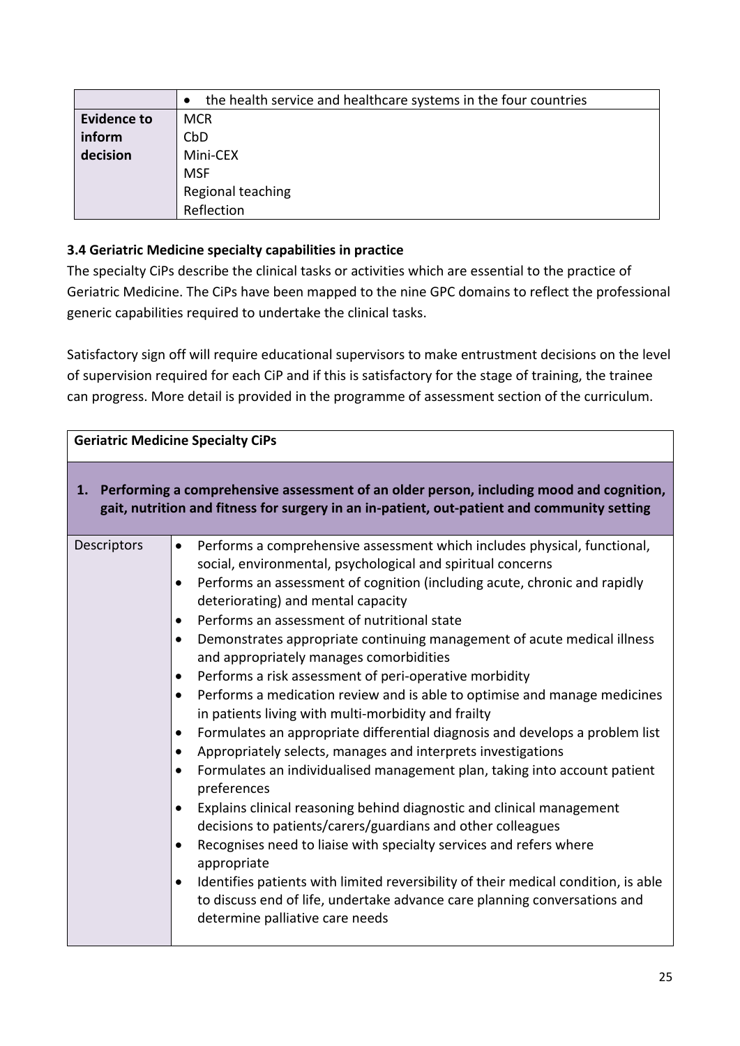| | • the health service and healthcare systems in the four countries |
|---|---|
| **Evidence to inform decision** | MCR<br>CbD<br>Mini-CEX<br>MSF<br>Regional teaching<br>Reflection |

### 3.4 Geriatric Medicine specialty capabilities in practice

The specialty CiPs describe the clinical tasks or activities which are essential to the practice of Geriatric Medicine. The CiPs have been mapped to the nine GPC domains to reflect the professional generic capabilities required to undertake the clinical tasks.

Satisfactory sign off will require educational supervisors to make entrustment decisions on the level of supervision required for each CiP and if this is satisfactory for the stage of training, the trainee can progress. More detail is provided in the programme of assessment section of the curriculum.

| **Geriatric Medicine Specialty CiPs** | |
|---|---|
| **1. Performing a comprehensive assessment of an older person, including mood and cognition, gait, nutrition and fitness for surgery in an in-patient, out-patient and community setting** | |
| Descriptors | • Performs a comprehensive assessment which includes physical, functional, social, environmental, psychological and spiritual concerns<br>• Performs an assessment of cognition (including acute, chronic and rapidly deteriorating) and mental capacity<br>• Performs an assessment of nutritional state<br>• Demonstrates appropriate continuing management of acute medical illness and appropriately manages comorbidities<br>• Performs a risk assessment of peri-operative morbidity<br>• Performs a medication review and is able to optimise and manage medicines in patients living with multi-morbidity and frailty<br>• Formulates an appropriate differential diagnosis and develops a problem list<br>• Appropriately selects, manages and interprets investigations<br>• Formulates an individualised management plan, taking into account patient preferences<br>• Explains clinical reasoning behind diagnostic and clinical management decisions to patients/carers/guardians and other colleagues<br>• Recognises need to liaise with specialty services and refers where appropriate<br>• Identifies patients with limited reversibility of their medical condition, is able to discuss end of life, undertake advance care planning conversations and determine palliative care needs |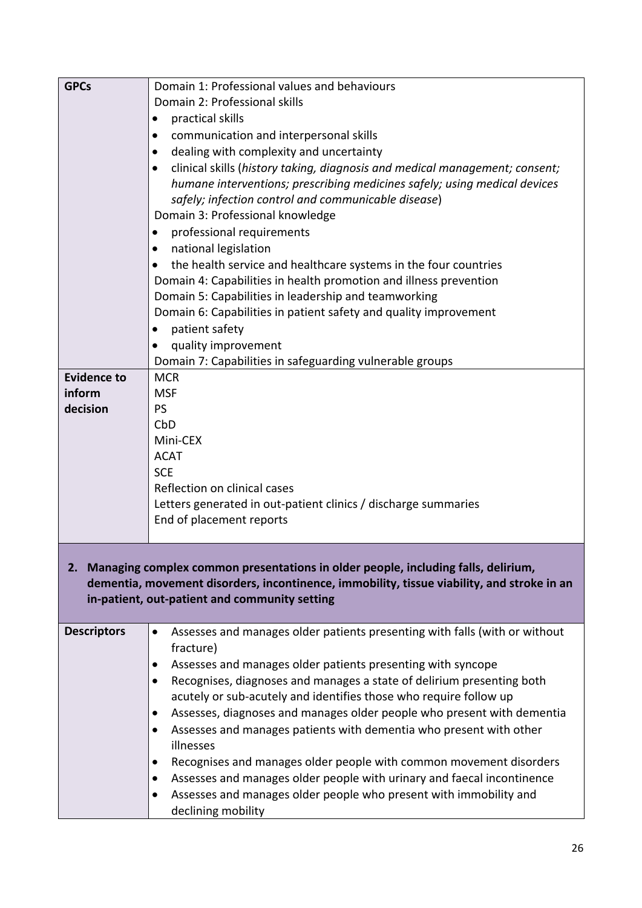| | |
|---|---|
| **GPCs** | Domain 1: Professional values and behaviours<br>Domain 2: Professional skills<br>• practical skills<br>• communication and interpersonal skills<br>• dealing with complexity and uncertainty<br>• clinical skills (*history taking, diagnosis and medical management; consent; humane interventions; prescribing medicines safely; using medical devices safely; infection control and communicable disease*)<br>Domain 3: Professional knowledge<br>• professional requirements<br>• national legislation<br>• the health service and healthcare systems in the four countries<br>Domain 4: Capabilities in health promotion and illness prevention<br>Domain 5: Capabilities in leadership and teamworking<br>Domain 6: Capabilities in patient safety and quality improvement<br>• patient safety<br>• quality improvement<br>Domain 7: Capabilities in safeguarding vulnerable groups |
| **Evidence to inform decision** | MCR<br>MSF<br>PS<br>CbD<br>Mini-CEX<br>ACAT<br>SCE<br>Reflection on clinical cases<br>Letters generated in out-patient clinics / discharge summaries<br>End of placement reports |

## 2. Managing complex common presentations in older people, including falls, delirium, dementia, movement disorders, incontinence, immobility, tissue viability, and stroke in an in-patient, out-patient and community setting

| | |
|---|---|
| **Descriptors** | • Assesses and manages older patients presenting with falls (with or without fracture)<br>• Assesses and manages older patients presenting with syncope<br>• Recognises, diagnoses and manages a state of delirium presenting both acutely or sub-acutely and identifies those who require follow up<br>• Assesses, diagnoses and manages older people who present with dementia<br>• Assesses and manages patients with dementia who present with other illnesses<br>• Recognises and manages older people with common movement disorders<br>• Assesses and manages older people with urinary and faecal incontinence<br>• Assesses and manages older people who present with immobility and declining mobility |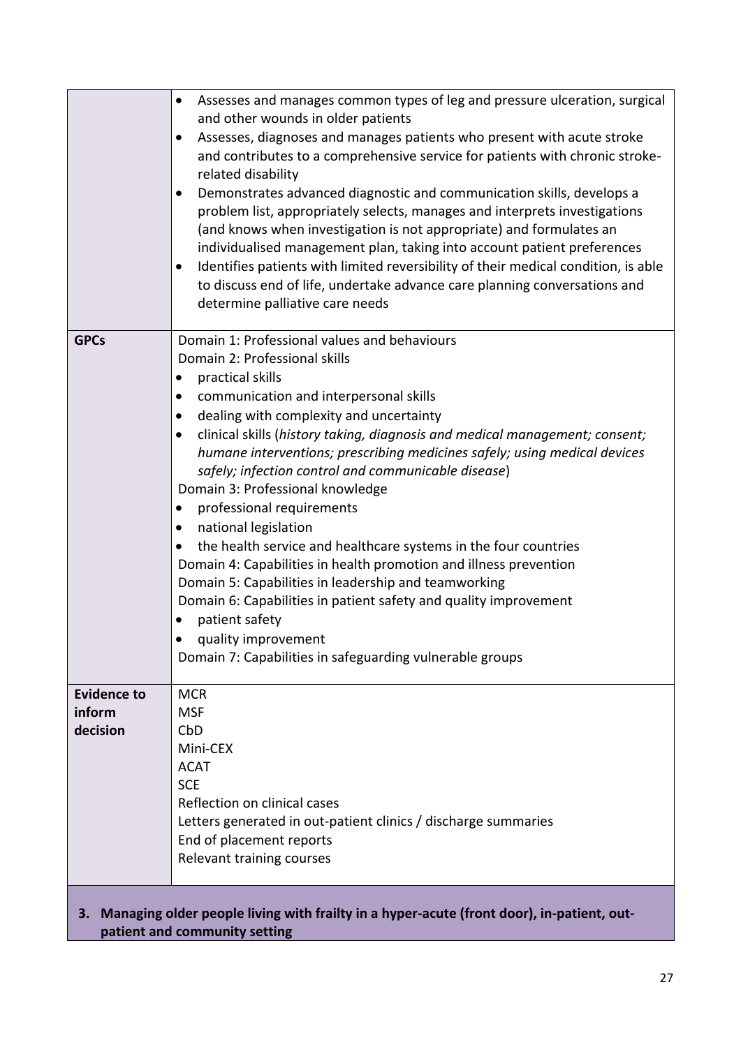| | |
|---|---|
| | • Assesses and manages common types of leg and pressure ulceration, surgical and other wounds in older patients<br>• Assesses, diagnoses and manages patients who present with acute stroke and contributes to a comprehensive service for patients with chronic stroke-related disability<br>• Demonstrates advanced diagnostic and communication skills, develops a problem list, appropriately selects, manages and interprets investigations (and knows when investigation is not appropriate) and formulates an individualised management plan, taking into account patient preferences<br>• Identifies patients with limited reversibility of their medical condition, is able to discuss end of life, undertake advance care planning conversations and determine palliative care needs |
| **GPCs** | Domain 1: Professional values and behaviours<br>Domain 2: Professional skills<br>• practical skills<br>• communication and interpersonal skills<br>• dealing with complexity and uncertainty<br>• clinical skills (*history taking, diagnosis and medical management; consent; humane interventions; prescribing medicines safely; using medical devices safely; infection control and communicable disease*)<br>Domain 3: Professional knowledge<br>• professional requirements<br>• national legislation<br>• the health service and healthcare systems in the four countries<br>Domain 4: Capabilities in health promotion and illness prevention<br>Domain 5: Capabilities in leadership and teamworking<br>Domain 6: Capabilities in patient safety and quality improvement<br>• patient safety<br>• quality improvement<br>Domain 7: Capabilities in safeguarding vulnerable groups |
| **Evidence to inform decision** | MCR<br>MSF<br>CbD<br>Mini-CEX<br>ACAT<br>SCE<br>Reflection on clinical cases<br>Letters generated in out-patient clinics / discharge summaries<br>End of placement reports<br>Relevant training courses |

**3. Managing older people living with frailty in a hyper-acute (front door), in-patient, out-patient and community setting**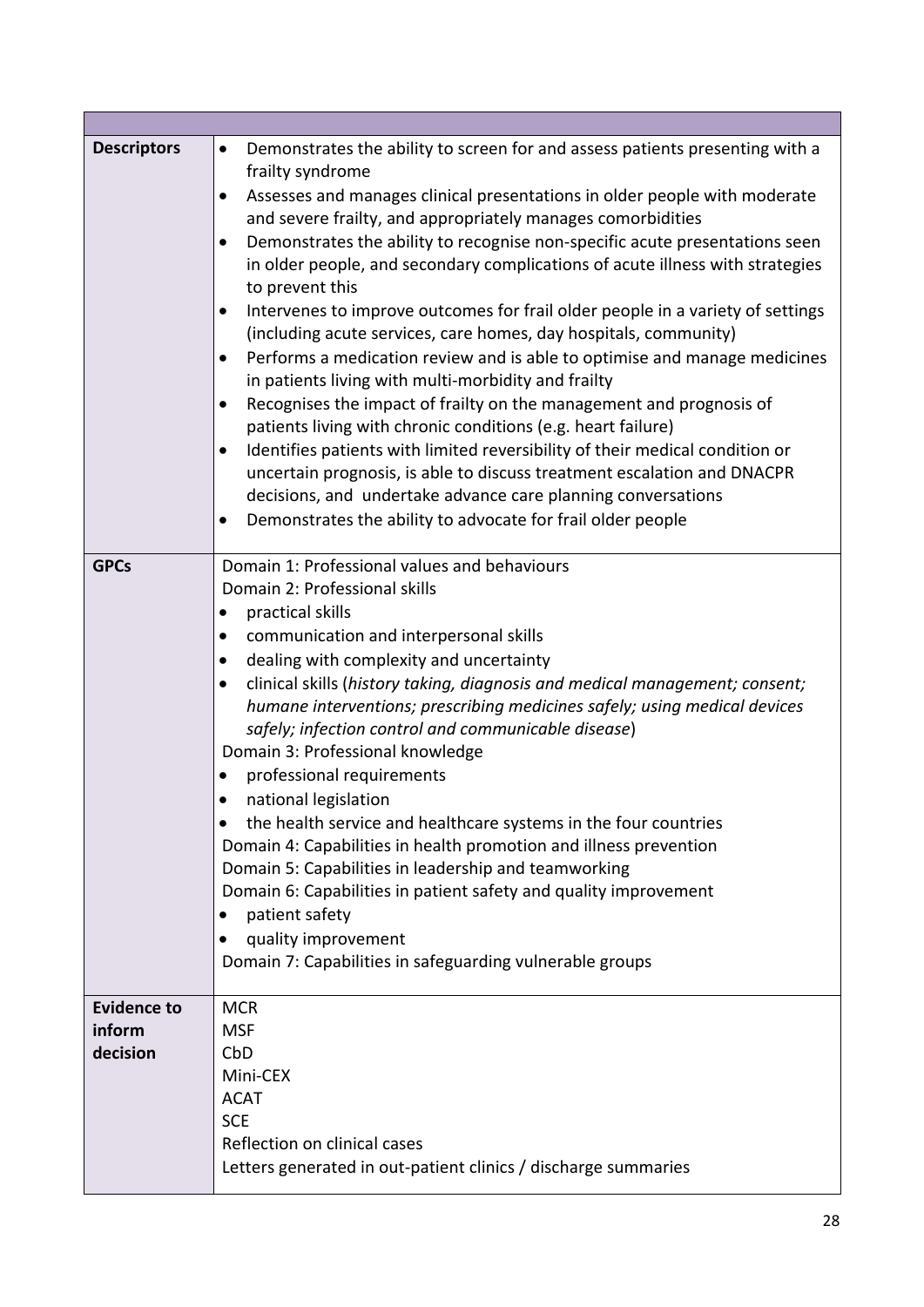| | |
|---|---|
| **Descriptors** | • Demonstrates the ability to screen for and assess patients presenting with a frailty syndrome<br>• Assesses and manages clinical presentations in older people with moderate and severe frailty, and appropriately manages comorbidities<br>• Demonstrates the ability to recognise non-specific acute presentations seen in older people, and secondary complications of acute illness with strategies to prevent this<br>• Intervenes to improve outcomes for frail older people in a variety of settings (including acute services, care homes, day hospitals, community)<br>• Performs a medication review and is able to optimise and manage medicines in patients living with multi-morbidity and frailty<br>• Recognises the impact of frailty on the management and prognosis of patients living with chronic conditions (e.g. heart failure)<br>• Identifies patients with limited reversibility of their medical condition or uncertain prognosis, is able to discuss treatment escalation and DNACPR decisions, and undertake advance care planning conversations<br>• Demonstrates the ability to advocate for frail older people |
| **GPCs** | Domain 1: Professional values and behaviours<br>Domain 2: Professional skills<br>• practical skills<br>• communication and interpersonal skills<br>• dealing with complexity and uncertainty<br>• clinical skills (*history taking, diagnosis and medical management; consent; humane interventions; prescribing medicines safely; using medical devices safely; infection control and communicable disease*)<br>Domain 3: Professional knowledge<br>• professional requirements<br>• national legislation<br>• the health service and healthcare systems in the four countries<br>Domain 4: Capabilities in health promotion and illness prevention<br>Domain 5: Capabilities in leadership and teamworking<br>Domain 6: Capabilities in patient safety and quality improvement<br>• patient safety<br>• quality improvement<br>Domain 7: Capabilities in safeguarding vulnerable groups |
| **Evidence to inform decision** | MCR<br>MSF<br>CbD<br>Mini-CEX<br>ACAT<br>SCE<br>Reflection on clinical cases<br>Letters generated in out-patient clinics / discharge summaries |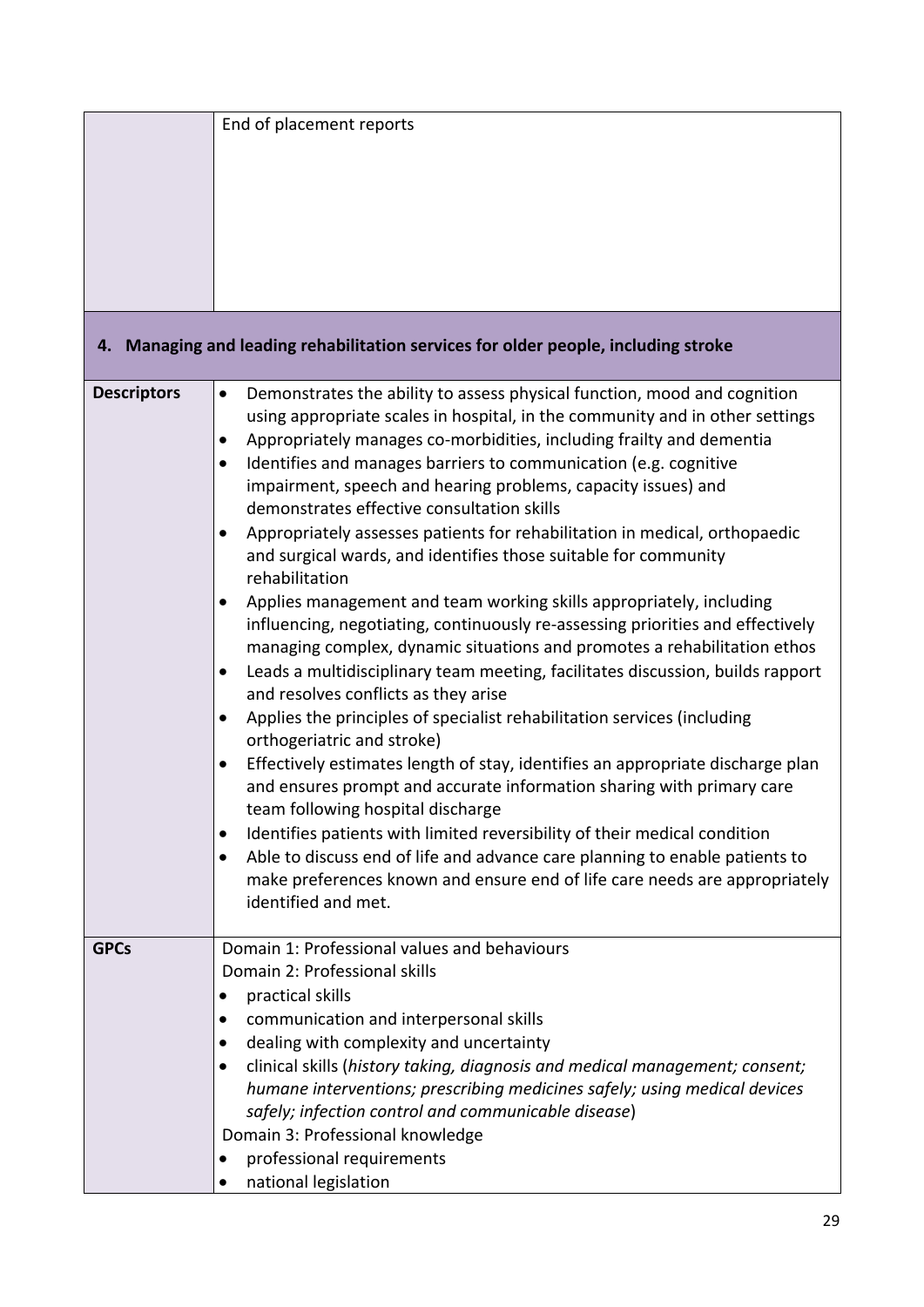|  | End of placement reports |
|---|---|

## 4. Managing and leading rehabilitation services for older people, including stroke

| | |
|---|---|
| **Descriptors** | • Demonstrates the ability to assess physical function, mood and cognition using appropriate scales in hospital, in the community and in other settings<br>• Appropriately manages co-morbidities, including frailty and dementia<br>• Identifies and manages barriers to communication (e.g. cognitive impairment, speech and hearing problems, capacity issues) and demonstrates effective consultation skills<br>• Appropriately assesses patients for rehabilitation in medical, orthopaedic and surgical wards, and identifies those suitable for community rehabilitation<br>• Applies management and team working skills appropriately, including influencing, negotiating, continuously re-assessing priorities and effectively managing complex, dynamic situations and promotes a rehabilitation ethos<br>• Leads a multidisciplinary team meeting, facilitates discussion, builds rapport and resolves conflicts as they arise<br>• Applies the principles of specialist rehabilitation services (including orthogeriatric and stroke)<br>• Effectively estimates length of stay, identifies an appropriate discharge plan and ensures prompt and accurate information sharing with primary care team following hospital discharge<br>• Identifies patients with limited reversibility of their medical condition<br>• Able to discuss end of life and advance care planning to enable patients to make preferences known and ensure end of life care needs are appropriately identified and met. |
| **GPCs** | Domain 1: Professional values and behaviours<br>Domain 2: Professional skills<br>• practical skills<br>• communication and interpersonal skills<br>• dealing with complexity and uncertainty<br>• clinical skills (*history taking, diagnosis and medical management; consent; humane interventions; prescribing medicines safely; using medical devices safely; infection control and communicable disease*)<br>Domain 3: Professional knowledge<br>• professional requirements<br>• national legislation |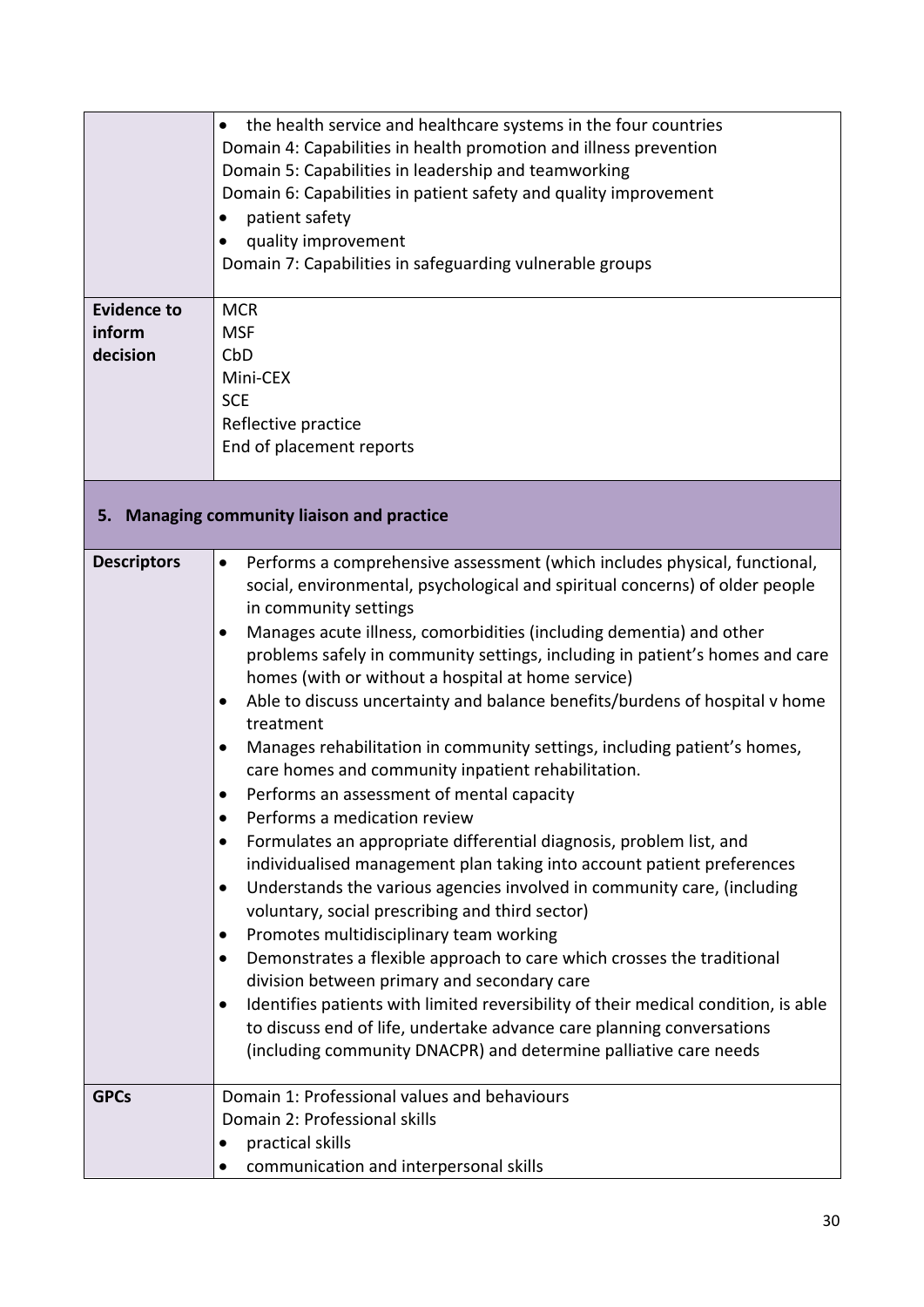| | |
|---|---|
| | • the health service and healthcare systems in the four countries<br>Domain 4: Capabilities in health promotion and illness prevention<br>Domain 5: Capabilities in leadership and teamworking<br>Domain 6: Capabilities in patient safety and quality improvement<br>• patient safety<br>• quality improvement<br>Domain 7: Capabilities in safeguarding vulnerable groups |
| **Evidence to inform decision** | MCR<br>MSF<br>CbD<br>Mini-CEX<br>SCE<br>Reflective practice<br>End of placement reports |

## 5. Managing community liaison and practice

| | |
|---|---|
| **Descriptors** | • Performs a comprehensive assessment (which includes physical, functional, social, environmental, psychological and spiritual concerns) of older people in community settings<br>• Manages acute illness, comorbidities (including dementia) and other problems safely in community settings, including in patient's homes and care homes (with or without a hospital at home service)<br>• Able to discuss uncertainty and balance benefits/burdens of hospital v home treatment<br>• Manages rehabilitation in community settings, including patient's homes, care homes and community inpatient rehabilitation.<br>• Performs an assessment of mental capacity<br>• Performs a medication review<br>• Formulates an appropriate differential diagnosis, problem list, and individualised management plan taking into account patient preferences<br>• Understands the various agencies involved in community care, (including voluntary, social prescribing and third sector)<br>• Promotes multidisciplinary team working<br>• Demonstrates a flexible approach to care which crosses the traditional division between primary and secondary care<br>• Identifies patients with limited reversibility of their medical condition, is able to discuss end of life, undertake advance care planning conversations (including community DNACPR) and determine palliative care needs |
| **GPCs** | Domain 1: Professional values and behaviours<br>Domain 2: Professional skills<br>• practical skills<br>• communication and interpersonal skills |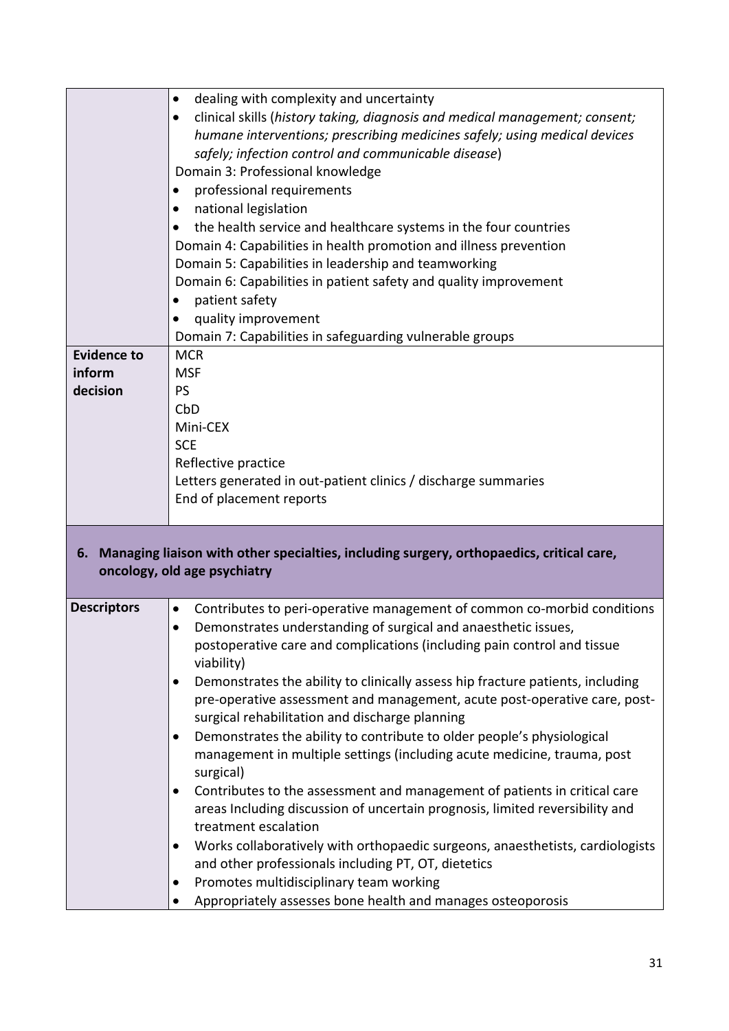| | |
|---|---|
| | • dealing with complexity and uncertainty<br>• clinical skills (*history taking, diagnosis and medical management; consent; humane interventions; prescribing medicines safely; using medical devices safely; infection control and communicable disease*)<br>Domain 3: Professional knowledge<br>• professional requirements<br>• national legislation<br>• the health service and healthcare systems in the four countries<br>Domain 4: Capabilities in health promotion and illness prevention<br>Domain 5: Capabilities in leadership and teamworking<br>Domain 6: Capabilities in patient safety and quality improvement<br>• patient safety<br>• quality improvement<br>Domain 7: Capabilities in safeguarding vulnerable groups |
| **Evidence to inform decision** | MCR<br>MSF<br>PS<br>CbD<br>Mini-CEX<br>SCE<br>Reflective practice<br>Letters generated in out-patient clinics / discharge summaries<br>End of placement reports |

**6. Managing liaison with other specialties, including surgery, orthopaedics, critical care, oncology, old age psychiatry**

| | |
|---|---|
| **Descriptors** | • Contributes to peri-operative management of common co-morbid conditions<br>• Demonstrates understanding of surgical and anaesthetic issues, postoperative care and complications (including pain control and tissue viability)<br>• Demonstrates the ability to clinically assess hip fracture patients, including pre-operative assessment and management, acute post-operative care, post-surgical rehabilitation and discharge planning<br>• Demonstrates the ability to contribute to older people's physiological management in multiple settings (including acute medicine, trauma, post surgical)<br>• Contributes to the assessment and management of patients in critical care areas Including discussion of uncertain prognosis, limited reversibility and treatment escalation<br>• Works collaboratively with orthopaedic surgeons, anaesthetists, cardiologists and other professionals including PT, OT, dietetics<br>• Promotes multidisciplinary team working<br>• Appropriately assesses bone health and manages osteoporosis |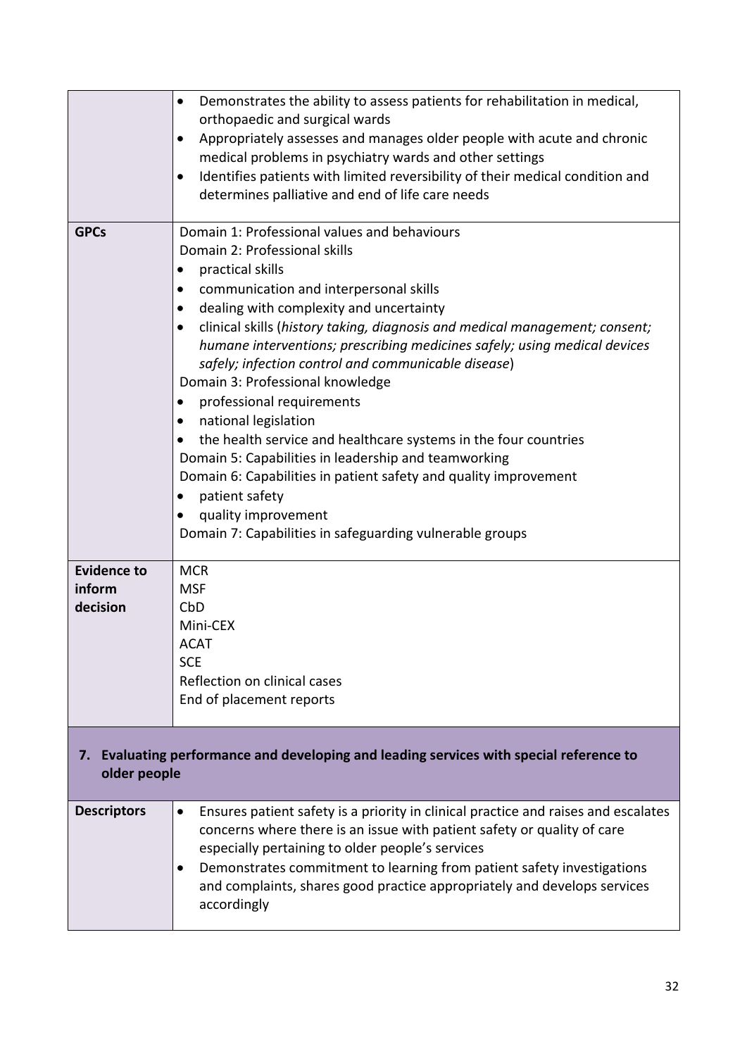| | |
|---|---|
| | • Demonstrates the ability to assess patients for rehabilitation in medical, orthopaedic and surgical wards<br>• Appropriately assesses and manages older people with acute and chronic medical problems in psychiatry wards and other settings<br>• Identifies patients with limited reversibility of their medical condition and determines palliative and end of life care needs |
| **GPCs** | Domain 1: Professional values and behaviours<br>Domain 2: Professional skills<br>• practical skills<br>• communication and interpersonal skills<br>• dealing with complexity and uncertainty<br>• clinical skills (*history taking, diagnosis and medical management; consent; humane interventions; prescribing medicines safely; using medical devices safely; infection control and communicable disease*)<br>Domain 3: Professional knowledge<br>• professional requirements<br>• national legislation<br>• the health service and healthcare systems in the four countries<br>Domain 5: Capabilities in leadership and teamworking<br>Domain 6: Capabilities in patient safety and quality improvement<br>• patient safety<br>• quality improvement<br>Domain 7: Capabilities in safeguarding vulnerable groups |
| **Evidence to inform decision** | MCR<br>MSF<br>CbD<br>Mini-CEX<br>ACAT<br>SCE<br>Reflection on clinical cases<br>End of placement reports |

## 7. Evaluating performance and developing and leading services with special reference to older people

| | |
|---|---|
| **Descriptors** | • Ensures patient safety is a priority in clinical practice and raises and escalates concerns where there is an issue with patient safety or quality of care especially pertaining to older people's services<br>• Demonstrates commitment to learning from patient safety investigations and complaints, shares good practice appropriately and develops services accordingly |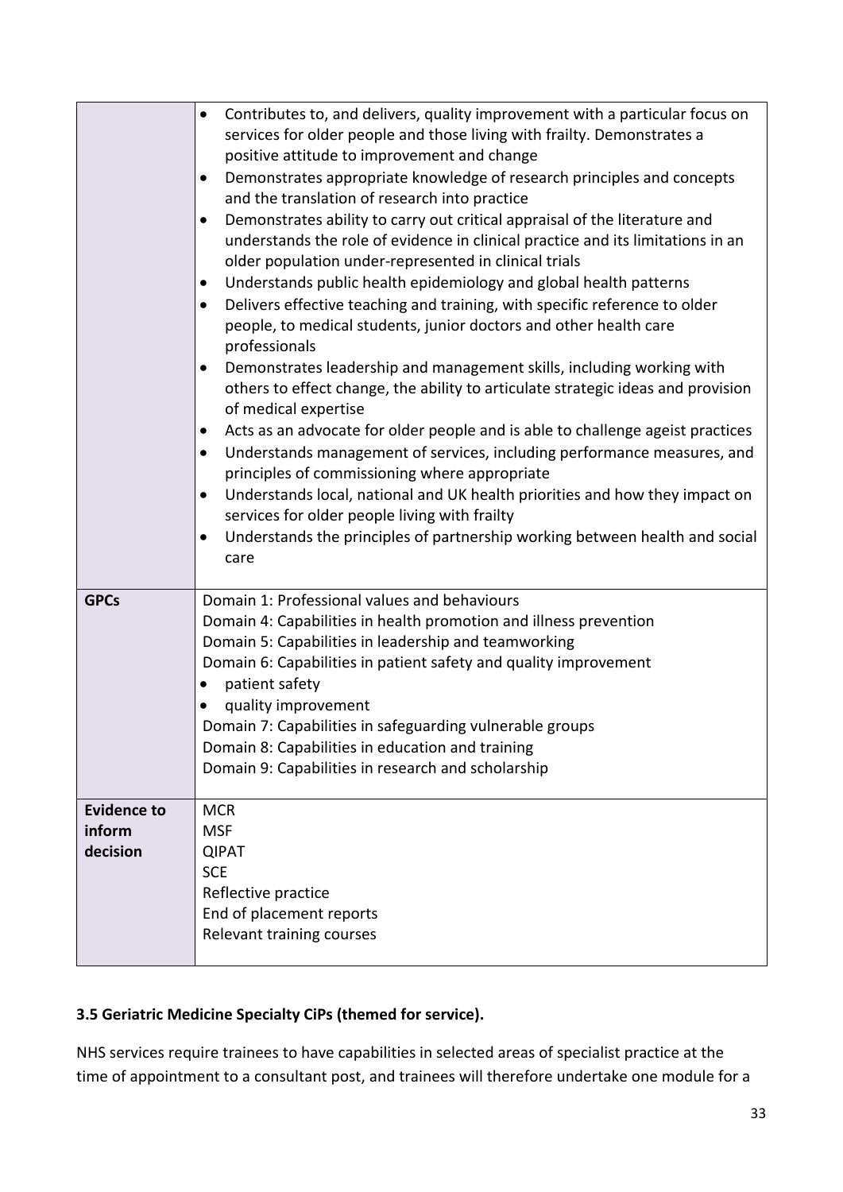| | |
|---|---|
| | • Contributes to, and delivers, quality improvement with a particular focus on services for older people and those living with frailty. Demonstrates a positive attitude to improvement and change<br>• Demonstrates appropriate knowledge of research principles and concepts and the translation of research into practice<br>• Demonstrates ability to carry out critical appraisal of the literature and understands the role of evidence in clinical practice and its limitations in an older population under-represented in clinical trials<br>• Understands public health epidemiology and global health patterns<br>• Delivers effective teaching and training, with specific reference to older people, to medical students, junior doctors and other health care professionals<br>• Demonstrates leadership and management skills, including working with others to effect change, the ability to articulate strategic ideas and provision of medical expertise<br>• Acts as an advocate for older people and is able to challenge ageist practices<br>• Understands management of services, including performance measures, and principles of commissioning where appropriate<br>• Understands local, national and UK health priorities and how they impact on services for older people living with frailty<br>• Understands the principles of partnership working between health and social care |
| **GPCs** | Domain 1: Professional values and behaviours<br>Domain 4: Capabilities in health promotion and illness prevention<br>Domain 5: Capabilities in leadership and teamworking<br>Domain 6: Capabilities in patient safety and quality improvement<br>• patient safety<br>• quality improvement<br>Domain 7: Capabilities in safeguarding vulnerable groups<br>Domain 8: Capabilities in education and training<br>Domain 9: Capabilities in research and scholarship |
| **Evidence to inform decision** | MCR<br>MSF<br>QIPAT<br>SCE<br>Reflective practice<br>End of placement reports<br>Relevant training courses |

### 3.5 Geriatric Medicine Specialty CiPs (themed for service).

NHS services require trainees to have capabilities in selected areas of specialist practice at the time of appointment to a consultant post, and trainees will therefore undertake one module for a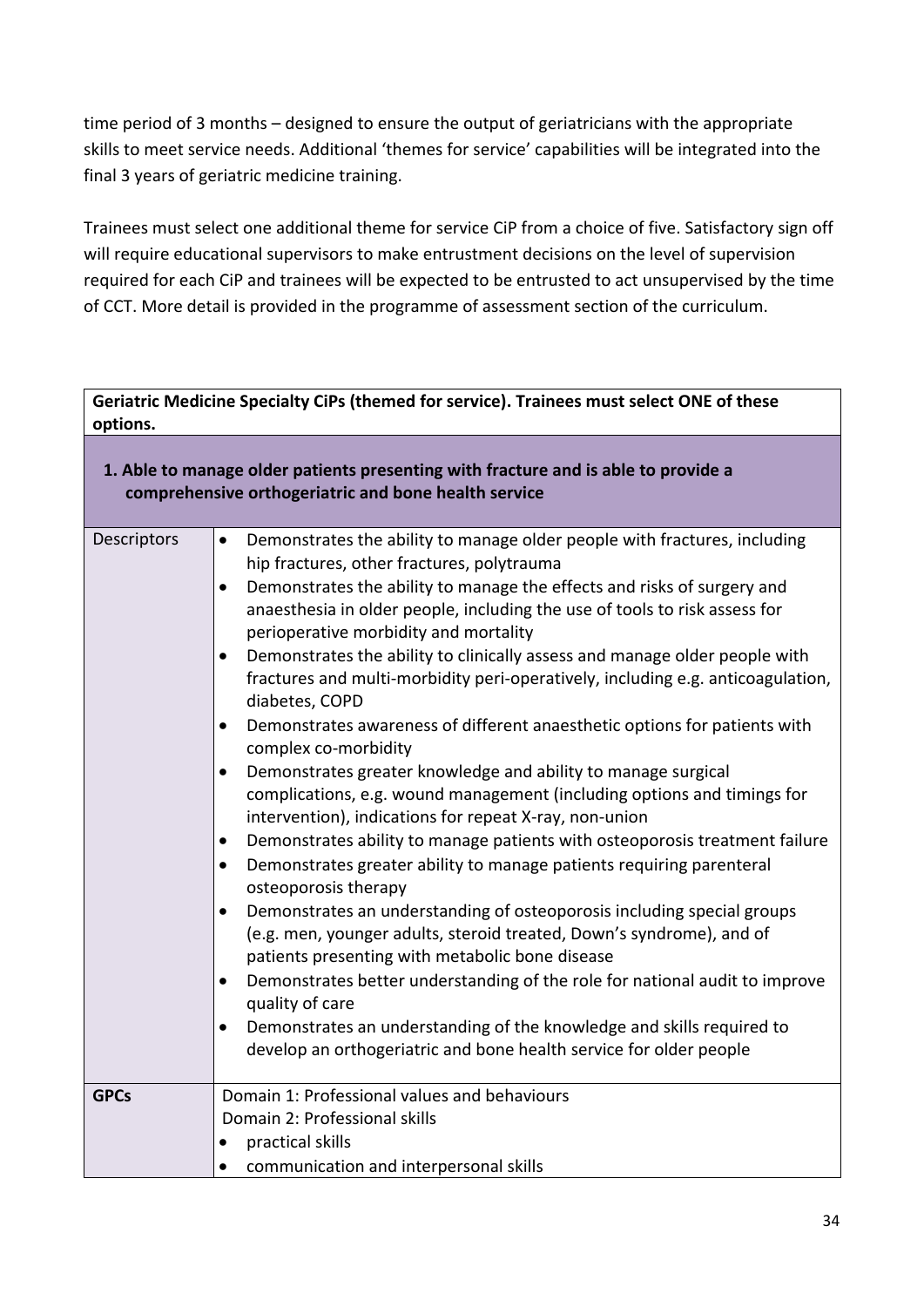time period of 3 months – designed to ensure the output of geriatricians with the appropriate skills to meet service needs. Additional 'themes for service' capabilities will be integrated into the final 3 years of geriatric medicine training.

Trainees must select one additional theme for service CiP from a choice of five. Satisfactory sign off will require educational supervisors to make entrustment decisions on the level of supervision required for each CiP and trainees will be expected to be entrusted to act unsupervised by the time of CCT. More detail is provided in the programme of assessment section of the curriculum.

| **Geriatric Medicine Specialty CiPs (themed for service). Trainees must select ONE of these options.** | |
|---|---|
| **1. Able to manage older patients presenting with fracture and is able to provide a comprehensive orthogeriatric and bone health service** | |
| Descriptors | • Demonstrates the ability to manage older people with fractures, including hip fractures, other fractures, polytrauma<br>• Demonstrates the ability to manage the effects and risks of surgery and anaesthesia in older people, including the use of tools to risk assess for perioperative morbidity and mortality<br>• Demonstrates the ability to clinically assess and manage older people with fractures and multi-morbidity peri-operatively, including e.g. anticoagulation, diabetes, COPD<br>• Demonstrates awareness of different anaesthetic options for patients with complex co-morbidity<br>• Demonstrates greater knowledge and ability to manage surgical complications, e.g. wound management (including options and timings for intervention), indications for repeat X-ray, non-union<br>• Demonstrates ability to manage patients with osteoporosis treatment failure<br>• Demonstrates greater ability to manage patients requiring parenteral osteoporosis therapy<br>• Demonstrates an understanding of osteoporosis including special groups (e.g. men, younger adults, steroid treated, Down's syndrome), and of patients presenting with metabolic bone disease<br>• Demonstrates better understanding of the role for national audit to improve quality of care<br>• Demonstrates an understanding of the knowledge and skills required to develop an orthogeriatric and bone health service for older people |
| **GPCs** | Domain 1: Professional values and behaviours<br>Domain 2: Professional skills<br>• practical skills<br>• communication and interpersonal skills |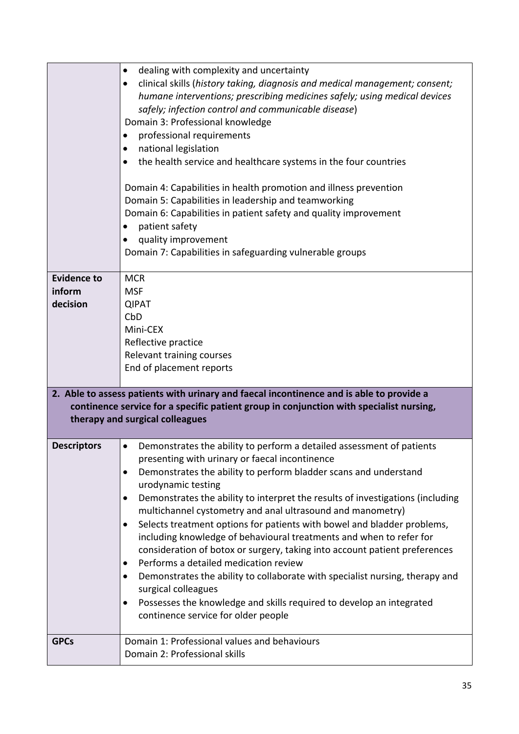| | |
|---|---|
| | • dealing with complexity and uncertainty<br>• clinical skills (*history taking, diagnosis and medical management; consent; humane interventions; prescribing medicines safely; using medical devices safely; infection control and communicable disease*)<br>Domain 3: Professional knowledge<br>• professional requirements<br>• national legislation<br>• the health service and healthcare systems in the four countries<br><br>Domain 4: Capabilities in health promotion and illness prevention<br>Domain 5: Capabilities in leadership and teamworking<br>Domain 6: Capabilities in patient safety and quality improvement<br>• patient safety<br>• quality improvement<br>Domain 7: Capabilities in safeguarding vulnerable groups |
| **Evidence to inform decision** | MCR<br>MSF<br>QIPAT<br>CbD<br>Mini-CEX<br>Reflective practice<br>Relevant training courses<br>End of placement reports |
| **2. Able to assess patients with urinary and faecal incontinence and is able to provide a continence service for a specific patient group in conjunction with specialist nursing, therapy and surgical colleagues** | |
| **Descriptors** | • Demonstrates the ability to perform a detailed assessment of patients presenting with urinary or faecal incontinence<br>• Demonstrates the ability to perform bladder scans and understand urodynamic testing<br>• Demonstrates the ability to interpret the results of investigations (including multichannel cystometry and anal ultrasound and manometry)<br>• Selects treatment options for patients with bowel and bladder problems, including knowledge of behavioural treatments and when to refer for consideration of botox or surgery, taking into account patient preferences<br>• Performs a detailed medication review<br>• Demonstrates the ability to collaborate with specialist nursing, therapy and surgical colleagues<br>• Possesses the knowledge and skills required to develop an integrated continence service for older people |
| **GPCs** | Domain 1: Professional values and behaviours<br>Domain 2: Professional skills |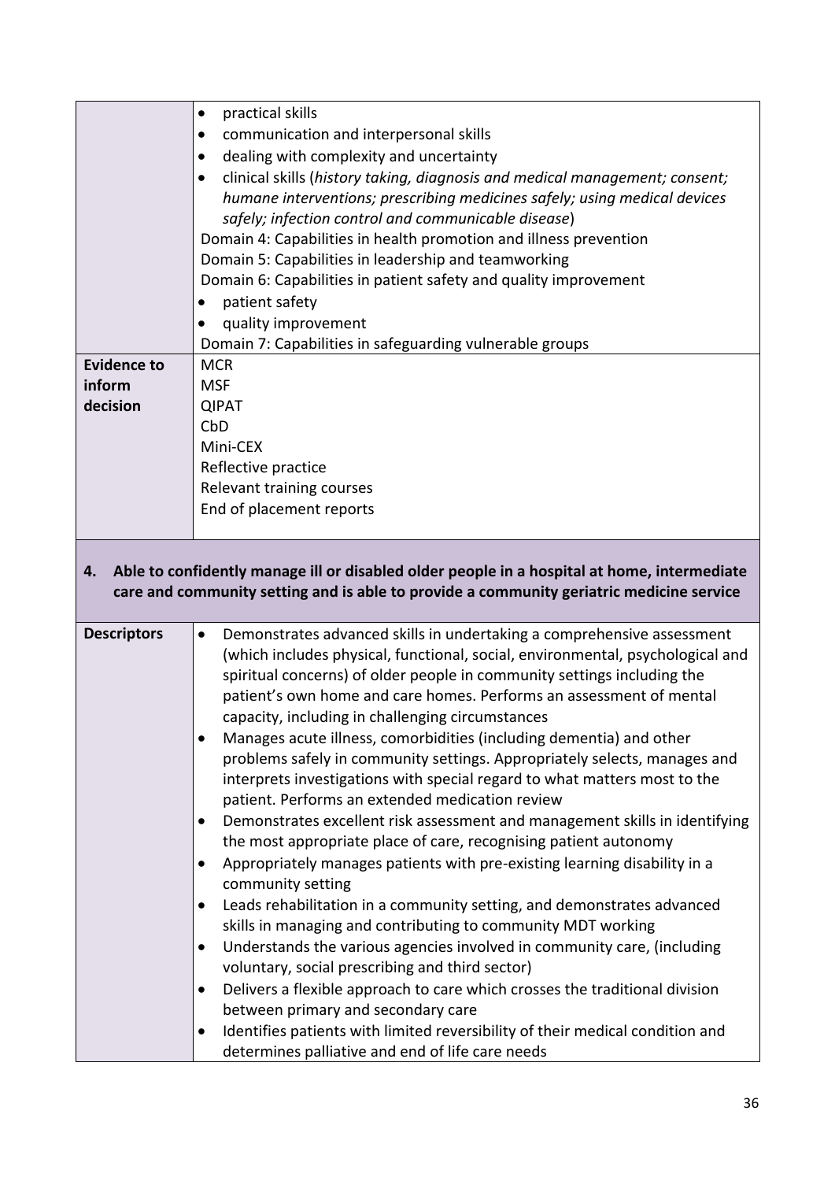| | |
|---|---|
| | • practical skills<br>• communication and interpersonal skills<br>• dealing with complexity and uncertainty<br>• clinical skills (*history taking, diagnosis and medical management; consent; humane interventions; prescribing medicines safely; using medical devices safely; infection control and communicable disease*)<br>Domain 4: Capabilities in health promotion and illness prevention<br>Domain 5: Capabilities in leadership and teamworking<br>Domain 6: Capabilities in patient safety and quality improvement<br>• patient safety<br>• quality improvement<br>Domain 7: Capabilities in safeguarding vulnerable groups |
| **Evidence to inform decision** | MCR<br>MSF<br>QIPAT<br>CbD<br>Mini-CEX<br>Reflective practice<br>Relevant training courses<br>End of placement reports |

**4. Able to confidently manage ill or disabled older people in a hospital at home, intermediate care and community setting and is able to provide a community geriatric medicine service**

| | |
|---|---|
| **Descriptors** | • Demonstrates advanced skills in undertaking a comprehensive assessment (which includes physical, functional, social, environmental, psychological and spiritual concerns) of older people in community settings including the patient's own home and care homes. Performs an assessment of mental capacity, including in challenging circumstances<br>• Manages acute illness, comorbidities (including dementia) and other problems safely in community settings. Appropriately selects, manages and interprets investigations with special regard to what matters most to the patient. Performs an extended medication review<br>• Demonstrates excellent risk assessment and management skills in identifying the most appropriate place of care, recognising patient autonomy<br>• Appropriately manages patients with pre-existing learning disability in a community setting<br>• Leads rehabilitation in a community setting, and demonstrates advanced skills in managing and contributing to community MDT working<br>• Understands the various agencies involved in community care, (including voluntary, social prescribing and third sector)<br>• Delivers a flexible approach to care which crosses the traditional division between primary and secondary care<br>• Identifies patients with limited reversibility of their medical condition and determines palliative and end of life care needs |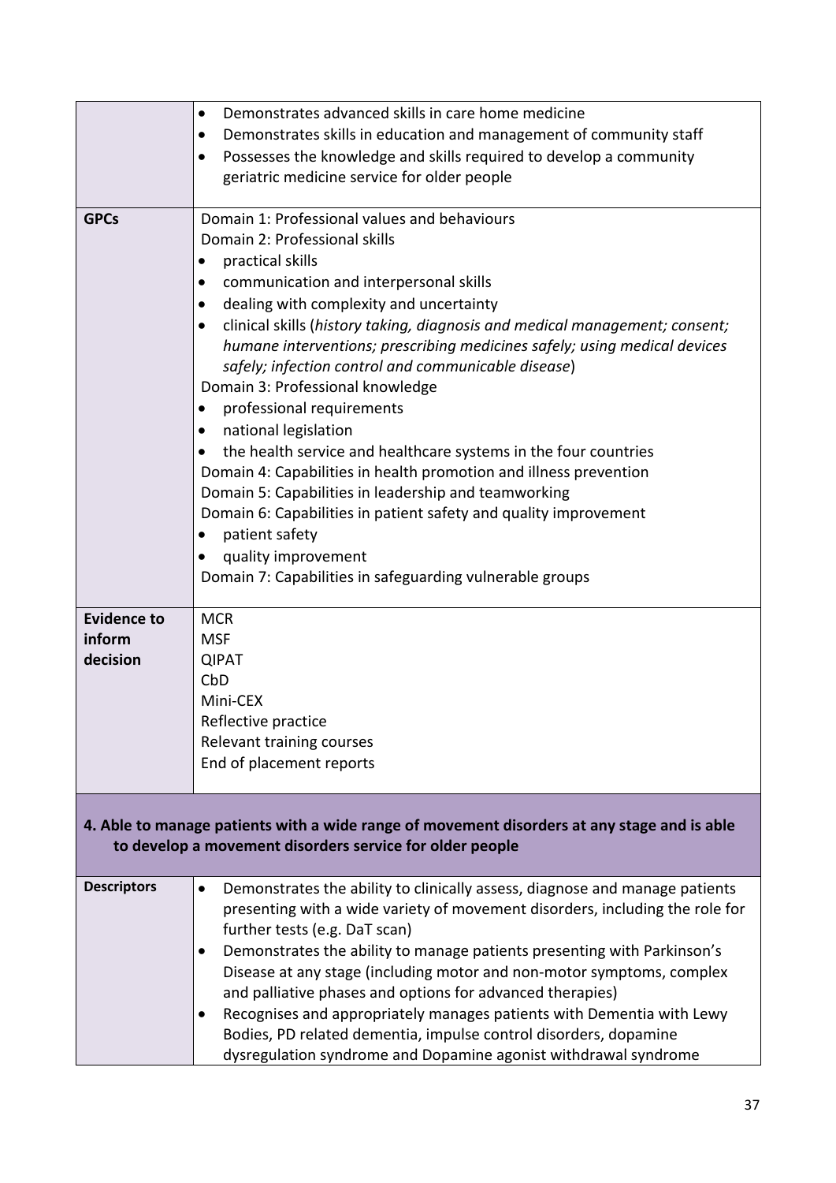| | |
|---|---|
| | • Demonstrates advanced skills in care home medicine<br>• Demonstrates skills in education and management of community staff<br>• Possesses the knowledge and skills required to develop a community geriatric medicine service for older people |
| **GPCs** | Domain 1: Professional values and behaviours<br>Domain 2: Professional skills<br>• practical skills<br>• communication and interpersonal skills<br>• dealing with complexity and uncertainty<br>• clinical skills (*history taking, diagnosis and medical management; consent; humane interventions; prescribing medicines safely; using medical devices safely; infection control and communicable disease*)<br>Domain 3: Professional knowledge<br>• professional requirements<br>• national legislation<br>• the health service and healthcare systems in the four countries<br>Domain 4: Capabilities in health promotion and illness prevention<br>Domain 5: Capabilities in leadership and teamworking<br>Domain 6: Capabilities in patient safety and quality improvement<br>• patient safety<br>• quality improvement<br>Domain 7: Capabilities in safeguarding vulnerable groups |
| **Evidence to inform decision** | MCR<br>MSF<br>QIPAT<br>CbD<br>Mini-CEX<br>Reflective practice<br>Relevant training courses<br>End of placement reports |

**4. Able to manage patients with a wide range of movement disorders at any stage and is able to develop a movement disorders service for older people**

| | |
|---|---|
| **Descriptors** | • Demonstrates the ability to clinically assess, diagnose and manage patients presenting with a wide variety of movement disorders, including the role for further tests (e.g. DaT scan)<br>• Demonstrates the ability to manage patients presenting with Parkinson's Disease at any stage (including motor and non-motor symptoms, complex and palliative phases and options for advanced therapies)<br>• Recognises and appropriately manages patients with Dementia with Lewy Bodies, PD related dementia, impulse control disorders, dopamine dysregulation syndrome and Dopamine agonist withdrawal syndrome |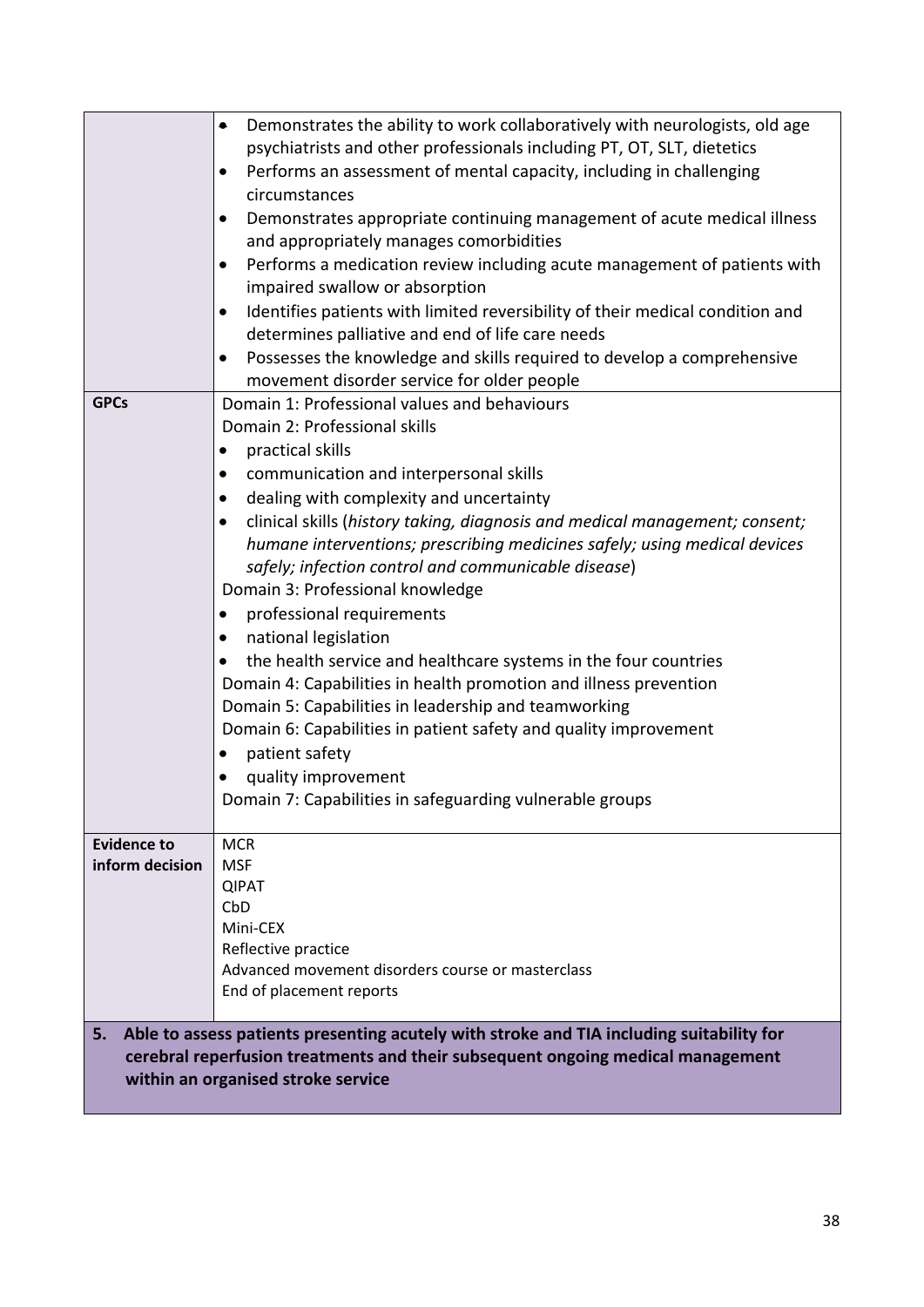| | |
|---|---|
| | • Demonstrates the ability to work collaboratively with neurologists, old age psychiatrists and other professionals including PT, OT, SLT, dietetics<br>• Performs an assessment of mental capacity, including in challenging circumstances<br>• Demonstrates appropriate continuing management of acute medical illness and appropriately manages comorbidities<br>• Performs a medication review including acute management of patients with impaired swallow or absorption<br>• Identifies patients with limited reversibility of their medical condition and determines palliative and end of life care needs<br>• Possesses the knowledge and skills required to develop a comprehensive movement disorder service for older people |
| **GPCs** | Domain 1: Professional values and behaviours<br>Domain 2: Professional skills<br>• practical skills<br>• communication and interpersonal skills<br>• dealing with complexity and uncertainty<br>• clinical skills (*history taking, diagnosis and medical management; consent; humane interventions; prescribing medicines safely; using medical devices safely; infection control and communicable disease*)<br>Domain 3: Professional knowledge<br>• professional requirements<br>• national legislation<br>• the health service and healthcare systems in the four countries<br>Domain 4: Capabilities in health promotion and illness prevention<br>Domain 5: Capabilities in leadership and teamworking<br>Domain 6: Capabilities in patient safety and quality improvement<br>• patient safety<br>• quality improvement<br>Domain 7: Capabilities in safeguarding vulnerable groups |
| **Evidence to inform decision** | MCR<br>MSF<br>QIPAT<br>CbD<br>Mini-CEX<br>Reflective practice<br>Advanced movement disorders course or masterclass<br>End of placement reports |

**5. Able to assess patients presenting acutely with stroke and TIA including suitability for cerebral reperfusion treatments and their subsequent ongoing medical management within an organised stroke service**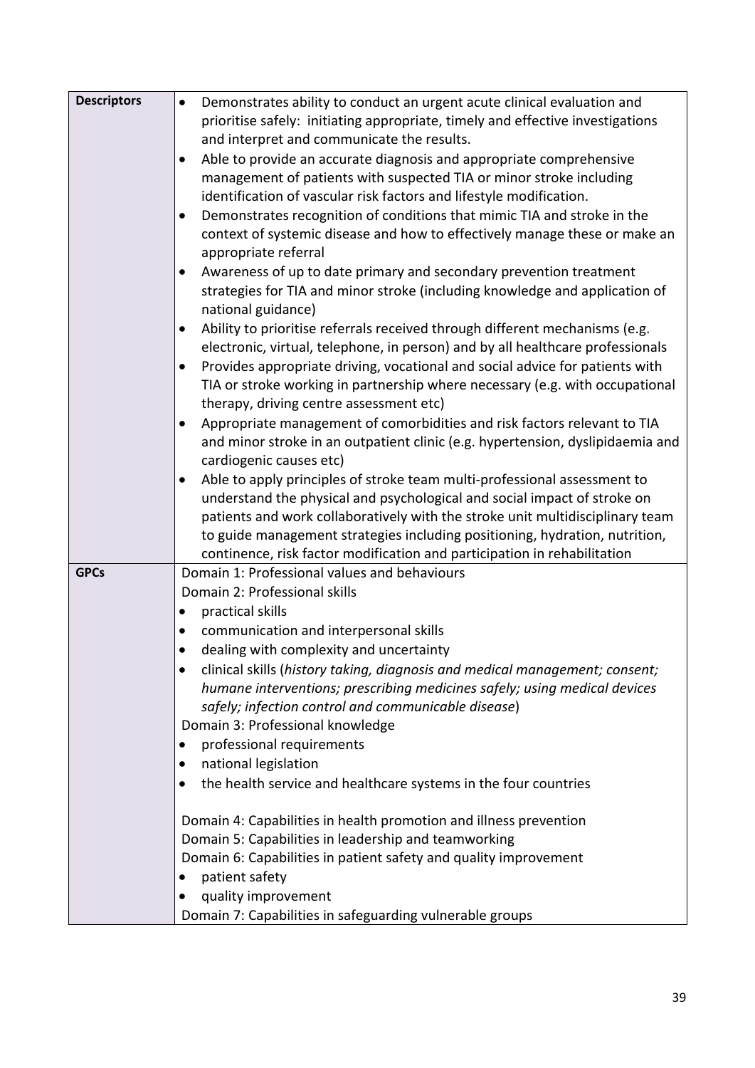| **Descriptors** | <ul><li>Demonstrates ability to conduct an urgent acute clinical evaluation and prioritise safely: initiating appropriate, timely and effective investigations and interpret and communicate the results.</li><li>Able to provide an accurate diagnosis and appropriate comprehensive management of patients with suspected TIA or minor stroke including identification of vascular risk factors and lifestyle modification.</li><li>Demonstrates recognition of conditions that mimic TIA and stroke in the context of systemic disease and how to effectively manage these or make an appropriate referral</li><li>Awareness of up to date primary and secondary prevention treatment strategies for TIA and minor stroke (including knowledge and application of national guidance)</li><li>Ability to prioritise referrals received through different mechanisms (e.g. electronic, virtual, telephone, in person) and by all healthcare professionals</li><li>Provides appropriate driving, vocational and social advice for patients with TIA or stroke working in partnership where necessary (e.g. with occupational therapy, driving centre assessment etc)</li><li>Appropriate management of comorbidities and risk factors relevant to TIA and minor stroke in an outpatient clinic (e.g. hypertension, dyslipidaemia and cardiogenic causes etc)</li><li>Able to apply principles of stroke team multi-professional assessment to understand the physical and psychological and social impact of stroke on patients and work collaboratively with the stroke unit multidisciplinary team to guide management strategies including positioning, hydration, nutrition, continence, risk factor modification and participation in rehabilitation</li></ul> |
|---|---|
| **GPCs** | Domain 1: Professional values and behaviours<br>Domain 2: Professional skills<ul><li>practical skills</li><li>communication and interpersonal skills</li><li>dealing with complexity and uncertainty</li><li>clinical skills (*history taking, diagnosis and medical management; consent; humane interventions; prescribing medicines safely; using medical devices safely; infection control and communicable disease*)</li></ul>Domain 3: Professional knowledge<ul><li>professional requirements</li><li>national legislation</li><li>the health service and healthcare systems in the four countries</li></ul>Domain 4: Capabilities in health promotion and illness prevention<br>Domain 5: Capabilities in leadership and teamworking<br>Domain 6: Capabilities in patient safety and quality improvement<ul><li>patient safety</li><li>quality improvement</li></ul>Domain 7: Capabilities in safeguarding vulnerable groups |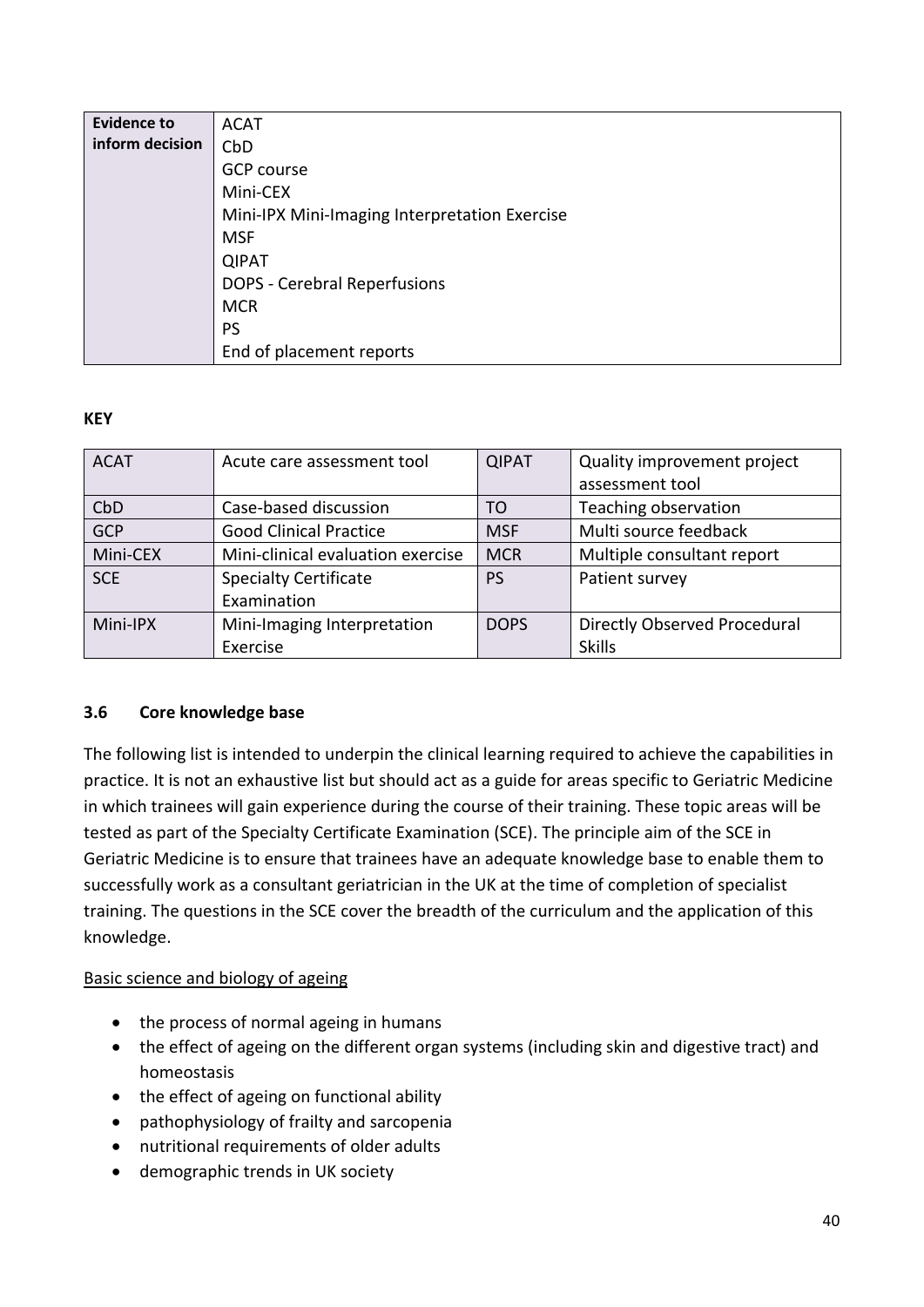| Evidence to inform decision | ACAT<br>CbD<br>GCP course<br>Mini-CEX<br>Mini-IPX Mini-Imaging Interpretation Exercise<br>MSF<br>QIPAT<br>DOPS - Cerebral Reperfusions<br>MCR<br>PS<br>End of placement reports |
|---|---|

**KEY**

| ACAT | Acute care assessment tool | QIPAT | Quality improvement project assessment tool |
|---|---|---|---|
| CbD | Case-based discussion | TO | Teaching observation |
| GCP | Good Clinical Practice | MSF | Multi source feedback |
| Mini-CEX | Mini-clinical evaluation exercise | MCR | Multiple consultant report |
| SCE | Specialty Certificate Examination | PS | Patient survey |
| Mini-IPX | Mini-Imaging Interpretation Exercise | DOPS | Directly Observed Procedural Skills |

### 3.6 Core knowledge base

The following list is intended to underpin the clinical learning required to achieve the capabilities in practice. It is not an exhaustive list but should act as a guide for areas specific to Geriatric Medicine in which trainees will gain experience during the course of their training. These topic areas will be tested as part of the Specialty Certificate Examination (SCE). The principle aim of the SCE in Geriatric Medicine is to ensure that trainees have an adequate knowledge base to enable them to successfully work as a consultant geriatrician in the UK at the time of completion of specialist training. The questions in the SCE cover the breadth of the curriculum and the application of this knowledge.

Basic science and biology of ageing

- the process of normal ageing in humans
- the effect of ageing on the different organ systems (including skin and digestive tract) and homeostasis
- the effect of ageing on functional ability
- pathophysiology of frailty and sarcopenia
- nutritional requirements of older adults
- demographic trends in UK society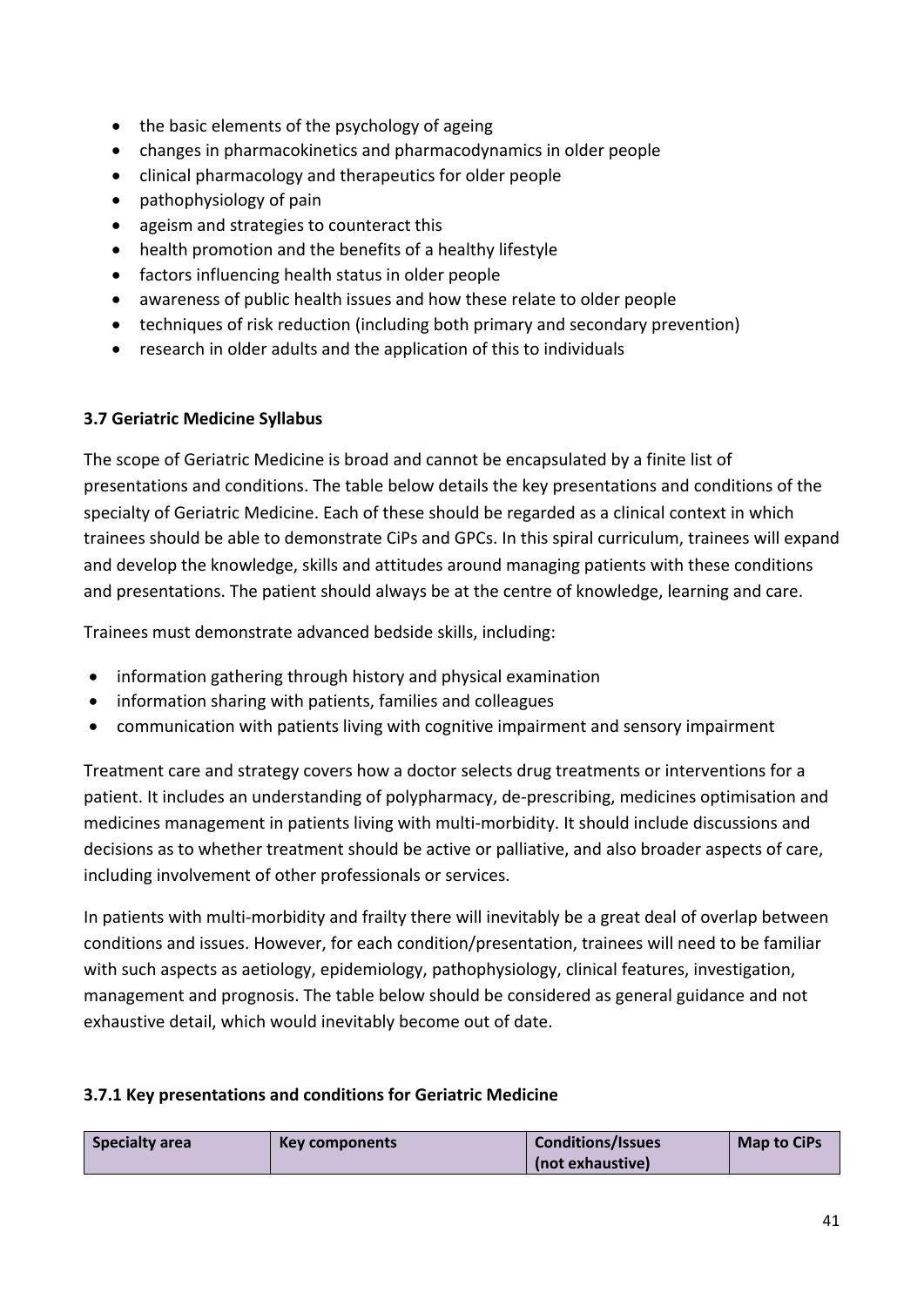- the basic elements of the psychology of ageing
- changes in pharmacokinetics and pharmacodynamics in older people
- clinical pharmacology and therapeutics for older people
- pathophysiology of pain
- ageism and strategies to counteract this
- health promotion and the benefits of a healthy lifestyle
- factors influencing health status in older people
- awareness of public health issues and how these relate to older people
- techniques of risk reduction (including both primary and secondary prevention)
- research in older adults and the application of this to individuals

### 3.7 Geriatric Medicine Syllabus

The scope of Geriatric Medicine is broad and cannot be encapsulated by a finite list of presentations and conditions. The table below details the key presentations and conditions of the specialty of Geriatric Medicine. Each of these should be regarded as a clinical context in which trainees should be able to demonstrate CiPs and GPCs. In this spiral curriculum, trainees will expand and develop the knowledge, skills and attitudes around managing patients with these conditions and presentations. The patient should always be at the centre of knowledge, learning and care.

Trainees must demonstrate advanced bedside skills, including:

- information gathering through history and physical examination
- information sharing with patients, families and colleagues
- communication with patients living with cognitive impairment and sensory impairment

Treatment care and strategy covers how a doctor selects drug treatments or interventions for a patient. It includes an understanding of polypharmacy, de-prescribing, medicines optimisation and medicines management in patients living with multi-morbidity. It should include discussions and decisions as to whether treatment should be active or palliative, and also broader aspects of care, including involvement of other professionals or services.

In patients with multi-morbidity and frailty there will inevitably be a great deal of overlap between conditions and issues. However, for each condition/presentation, trainees will need to be familiar with such aspects as aetiology, epidemiology, pathophysiology, clinical features, investigation, management and prognosis. The table below should be considered as general guidance and not exhaustive detail, which would inevitably become out of date.

#### 3.7.1 Key presentations and conditions for Geriatric Medicine

| Specialty area | Key components | Conditions/Issues (not exhaustive) | Map to CiPs |
|---|---|---|---|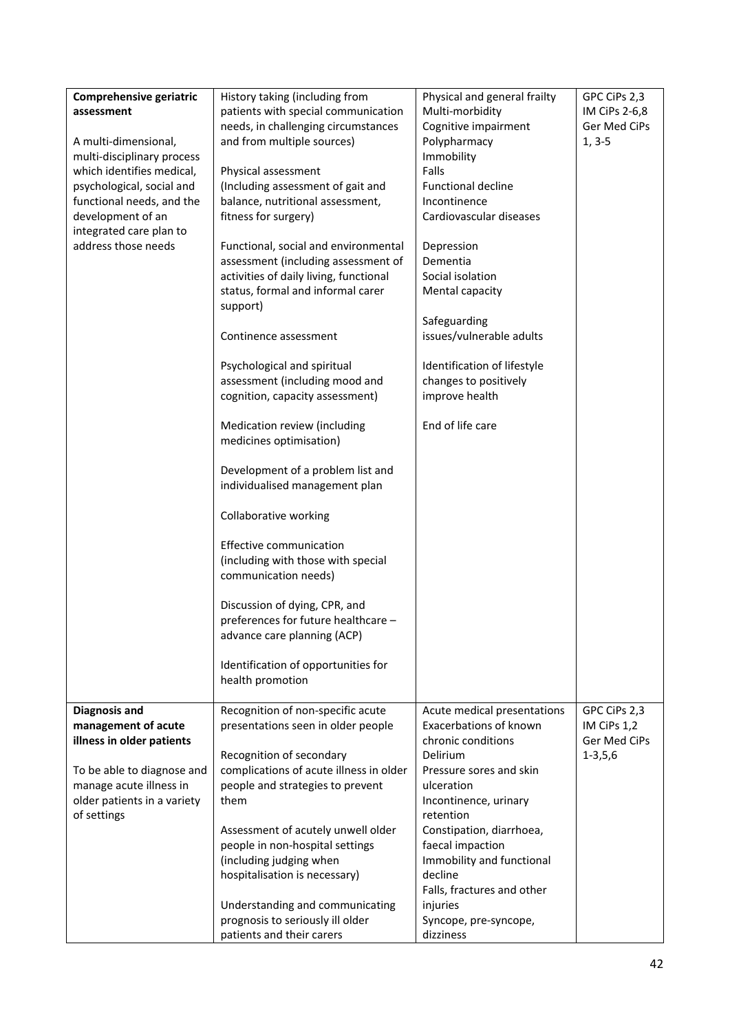| | | | |
|---|---|---|---|
| **Comprehensive geriatric assessment**<br><br>A multi-dimensional, multi-disciplinary process which identifies medical, psychological, social and functional needs, and the development of an integrated care plan to address those needs | History taking (including from patients with special communication needs, in challenging circumstances and from multiple sources)<br><br>Physical assessment (Including assessment of gait and balance, nutritional assessment, fitness for surgery)<br><br>Functional, social and environmental assessment (including assessment of activities of daily living, functional status, formal and informal carer support)<br><br>Continence assessment<br><br>Psychological and spiritual assessment (including mood and cognition, capacity assessment)<br><br>Medication review (including medicines optimisation)<br><br>Development of a problem list and individualised management plan<br><br>Collaborative working<br><br>Effective communication (including with those with special communication needs)<br><br>Discussion of dying, CPR, and preferences for future healthcare – advance care planning (ACP)<br><br>Identification of opportunities for health promotion | Physical and general frailty<br>Multi-morbidity<br>Cognitive impairment<br>Polypharmacy<br>Immobility<br>Falls<br>Functional decline<br>Incontinence<br>Cardiovascular diseases<br><br>Depression<br>Dementia<br>Social isolation<br>Mental capacity<br><br>Safeguarding issues/vulnerable adults<br><br>Identification of lifestyle changes to positively improve health<br><br>End of life care | GPC CiPs 2,3<br>IM CiPs 2-6,8<br>Ger Med CiPs 1, 3-5 |
| **Diagnosis and management of acute illness in older patients**<br><br>To be able to diagnose and manage acute illness in older patients in a variety of settings | Recognition of non-specific acute presentations seen in older people<br><br>Recognition of secondary complications of acute illness in older people and strategies to prevent them<br><br>Assessment of acutely unwell older people in non-hospital settings (including judging when hospitalisation is necessary)<br><br>Understanding and communicating prognosis to seriously ill older patients and their carers | Acute medical presentations<br>Exacerbations of known chronic conditions<br>Delirium<br>Pressure sores and skin ulceration<br>Incontinence, urinary retention<br>Constipation, diarrhoea, faecal impaction<br>Immobility and functional decline<br>Falls, fractures and other injuries<br>Syncope, pre-syncope, dizziness | GPC CiPs 2,3<br>IM CiPs 1,2<br>Ger Med CiPs 1-3,5,6 |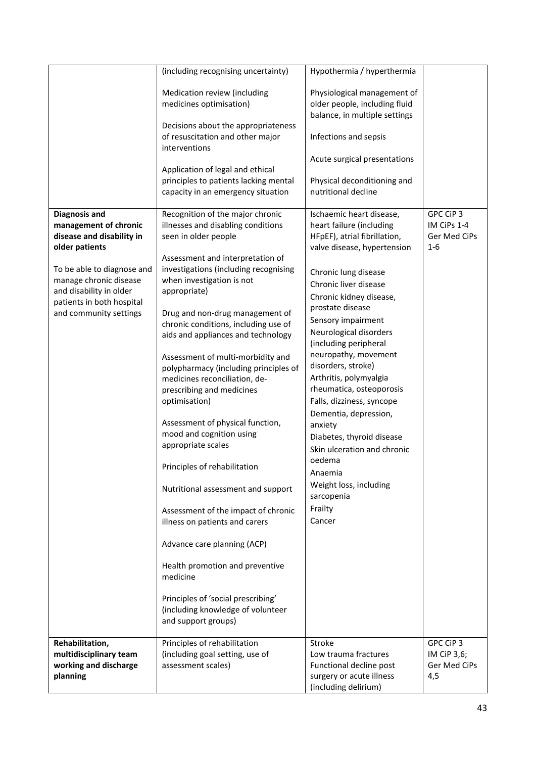| | | | |
|---|---|---|---|
| | (including recognising uncertainty)<br><br>Medication review (including medicines optimisation)<br><br>Decisions about the appropriateness of resuscitation and other major interventions<br><br>Application of legal and ethical principles to patients lacking mental capacity in an emergency situation | Hypothermia / hyperthermia<br><br>Physiological management of older people, including fluid balance, in multiple settings<br><br>Infections and sepsis<br><br>Acute surgical presentations<br><br>Physical deconditioning and nutritional decline | |
| **Diagnosis and management of chronic disease and disability in older patients**<br><br>To be able to diagnose and manage chronic disease and disability in older patients in both hospital and community settings | Recognition of the major chronic illnesses and disabling conditions seen in older people<br><br>Assessment and interpretation of investigations (including recognising when investigation is not appropriate)<br><br>Drug and non-drug management of chronic conditions, including use of aids and appliances and technology<br><br>Assessment of multi-morbidity and polypharmacy (including principles of medicines reconciliation, de-prescribing and medicines optimisation)<br><br>Assessment of physical function, mood and cognition using appropriate scales<br><br>Principles of rehabilitation<br><br>Nutritional assessment and support<br><br>Assessment of the impact of chronic illness on patients and carers<br><br>Advance care planning (ACP)<br><br>Health promotion and preventive medicine<br><br>Principles of 'social prescribing' (including knowledge of volunteer and support groups) | Ischaemic heart disease, heart failure (including HFpEF), atrial fibrillation, valve disease, hypertension<br><br>Chronic lung disease<br>Chronic liver disease<br>Chronic kidney disease, prostate disease<br>Sensory impairment<br>Neurological disorders (including peripheral neuropathy, movement disorders, stroke)<br>Arthritis, polymyalgia rheumatica, osteoporosis<br>Falls, dizziness, syncope<br>Dementia, depression, anxiety<br>Diabetes, thyroid disease<br>Skin ulceration and chronic oedema<br>Anaemia<br>Weight loss, including sarcopenia<br>Frailty<br>Cancer | GPC CiP 3<br>IM CiPs 1-4<br>Ger Med CiPs 1-6 |
| **Rehabilitation, multidisciplinary team working and discharge planning** | Principles of rehabilitation (including goal setting, use of assessment scales) | Stroke<br>Low trauma fractures<br>Functional decline post surgery or acute illness (including delirium) | GPC CiP 3<br>IM CiP 3,6;<br>Ger Med CiPs 4,5 |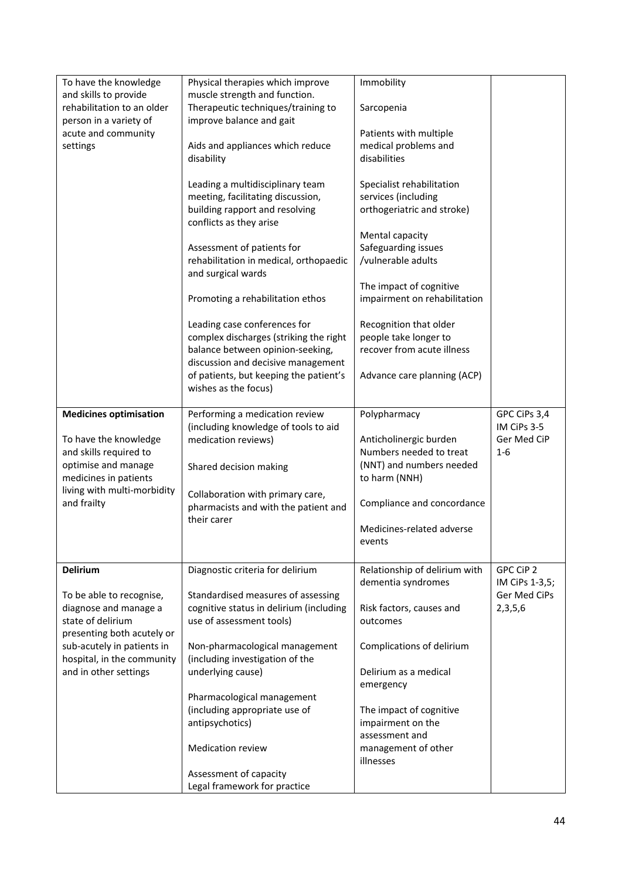| | | | |
|---|---|---|---|
| To have the knowledge and skills to provide rehabilitation to an older person in a variety of acute and community settings | Physical therapies which improve muscle strength and function.<br>Therapeutic techniques/training to improve balance and gait<br><br>Aids and appliances which reduce disability<br><br>Leading a multidisciplinary team meeting, facilitating discussion, building rapport and resolving conflicts as they arise<br><br>Assessment of patients for rehabilitation in medical, orthopaedic and surgical wards<br><br>Promoting a rehabilitation ethos<br><br>Leading case conferences for complex discharges (striking the right balance between opinion-seeking, discussion and decisive management of patients, but keeping the patient's wishes as the focus) | Immobility<br><br>Sarcopenia<br><br>Patients with multiple medical problems and disabilities<br><br>Specialist rehabilitation services (including orthogeriatric and stroke)<br><br>Mental capacity<br>Safeguarding issues /vulnerable adults<br><br>The impact of cognitive impairment on rehabilitation<br><br>Recognition that older people take longer to recover from acute illness<br><br>Advance care planning (ACP) | |
| **Medicines optimisation**<br><br>To have the knowledge and skills required to optimise and manage medicines in patients living with multi-morbidity and frailty | Performing a medication review (including knowledge of tools to aid medication reviews)<br><br>Shared decision making<br><br>Collaboration with primary care, pharmacists and with the patient and their carer | Polypharmacy<br><br>Anticholinergic burden<br>Numbers needed to treat (NNT) and numbers needed to harm (NNH)<br><br>Compliance and concordance<br><br>Medicines-related adverse events | GPC CiPs 3,4<br>IM CiPs 3-5<br>Ger Med CiP 1-6 |
| **Delirium**<br><br>To be able to recognise, diagnose and manage a state of delirium presenting both acutely or sub-acutely in patients in hospital, in the community and in other settings | Diagnostic criteria for delirium<br><br>Standardised measures of assessing cognitive status in delirium (including use of assessment tools)<br><br>Non-pharmacological management (including investigation of the underlying cause)<br><br>Pharmacological management (including appropriate use of antipsychotics)<br><br>Medication review<br><br>Assessment of capacity<br>Legal framework for practice | Relationship of delirium with dementia syndromes<br><br>Risk factors, causes and outcomes<br><br>Complications of delirium<br><br>Delirium as a medical emergency<br><br>The impact of cognitive impairment on the assessment and management of other illnesses | GPC CiP 2<br>IM CiPs 1-3,5;<br>Ger Med CiPs 2,3,5,6 |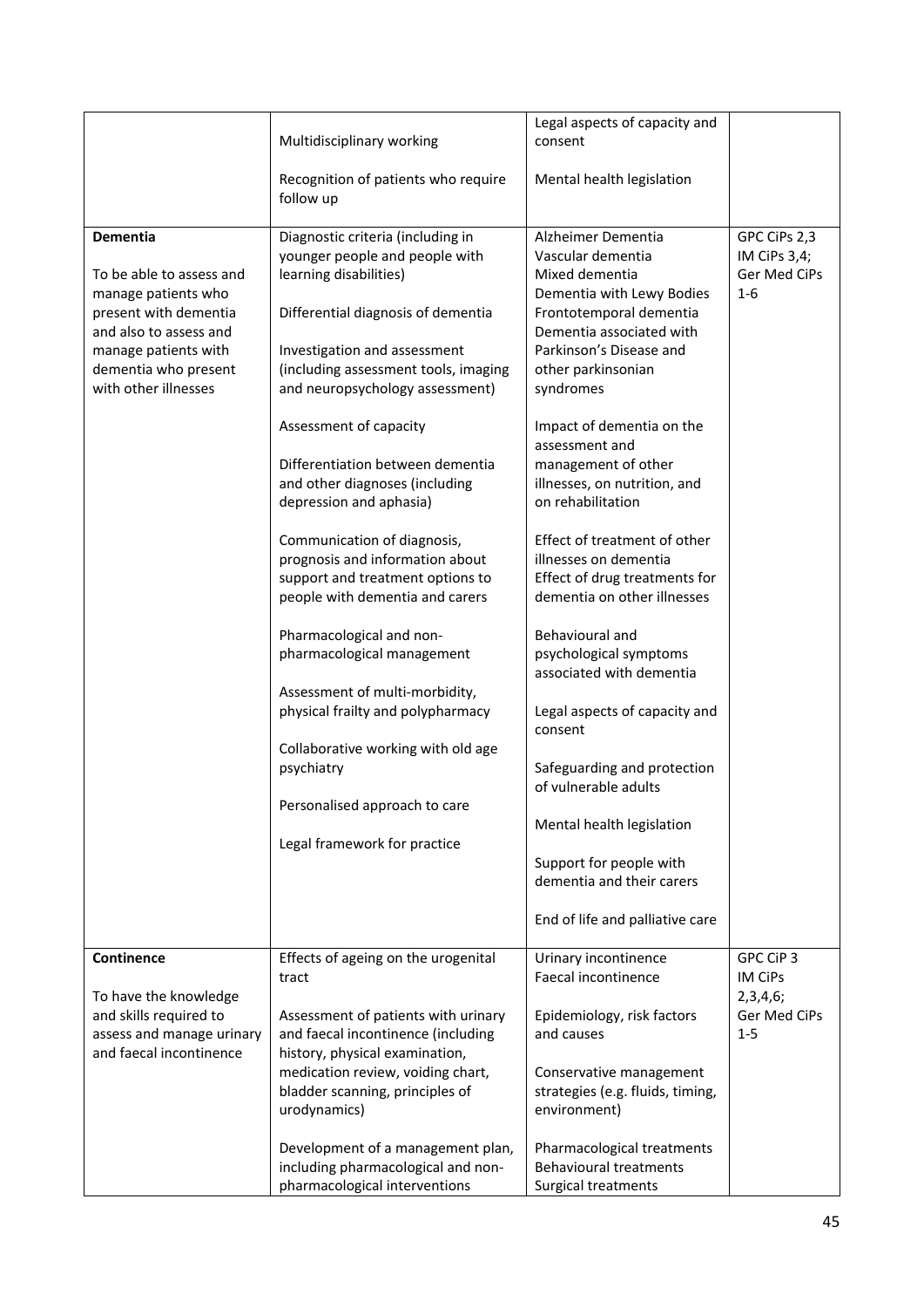| | | | |
|---|---|---|---|
| | Multidisciplinary working<br><br>Recognition of patients who require follow up | Legal aspects of capacity and consent<br><br>Mental health legislation | |
| **Dementia**<br><br>To be able to assess and manage patients who present with dementia and also to assess and manage patients with dementia who present with other illnesses | Diagnostic criteria (including in younger people and people with learning disabilities)<br><br>Differential diagnosis of dementia<br><br>Investigation and assessment (including assessment tools, imaging and neuropsychology assessment)<br><br>Assessment of capacity<br><br>Differentiation between dementia and other diagnoses (including depression and aphasia)<br><br>Communication of diagnosis, prognosis and information about support and treatment options to people with dementia and carers<br><br>Pharmacological and non-pharmacological management<br><br>Assessment of multi-morbidity, physical frailty and polypharmacy<br><br>Collaborative working with old age psychiatry<br><br>Personalised approach to care<br><br>Legal framework for practice | Alzheimer Dementia<br>Vascular dementia<br>Mixed dementia<br>Dementia with Lewy Bodies<br>Frontotemporal dementia<br>Dementia associated with Parkinson's Disease and other parkinsonian syndromes<br><br>Impact of dementia on the assessment and management of other illnesses, on nutrition, and on rehabilitation<br><br>Effect of treatment of other illnesses on dementia<br>Effect of drug treatments for dementia on other illnesses<br><br>Behavioural and psychological symptoms associated with dementia<br><br>Legal aspects of capacity and consent<br><br>Safeguarding and protection of vulnerable adults<br><br>Mental health legislation<br><br>Support for people with dementia and their carers<br><br>End of life and palliative care | GPC CiPs 2,3<br>IM CiPs 3,4;<br>Ger Med CiPs 1-6 |
| **Continence**<br><br>To have the knowledge and skills required to assess and manage urinary and faecal incontinence | Effects of ageing on the urogenital tract<br><br>Assessment of patients with urinary and faecal incontinence (including history, physical examination, medication review, voiding chart, bladder scanning, principles of urodynamics)<br><br>Development of a management plan, including pharmacological and non-pharmacological interventions | Urinary incontinence<br>Faecal incontinence<br><br>Epidemiology, risk factors and causes<br><br>Conservative management strategies (e.g. fluids, timing, environment)<br><br>Pharmacological treatments<br>Behavioural treatments<br>Surgical treatments | GPC CiP 3<br>IM CiPs 2,3,4,6;<br>Ger Med CiPs 1-5 |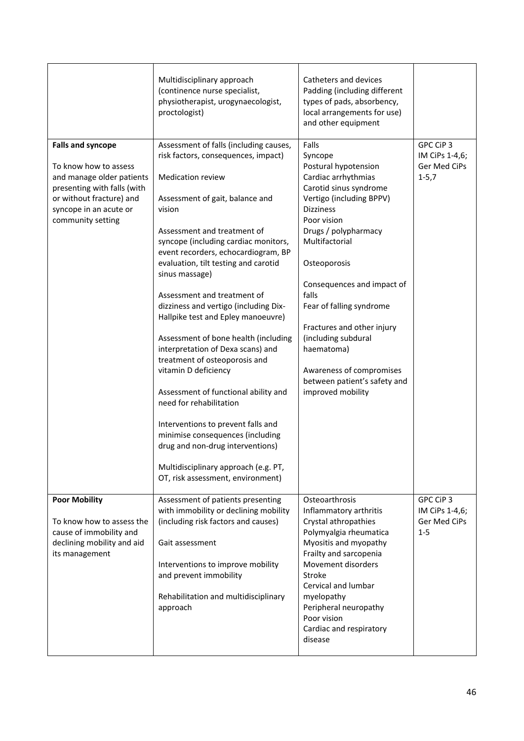| | | | |
|---|---|---|---|
| | Multidisciplinary approach (continence nurse specialist, physiotherapist, urogynaecologist, proctologist) | Catheters and devices<br>Padding (including different types of pads, absorbency, local arrangements for use) and other equipment | |
| **Falls and syncope**<br><br>To know how to assess and manage older patients presenting with falls (with or without fracture) and syncope in an acute or community setting | Assessment of falls (including causes, risk factors, consequences, impact)<br><br>Medication review<br><br>Assessment of gait, balance and vision<br><br>Assessment and treatment of syncope (including cardiac monitors, event recorders, echocardiogram, BP evaluation, tilt testing and carotid sinus massage)<br><br>Assessment and treatment of dizziness and vertigo (including Dix-Hallpike test and Epley manoeuvre)<br><br>Assessment of bone health (including interpretation of Dexa scans) and treatment of osteoporosis and vitamin D deficiency<br><br>Assessment of functional ability and need for rehabilitation<br><br>Interventions to prevent falls and minimise consequences (including drug and non-drug interventions)<br><br>Multidisciplinary approach (e.g. PT, OT, risk assessment, environment) | Falls<br>Syncope<br>Postural hypotension<br>Cardiac arrhythmias<br>Carotid sinus syndrome<br>Vertigo (including BPPV)<br>Dizziness<br>Poor vision<br>Drugs / polypharmacy<br>Multifactorial<br><br>Osteoporosis<br><br>Consequences and impact of falls<br>Fear of falling syndrome<br><br>Fractures and other injury (including subdural haematoma)<br><br>Awareness of compromises between patient's safety and improved mobility | GPC CiP 3<br>IM CiPs 1-4,6;<br>Ger Med CiPs 1-5,7 |
| **Poor Mobility**<br><br>To know how to assess the cause of immobility and declining mobility and aid its management | Assessment of patients presenting with immobility or declining mobility (including risk factors and causes)<br><br>Gait assessment<br><br>Interventions to improve mobility and prevent immobility<br><br>Rehabilitation and multidisciplinary approach | Osteoarthrosis<br>Inflammatory arthritis<br>Crystal athropathies<br>Polymyalgia rheumatica<br>Myositis and myopathy<br>Frailty and sarcopenia<br>Movement disorders<br>Stroke<br>Cervical and lumbar myelopathy<br>Peripheral neuropathy<br>Poor vision<br>Cardiac and respiratory disease | GPC CiP 3<br>IM CiPs 1-4,6;<br>Ger Med CiPs 1-5 |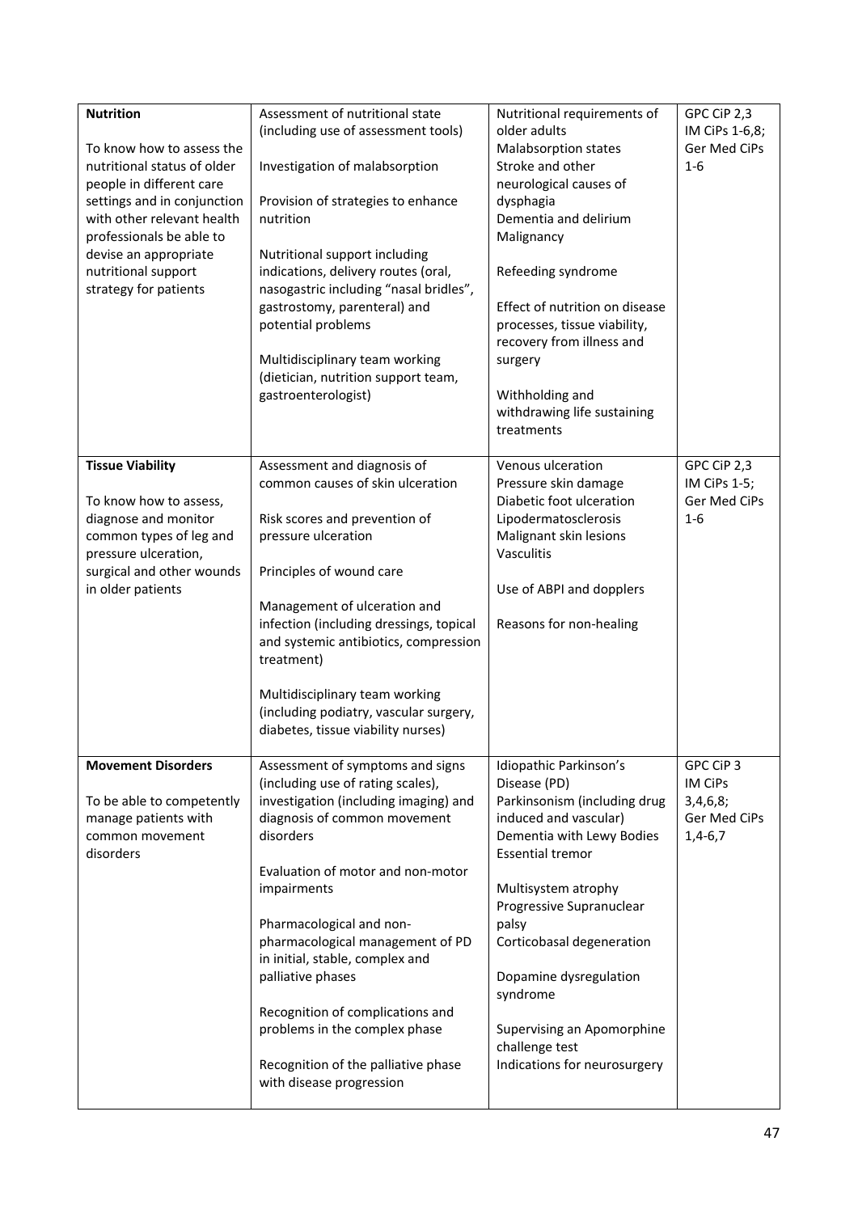| **Nutrition**<br><br>To know how to assess the nutritional status of older people in different care settings and in conjunction with other relevant health professionals be able to devise an appropriate nutritional support strategy for patients | Assessment of nutritional state (including use of assessment tools)<br><br>Investigation of malabsorption<br><br>Provision of strategies to enhance nutrition<br><br>Nutritional support including indications, delivery routes (oral, nasogastric including "nasal bridles", gastrostomy, parenteral) and potential problems<br><br>Multidisciplinary team working (dietician, nutrition support team, gastroenterologist) | Nutritional requirements of older adults<br>Malabsorption states<br>Stroke and other neurological causes of dysphagia<br>Dementia and delirium<br>Malignancy<br><br>Refeeding syndrome<br><br>Effect of nutrition on disease processes, tissue viability, recovery from illness and surgery<br><br>Withholding and withdrawing life sustaining treatments | GPC CiP 2,3<br>IM CiPs 1-6,8;<br>Ger Med CiPs 1-6 |
|---|---|---|---|
| **Tissue Viability**<br><br>To know how to assess, diagnose and monitor common types of leg and pressure ulceration, surgical and other wounds in older patients | Assessment and diagnosis of common causes of skin ulceration<br><br>Risk scores and prevention of pressure ulceration<br><br>Principles of wound care<br><br>Management of ulceration and infection (including dressings, topical and systemic antibiotics, compression treatment)<br><br>Multidisciplinary team working (including podiatry, vascular surgery, diabetes, tissue viability nurses) | Venous ulceration<br>Pressure skin damage<br>Diabetic foot ulceration<br>Lipodermatosclerosis<br>Malignant skin lesions<br>Vasculitis<br><br>Use of ABPI and dopplers<br><br>Reasons for non-healing | GPC CiP 2,3<br>IM CiPs 1-5;<br>Ger Med CiPs 1-6 |
| **Movement Disorders**<br><br>To be able to competently manage patients with common movement disorders | Assessment of symptoms and signs (including use of rating scales), investigation (including imaging) and diagnosis of common movement disorders<br><br>Evaluation of motor and non-motor impairments<br><br>Pharmacological and non-pharmacological management of PD in initial, stable, complex and palliative phases<br><br>Recognition of complications and problems in the complex phase<br><br>Recognition of the palliative phase with disease progression | Idiopathic Parkinson's Disease (PD)<br>Parkinsonism (including drug induced and vascular)<br>Dementia with Lewy Bodies<br>Essential tremor<br><br>Multisystem atrophy<br>Progressive Supranuclear palsy<br>Corticobasal degeneration<br><br>Dopamine dysregulation syndrome<br><br>Supervising an Apomorphine challenge test<br>Indications for neurosurgery | GPC CiP 3<br>IM CiPs 3,4,6,8;<br>Ger Med CiPs 1,4-6,7 |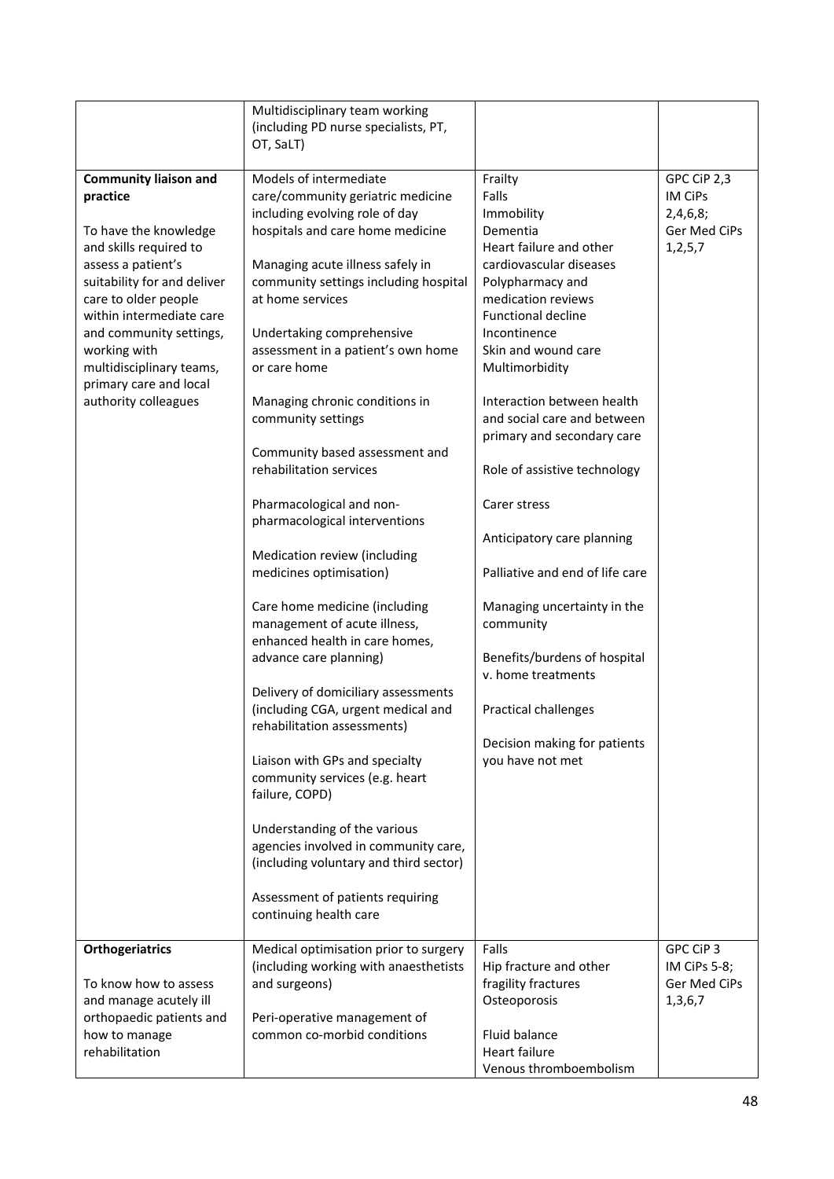| | | | |
|---|---|---|---|
| | Multidisciplinary team working (including PD nurse specialists, PT, OT, SaLT) | | |
| **Community liaison and practice**<br><br>To have the knowledge and skills required to assess a patient's suitability for and deliver care to older people within intermediate care and community settings, working with multidisciplinary teams, primary care and local authority colleagues | Models of intermediate care/community geriatric medicine including evolving role of day hospitals and care home medicine<br><br>Managing acute illness safely in community settings including hospital at home services<br><br>Undertaking comprehensive assessment in a patient's own home or care home<br><br>Managing chronic conditions in community settings<br><br>Community based assessment and rehabilitation services<br><br>Pharmacological and non-pharmacological interventions<br><br>Medication review (including medicines optimisation)<br><br>Care home medicine (including management of acute illness, enhanced health in care homes, advance care planning)<br><br>Delivery of domiciliary assessments (including CGA, urgent medical and rehabilitation assessments)<br><br>Liaison with GPs and specialty community services (e.g. heart failure, COPD)<br><br>Understanding of the various agencies involved in community care, (including voluntary and third sector)<br><br>Assessment of patients requiring continuing health care | Frailty<br>Falls<br>Immobility<br>Dementia<br>Heart failure and other cardiovascular diseases<br>Polypharmacy and medication reviews<br>Functional decline<br>Incontinence<br>Skin and wound care<br>Multimorbidity<br><br>Interaction between health and social care and between primary and secondary care<br><br>Role of assistive technology<br><br>Carer stress<br><br>Anticipatory care planning<br><br>Palliative and end of life care<br><br>Managing uncertainty in the community<br><br>Benefits/burdens of hospital v. home treatments<br><br>Practical challenges<br><br>Decision making for patients you have not met | GPC CiP 2,3<br>IM CiPs 2,4,6,8;<br>Ger Med CiPs 1,2,5,7 |
| **Orthogeriatrics**<br><br>To know how to assess and manage acutely ill orthopaedic patients and how to manage rehabilitation | Medical optimisation prior to surgery (including working with anaesthetists and surgeons)<br><br>Peri-operative management of common co-morbid conditions | Falls<br>Hip fracture and other fragility fractures<br>Osteoporosis<br><br>Fluid balance<br>Heart failure<br>Venous thromboembolism | GPC CiP 3<br>IM CiPs 5-8;<br>Ger Med CiPs 1,3,6,7 |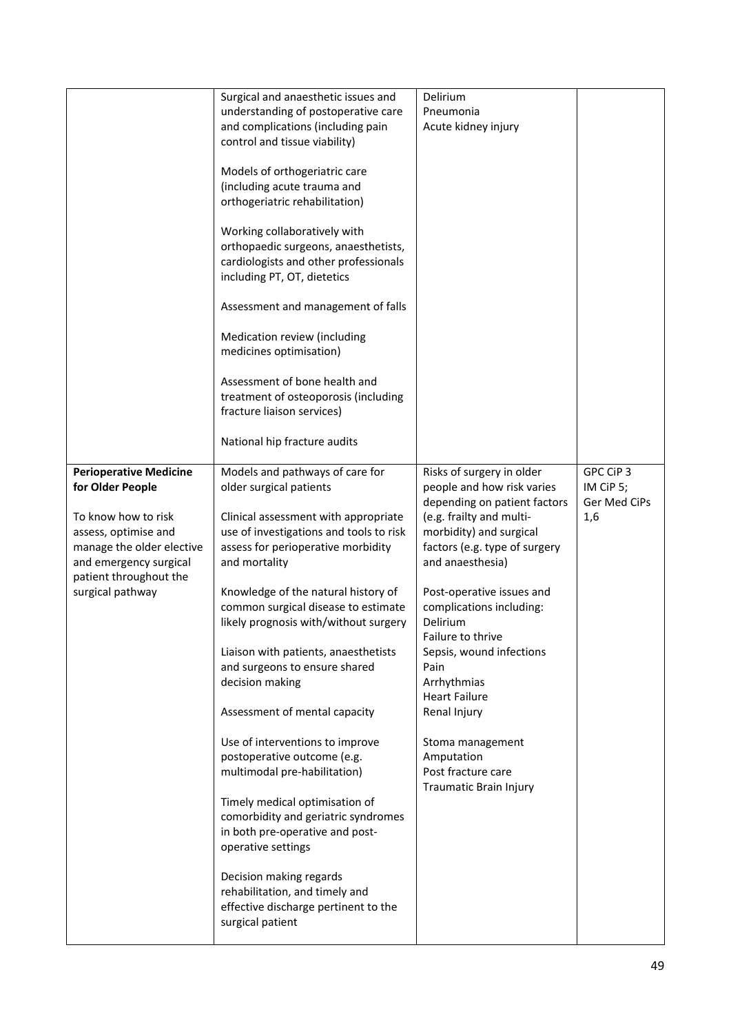| | | | |
|---|---|---|---|
| | Surgical and anaesthetic issues and understanding of postoperative care and complications (including pain control and tissue viability)<br><br>Models of orthogeriatric care (including acute trauma and orthogeriatric rehabilitation)<br><br>Working collaboratively with orthopaedic surgeons, anaesthetists, cardiologists and other professionals including PT, OT, dietetics<br><br>Assessment and management of falls<br><br>Medication review (including medicines optimisation)<br><br>Assessment of bone health and treatment of osteoporosis (including fracture liaison services)<br><br>National hip fracture audits | Delirium<br>Pneumonia<br>Acute kidney injury | |
| **Perioperative Medicine for Older People**<br><br>To know how to risk assess, optimise and manage the older elective and emergency surgical patient throughout the surgical pathway | Models and pathways of care for older surgical patients<br><br>Clinical assessment with appropriate use of investigations and tools to risk assess for perioperative morbidity and mortality<br><br>Knowledge of the natural history of common surgical disease to estimate likely prognosis with/without surgery<br><br>Liaison with patients, anaesthetists and surgeons to ensure shared decision making<br><br>Assessment of mental capacity<br><br>Use of interventions to improve postoperative outcome (e.g. multimodal pre-habilitation)<br><br>Timely medical optimisation of comorbidity and geriatric syndromes in both pre-operative and post-operative settings<br><br>Decision making regards rehabilitation, and timely and effective discharge pertinent to the surgical patient | Risks of surgery in older people and how risk varies depending on patient factors (e.g. frailty and multi-morbidity) and surgical factors (e.g. type of surgery and anaesthesia)<br><br>Post-operative issues and complications including:<br>Delirium<br>Failure to thrive<br>Sepsis, wound infections<br>Pain<br>Arrhythmias<br>Heart Failure<br>Renal Injury<br><br>Stoma management<br>Amputation<br>Post fracture care<br>Traumatic Brain Injury | GPC CiP 3<br>IM CiP 5;<br>Ger Med CiPs 1,6 |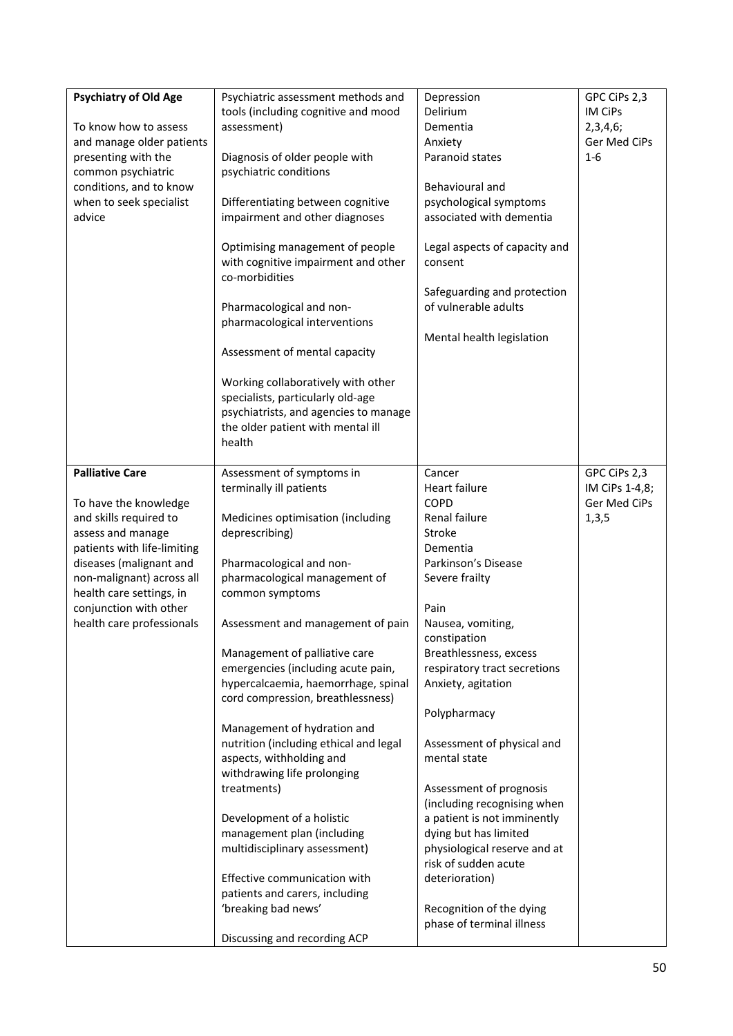| | | | |
|---|---|---|---|
| **Psychiatry of Old Age**<br><br>To know how to assess and manage older patients presenting with the common psychiatric conditions, and to know when to seek specialist advice | Psychiatric assessment methods and tools (including cognitive and mood assessment)<br><br>Diagnosis of older people with psychiatric conditions<br><br>Differentiating between cognitive impairment and other diagnoses<br><br>Optimising management of people with cognitive impairment and other co-morbidities<br><br>Pharmacological and non-pharmacological interventions<br><br>Assessment of mental capacity<br><br>Working collaboratively with other specialists, particularly old-age psychiatrists, and agencies to manage the older patient with mental ill health | Depression<br>Delirium<br>Dementia<br>Anxiety<br>Paranoid states<br><br>Behavioural and psychological symptoms associated with dementia<br><br>Legal aspects of capacity and consent<br><br>Safeguarding and protection of vulnerable adults<br><br>Mental health legislation | GPC CiPs 2,3<br>IM CiPs 2,3,4,6;<br>Ger Med CiPs 1-6 |
| **Palliative Care**<br><br>To have the knowledge and skills required to assess and manage patients with life-limiting diseases (malignant and non-malignant) across all health care settings, in conjunction with other health care professionals | Assessment of symptoms in terminally ill patients<br><br>Medicines optimisation (including deprescribing)<br><br>Pharmacological and non-pharmacological management of common symptoms<br><br>Assessment and management of pain<br><br>Management of palliative care emergencies (including acute pain, hypercalcaemia, haemorrhage, spinal cord compression, breathlessness)<br><br>Management of hydration and nutrition (including ethical and legal aspects, withholding and withdrawing life prolonging treatments)<br><br>Development of a holistic management plan (including multidisciplinary assessment)<br><br>Effective communication with patients and carers, including 'breaking bad news'<br><br>Discussing and recording ACP | Cancer<br>Heart failure<br>COPD<br>Renal failure<br>Stroke<br>Dementia<br>Parkinson's Disease<br>Severe frailty<br><br>Pain<br>Nausea, vomiting, constipation<br>Breathlessness, excess respiratory tract secretions<br>Anxiety, agitation<br><br>Polypharmacy<br><br>Assessment of physical and mental state<br><br>Assessment of prognosis (including recognising when a patient is not imminently dying but has limited physiological reserve and at risk of sudden acute deterioration)<br><br>Recognition of the dying phase of terminal illness | GPC CiPs 2,3<br>IM CiPs 1-4,8;<br>Ger Med CiPs 1,3,5 |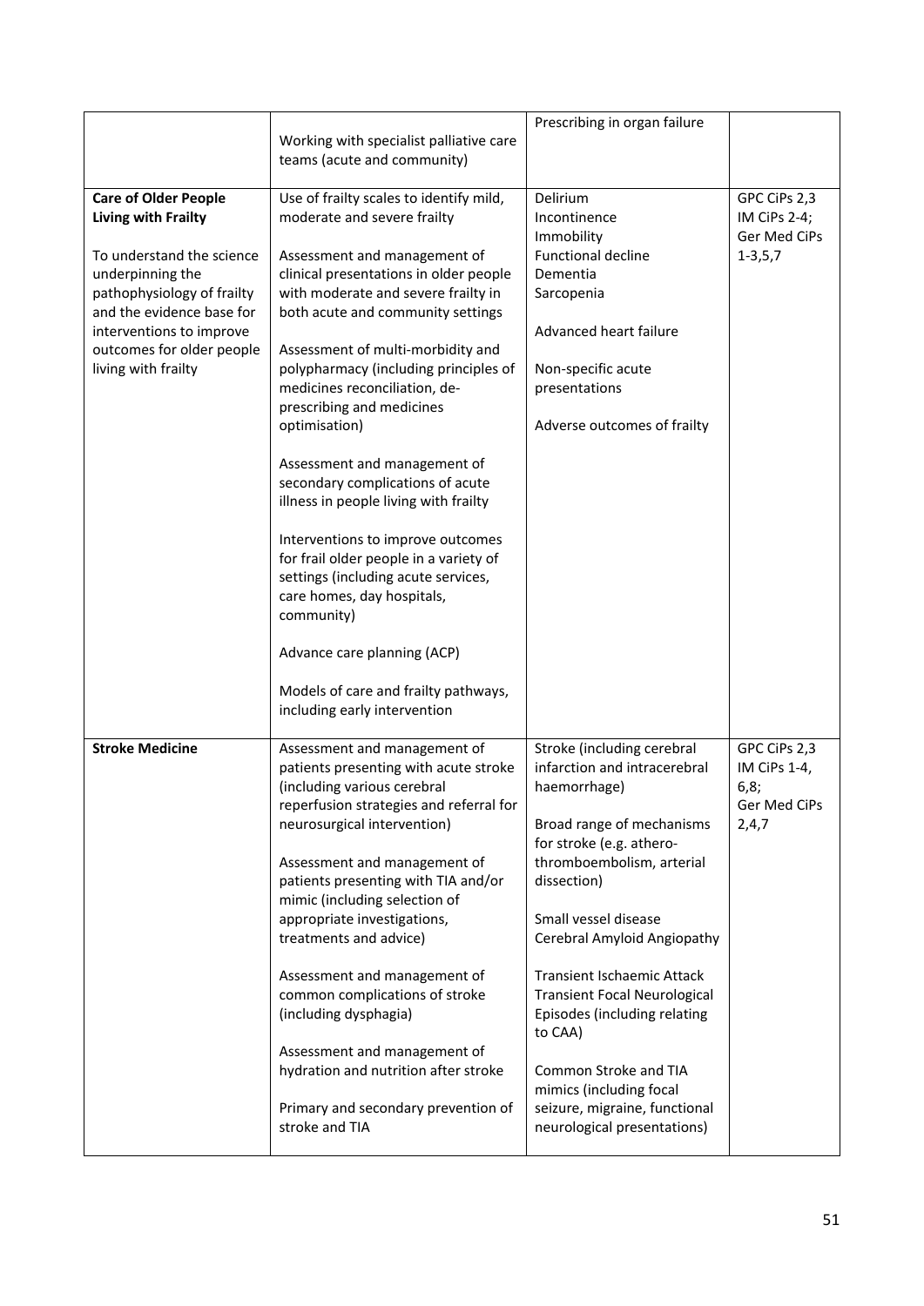| | | | |
|---|---|---|---|
| | Working with specialist palliative care teams (acute and community) | Prescribing in organ failure | |
| **Care of Older People Living with Frailty**<br><br>To understand the science underpinning the pathophysiology of frailty and the evidence base for interventions to improve outcomes for older people living with frailty | Use of frailty scales to identify mild, moderate and severe frailty<br><br>Assessment and management of clinical presentations in older people with moderate and severe frailty in both acute and community settings<br><br>Assessment of multi-morbidity and polypharmacy (including principles of medicines reconciliation, de-prescribing and medicines optimisation)<br><br>Assessment and management of secondary complications of acute illness in people living with frailty<br><br>Interventions to improve outcomes for frail older people in a variety of settings (including acute services, care homes, day hospitals, community)<br><br>Advance care planning (ACP)<br><br>Models of care and frailty pathways, including early intervention | Delirium<br>Incontinence<br>Immobility<br>Functional decline<br>Dementia<br>Sarcopenia<br><br>Advanced heart failure<br><br>Non-specific acute presentations<br><br>Adverse outcomes of frailty | GPC CiPs 2,3<br>IM CiPs 2-4;<br>Ger Med CiPs 1-3,5,7 |
| **Stroke Medicine** | Assessment and management of patients presenting with acute stroke (including various cerebral reperfusion strategies and referral for neurosurgical intervention)<br><br>Assessment and management of patients presenting with TIA and/or mimic (including selection of appropriate investigations, treatments and advice)<br><br>Assessment and management of common complications of stroke (including dysphagia)<br><br>Assessment and management of hydration and nutrition after stroke<br><br>Primary and secondary prevention of stroke and TIA | Stroke (including cerebral infarction and intracerebral haemorrhage)<br><br>Broad range of mechanisms for stroke (e.g. athero-thromboembolism, arterial dissection)<br><br>Small vessel disease<br>Cerebral Amyloid Angiopathy<br><br>Transient Ischaemic Attack<br>Transient Focal Neurological Episodes (including relating to CAA)<br><br>Common Stroke and TIA mimics (including focal seizure, migraine, functional neurological presentations) | GPC CiPs 2,3<br>IM CiPs 1-4, 6,8;<br>Ger Med CiPs 2,4,7 |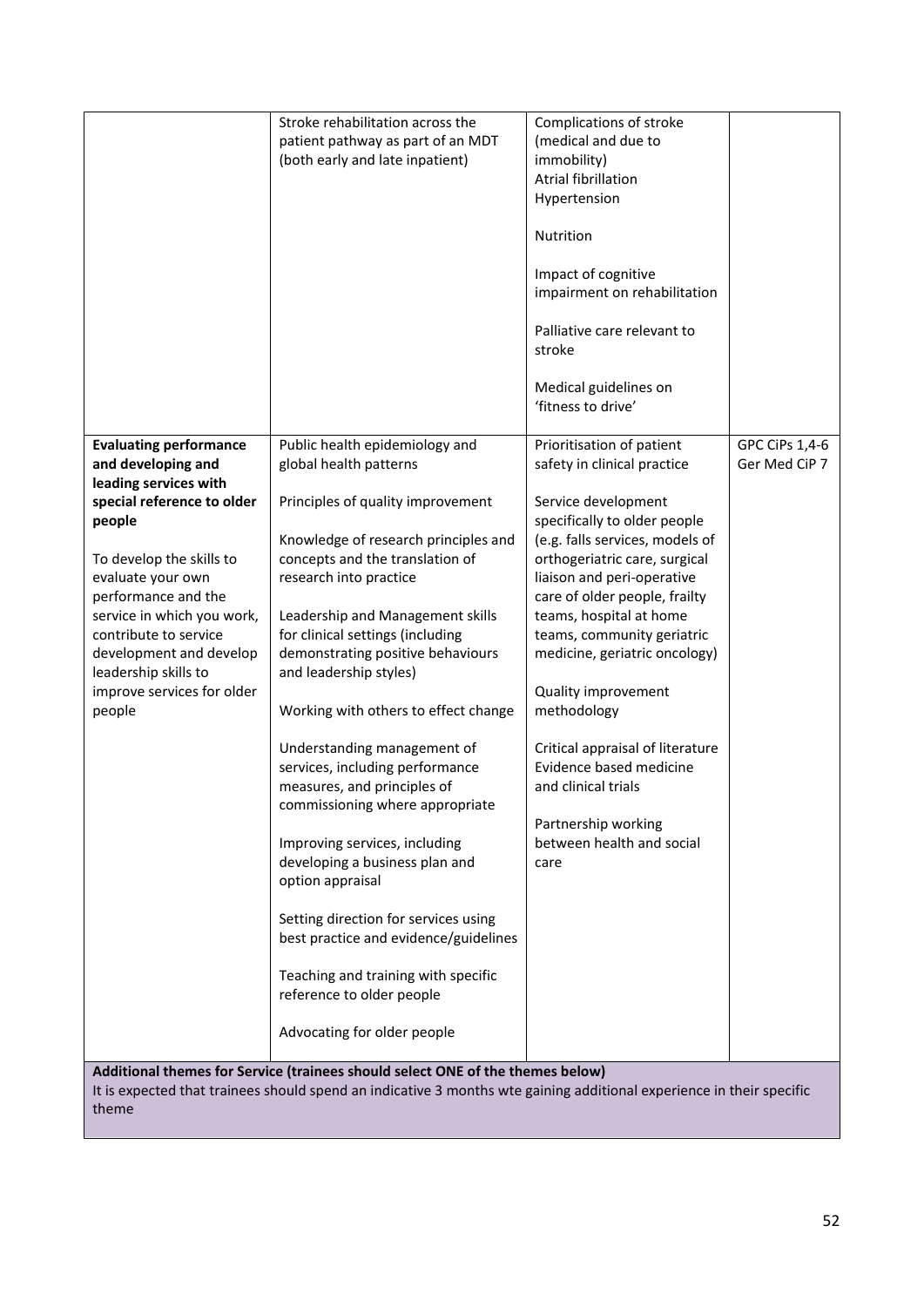| | | | |
|---|---|---|---|
| | Stroke rehabilitation across the patient pathway as part of an MDT (both early and late inpatient) | Complications of stroke (medical and due to immobility)<br>Atrial fibrillation<br>Hypertension<br><br>Nutrition<br><br>Impact of cognitive impairment on rehabilitation<br><br>Palliative care relevant to stroke<br><br>Medical guidelines on 'fitness to drive' | |
| **Evaluating performance and developing and leading services with special reference to older people**<br><br>To develop the skills to evaluate your own performance and the service in which you work, contribute to service development and develop leadership skills to improve services for older people | Public health epidemiology and global health patterns<br><br>Principles of quality improvement<br><br>Knowledge of research principles and concepts and the translation of research into practice<br><br>Leadership and Management skills for clinical settings (including demonstrating positive behaviours and leadership styles)<br><br>Working with others to effect change<br><br>Understanding management of services, including performance measures, and principles of commissioning where appropriate<br><br>Improving services, including developing a business plan and option appraisal<br><br>Setting direction for services using best practice and evidence/guidelines<br><br>Teaching and training with specific reference to older people<br><br>Advocating for older people | Prioritisation of patient safety in clinical practice<br><br>Service development specifically to older people (e.g. falls services, models of orthogeriatric care, surgical liaison and peri-operative care of older people, frailty teams, hospital at home teams, community geriatric medicine, geriatric oncology)<br><br>Quality improvement methodology<br><br>Critical appraisal of literature Evidence based medicine and clinical trials<br><br>Partnership working between health and social care | GPC CiPs 1,4-6<br>Ger Med CiP 7 |
| **Additional themes for Service (trainees should select ONE of the themes below)**<br>It is expected that trainees should spend an indicative 3 months wte gaining additional experience in their specific theme | | | |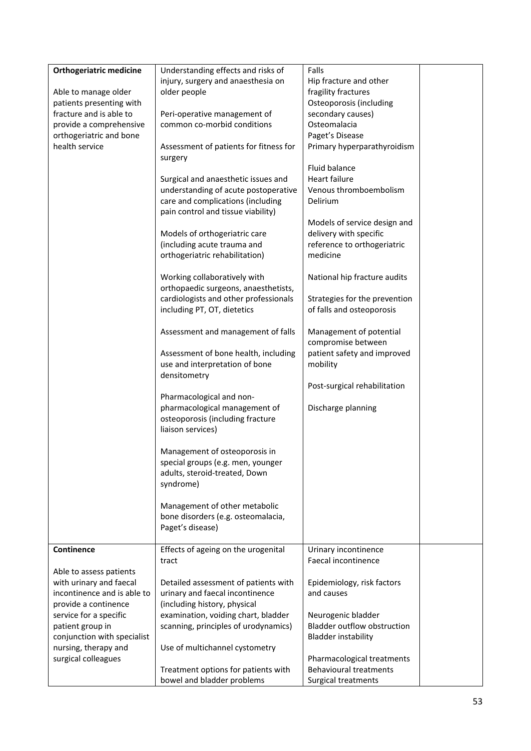| | | | |
|---|---|---|---|
| **Orthogeriatric medicine**<br><br>Able to manage older patients presenting with fracture and is able to provide a comprehensive orthogeriatric and bone health service | Understanding effects and risks of injury, surgery and anaesthesia on older people<br><br>Peri-operative management of common co-morbid conditions<br><br>Assessment of patients for fitness for surgery<br><br>Surgical and anaesthetic issues and understanding of acute postoperative care and complications (including pain control and tissue viability)<br><br>Models of orthogeriatric care (including acute trauma and orthogeriatric rehabilitation)<br><br>Working collaboratively with orthopaedic surgeons, anaesthetists, cardiologists and other professionals including PT, OT, dietetics<br><br>Assessment and management of falls<br><br>Assessment of bone health, including use and interpretation of bone densitometry<br><br>Pharmacological and non-pharmacological management of osteoporosis (including fracture liaison services)<br><br>Management of osteoporosis in special groups (e.g. men, younger adults, steroid-treated, Down syndrome)<br><br>Management of other metabolic bone disorders (e.g. osteomalacia, Paget's disease) | Falls<br>Hip fracture and other fragility fractures<br>Osteoporosis (including secondary causes)<br>Osteomalacia<br>Paget's Disease<br>Primary hyperparathyroidism<br><br>Fluid balance<br>Heart failure<br>Venous thromboembolism<br>Delirium<br><br>Models of service design and delivery with specific reference to orthogeriatric medicine<br><br>National hip fracture audits<br><br>Strategies for the prevention of falls and osteoporosis<br><br>Management of potential compromise between patient safety and improved mobility<br><br>Post-surgical rehabilitation<br><br>Discharge planning | |
| **Continence**<br><br>Able to assess patients with urinary and faecal incontinence and is able to provide a continence service for a specific patient group in conjunction with specialist nursing, therapy and surgical colleagues | Effects of ageing on the urogenital tract<br><br>Detailed assessment of patients with urinary and faecal incontinence (including history, physical examination, voiding chart, bladder scanning, principles of urodynamics)<br><br>Use of multichannel cystometry<br><br>Treatment options for patients with bowel and bladder problems | Urinary incontinence<br>Faecal incontinence<br><br>Epidemiology, risk factors and causes<br><br>Neurogenic bladder<br>Bladder outflow obstruction<br>Bladder instability<br><br>Pharmacological treatments<br>Behavioural treatments<br>Surgical treatments | |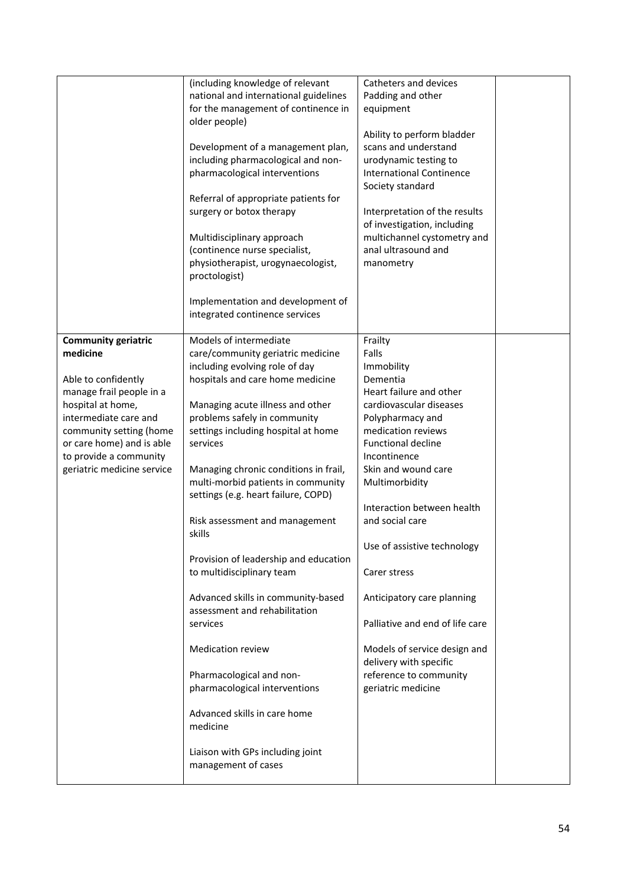| | | | |
|---|---|---|---|
| | (including knowledge of relevant national and international guidelines for the management of continence in older people)<br><br>Development of a management plan, including pharmacological and non-pharmacological interventions<br><br>Referral of appropriate patients for surgery or botox therapy<br><br>Multidisciplinary approach (continence nurse specialist, physiotherapist, urogynaecologist, proctologist)<br><br>Implementation and development of integrated continence services | Catheters and devices<br>Padding and other equipment<br><br>Ability to perform bladder scans and understand urodynamic testing to International Continence Society standard<br><br>Interpretation of the results of investigation, including multichannel cystometry and anal ultrasound and manometry | |
| **Community geriatric medicine**<br><br>Able to confidently manage frail people in a hospital at home, intermediate care and community setting (home or care home) and is able to provide a community geriatric medicine service | Models of intermediate care/community geriatric medicine including evolving role of day hospitals and care home medicine<br><br>Managing acute illness and other problems safely in community settings including hospital at home services<br><br>Managing chronic conditions in frail, multi-morbid patients in community settings (e.g. heart failure, COPD)<br><br>Risk assessment and management skills<br><br>Provision of leadership and education to multidisciplinary team<br><br>Advanced skills in community-based assessment and rehabilitation services<br><br>Medication review<br><br>Pharmacological and non-pharmacological interventions<br><br>Advanced skills in care home medicine<br><br>Liaison with GPs including joint management of cases | Frailty<br>Falls<br>Immobility<br>Dementia<br>Heart failure and other cardiovascular diseases<br>Polypharmacy and medication reviews<br>Functional decline<br>Incontinence<br>Skin and wound care<br>Multimorbidity<br><br>Interaction between health and social care<br><br>Use of assistive technology<br><br>Carer stress<br><br>Anticipatory care planning<br><br>Palliative and end of life care<br><br>Models of service design and delivery with specific reference to community geriatric medicine | |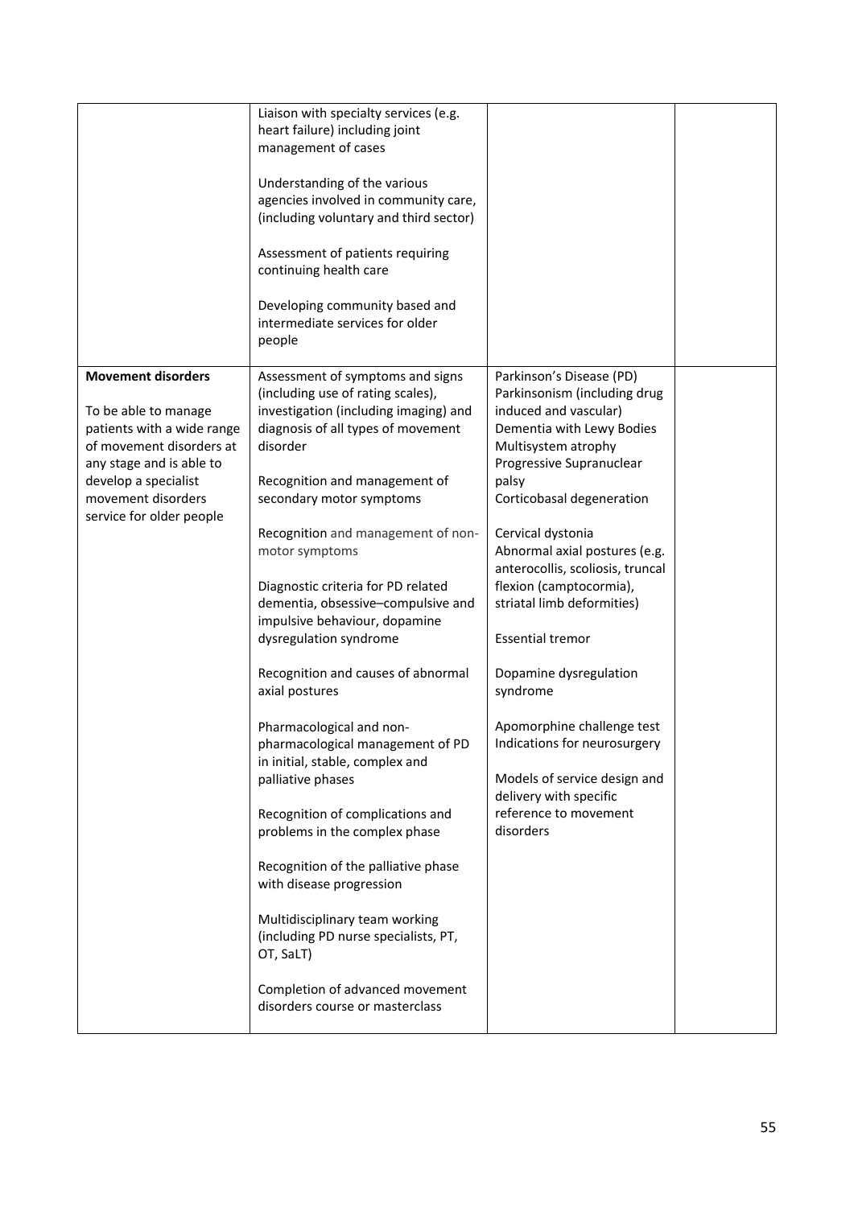| | | | |
|---|---|---|---|
| | Liaison with specialty services (e.g. heart failure) including joint management of cases<br><br>Understanding of the various agencies involved in community care, (including voluntary and third sector)<br><br>Assessment of patients requiring continuing health care<br><br>Developing community based and intermediate services for older people | | |
| **Movement disorders**<br><br>To be able to manage patients with a wide range of movement disorders at any stage and is able to develop a specialist movement disorders service for older people | Assessment of symptoms and signs (including use of rating scales), investigation (including imaging) and diagnosis of all types of movement disorder<br><br>Recognition and management of secondary motor symptoms<br><br>Recognition and management of non-motor symptoms<br><br>Diagnostic criteria for PD related dementia, obsessive–compulsive and impulsive behaviour, dopamine dysregulation syndrome<br><br>Recognition and causes of abnormal axial postures<br><br>Pharmacological and non-pharmacological management of PD in initial, stable, complex and palliative phases<br><br>Recognition of complications and problems in the complex phase<br><br>Recognition of the palliative phase with disease progression<br><br>Multidisciplinary team working (including PD nurse specialists, PT, OT, SaLT)<br><br>Completion of advanced movement disorders course or masterclass | Parkinson's Disease (PD)<br>Parkinsonism (including drug induced and vascular)<br>Dementia with Lewy Bodies<br>Multisystem atrophy<br>Progressive Supranuclear palsy<br>Corticobasal degeneration<br><br>Cervical dystonia<br>Abnormal axial postures (e.g. anterocollis, scoliosis, truncal flexion (camptocormia), striatal limb deformities)<br><br>Essential tremor<br><br>Dopamine dysregulation syndrome<br><br>Apomorphine challenge test<br>Indications for neurosurgery<br><br>Models of service design and delivery with specific reference to movement disorders | |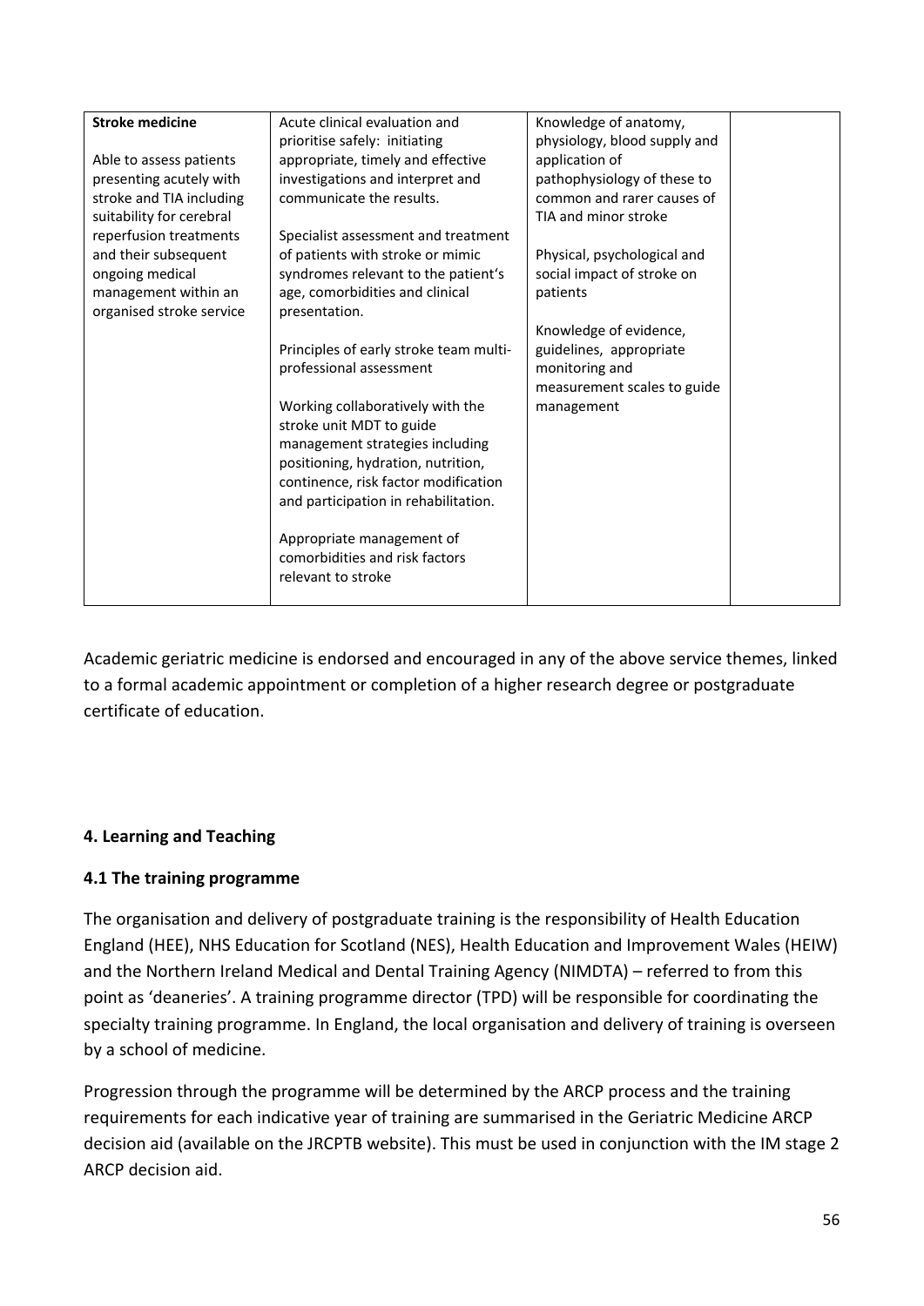| **Stroke medicine**<br><br>Able to assess patients presenting acutely with stroke and TIA including suitability for cerebral reperfusion treatments and their subsequent ongoing medical management within an organised stroke service | Acute clinical evaluation and prioritise safely: initiating appropriate, timely and effective investigations and interpret and communicate the results.<br><br>Specialist assessment and treatment of patients with stroke or mimic syndromes relevant to the patient's age, comorbidities and clinical presentation.<br><br>Principles of early stroke team multi-professional assessment<br><br>Working collaboratively with the stroke unit MDT to guide management strategies including positioning, hydration, nutrition, continence, risk factor modification and participation in rehabilitation.<br><br>Appropriate management of comorbidities and risk factors relevant to stroke | Knowledge of anatomy, physiology, blood supply and application of pathophysiology of these to common and rarer causes of TIA and minor stroke<br><br>Physical, psychological and social impact of stroke on patients<br><br>Knowledge of evidence, guidelines, appropriate monitoring and measurement scales to guide management | |
|---|---|---|---|

Academic geriatric medicine is endorsed and encouraged in any of the above service themes, linked to a formal academic appointment or completion of a higher research degree or postgraduate certificate of education.

## 4. Learning and Teaching

### 4.1 The training programme

The organisation and delivery of postgraduate training is the responsibility of Health Education England (HEE), NHS Education for Scotland (NES), Health Education and Improvement Wales (HEIW) and the Northern Ireland Medical and Dental Training Agency (NIMDTA) – referred to from this point as 'deaneries'. A training programme director (TPD) will be responsible for coordinating the specialty training programme. In England, the local organisation and delivery of training is overseen by a school of medicine.

Progression through the programme will be determined by the ARCP process and the training requirements for each indicative year of training are summarised in the Geriatric Medicine ARCP decision aid (available on the JRCPTB website). This must be used in conjunction with the IM stage 2 ARCP decision aid.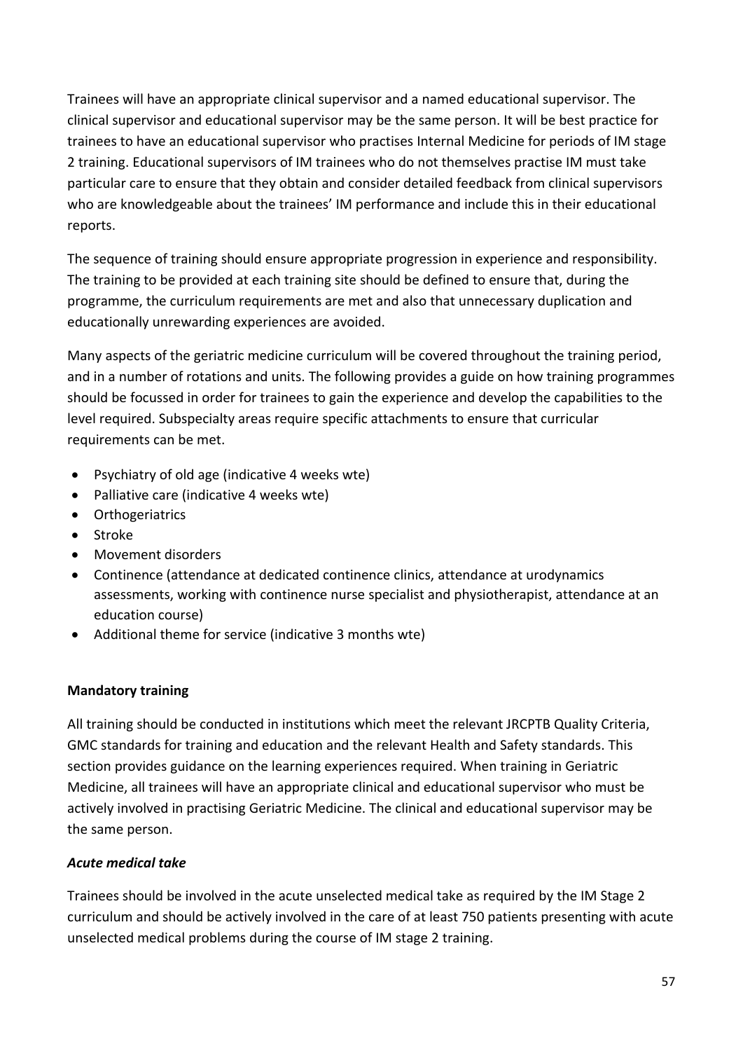Trainees will have an appropriate clinical supervisor and a named educational supervisor. The clinical supervisor and educational supervisor may be the same person. It will be best practice for trainees to have an educational supervisor who practises Internal Medicine for periods of IM stage 2 training. Educational supervisors of IM trainees who do not themselves practise IM must take particular care to ensure that they obtain and consider detailed feedback from clinical supervisors who are knowledgeable about the trainees' IM performance and include this in their educational reports.

The sequence of training should ensure appropriate progression in experience and responsibility. The training to be provided at each training site should be defined to ensure that, during the programme, the curriculum requirements are met and also that unnecessary duplication and educationally unrewarding experiences are avoided.

Many aspects of the geriatric medicine curriculum will be covered throughout the training period, and in a number of rotations and units. The following provides a guide on how training programmes should be focussed in order for trainees to gain the experience and develop the capabilities to the level required. Subspecialty areas require specific attachments to ensure that curricular requirements can be met.

- Psychiatry of old age (indicative 4 weeks wte)
- Palliative care (indicative 4 weeks wte)
- Orthogeriatrics
- Stroke
- Movement disorders
- Continence (attendance at dedicated continence clinics, attendance at urodynamics assessments, working with continence nurse specialist and physiotherapist, attendance at an education course)
- Additional theme for service (indicative 3 months wte)

**Mandatory training**

All training should be conducted in institutions which meet the relevant JRCPTB Quality Criteria, GMC standards for training and education and the relevant Health and Safety standards. This section provides guidance on the learning experiences required. When training in Geriatric Medicine, all trainees will have an appropriate clinical and educational supervisor who must be actively involved in practising Geriatric Medicine. The clinical and educational supervisor may be the same person.

***Acute medical take***

Trainees should be involved in the acute unselected medical take as required by the IM Stage 2 curriculum and should be actively involved in the care of at least 750 patients presenting with acute unselected medical problems during the course of IM stage 2 training.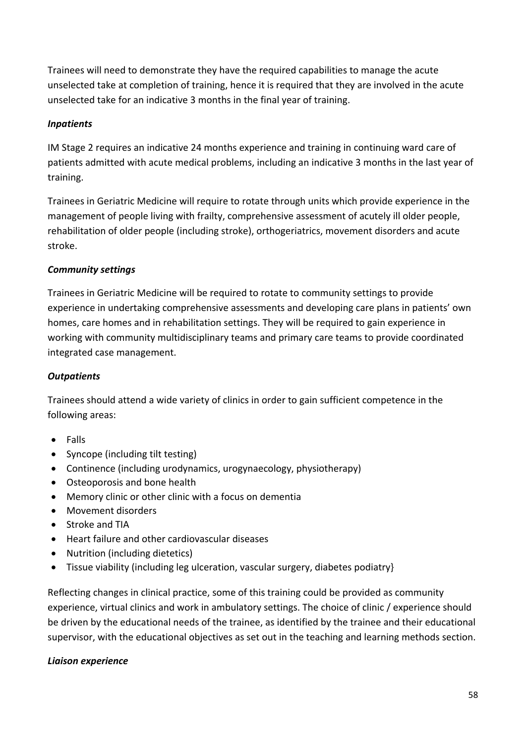Trainees will need to demonstrate they have the required capabilities to manage the acute unselected take at completion of training, hence it is required that they are involved in the acute unselected take for an indicative 3 months in the final year of training.

***Inpatients***

IM Stage 2 requires an indicative 24 months experience and training in continuing ward care of patients admitted with acute medical problems, including an indicative 3 months in the last year of training.

Trainees in Geriatric Medicine will require to rotate through units which provide experience in the management of people living with frailty, comprehensive assessment of acutely ill older people, rehabilitation of older people (including stroke), orthogeriatrics, movement disorders and acute stroke.

***Community settings***

Trainees in Geriatric Medicine will be required to rotate to community settings to provide experience in undertaking comprehensive assessments and developing care plans in patients' own homes, care homes and in rehabilitation settings. They will be required to gain experience in working with community multidisciplinary teams and primary care teams to provide coordinated integrated case management.

***Outpatients***

Trainees should attend a wide variety of clinics in order to gain sufficient competence in the following areas:

- Falls
- Syncope (including tilt testing)
- Continence (including urodynamics, urogynaecology, physiotherapy)
- Osteoporosis and bone health
- Memory clinic or other clinic with a focus on dementia
- Movement disorders
- Stroke and TIA
- Heart failure and other cardiovascular diseases
- Nutrition (including dietetics)
- Tissue viability (including leg ulceration, vascular surgery, diabetes podiatry}

Reflecting changes in clinical practice, some of this training could be provided as community experience, virtual clinics and work in ambulatory settings. The choice of clinic / experience should be driven by the educational needs of the trainee, as identified by the trainee and their educational supervisor, with the educational objectives as set out in the teaching and learning methods section.

***Liaison experience***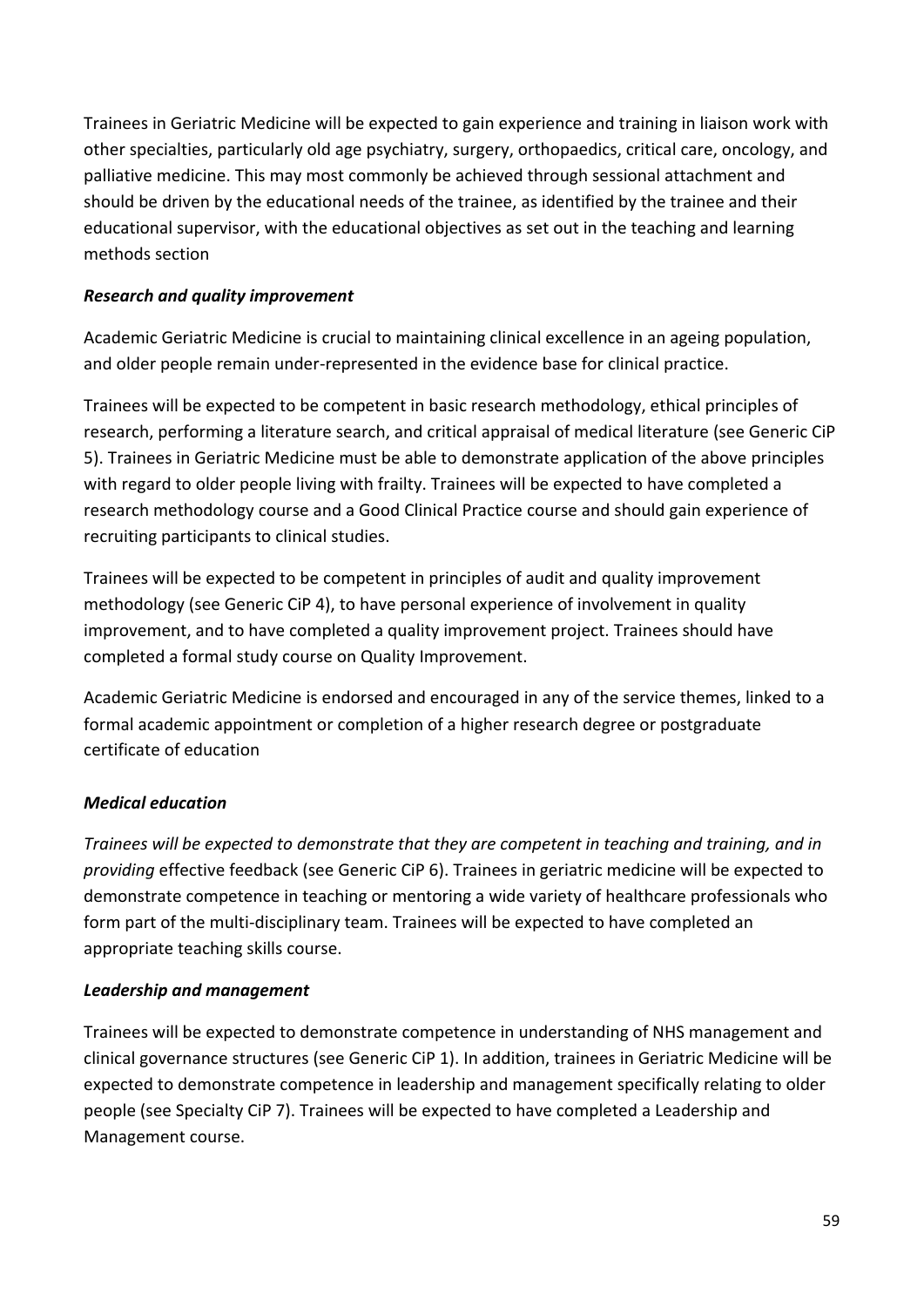Trainees in Geriatric Medicine will be expected to gain experience and training in liaison work with other specialties, particularly old age psychiatry, surgery, orthopaedics, critical care, oncology, and palliative medicine. This may most commonly be achieved through sessional attachment and should be driven by the educational needs of the trainee, as identified by the trainee and their educational supervisor, with the educational objectives as set out in the teaching and learning methods section

***Research and quality improvement***

Academic Geriatric Medicine is crucial to maintaining clinical excellence in an ageing population, and older people remain under-represented in the evidence base for clinical practice.

Trainees will be expected to be competent in basic research methodology, ethical principles of research, performing a literature search, and critical appraisal of medical literature (see Generic CiP 5). Trainees in Geriatric Medicine must be able to demonstrate application of the above principles with regard to older people living with frailty. Trainees will be expected to have completed a research methodology course and a Good Clinical Practice course and should gain experience of recruiting participants to clinical studies.

Trainees will be expected to be competent in principles of audit and quality improvement methodology (see Generic CiP 4), to have personal experience of involvement in quality improvement, and to have completed a quality improvement project. Trainees should have completed a formal study course on Quality Improvement.

Academic Geriatric Medicine is endorsed and encouraged in any of the service themes, linked to a formal academic appointment or completion of a higher research degree or postgraduate certificate of education

***Medical education***

*Trainees will be expected to demonstrate that they are competent in teaching and training, and in providing* effective feedback (see Generic CiP 6). Trainees in geriatric medicine will be expected to demonstrate competence in teaching or mentoring a wide variety of healthcare professionals who form part of the multi-disciplinary team. Trainees will be expected to have completed an appropriate teaching skills course.

***Leadership and management***

Trainees will be expected to demonstrate competence in understanding of NHS management and clinical governance structures (see Generic CiP 1). In addition, trainees in Geriatric Medicine will be expected to demonstrate competence in leadership and management specifically relating to older people (see Specialty CiP 7). Trainees will be expected to have completed a Leadership and Management course.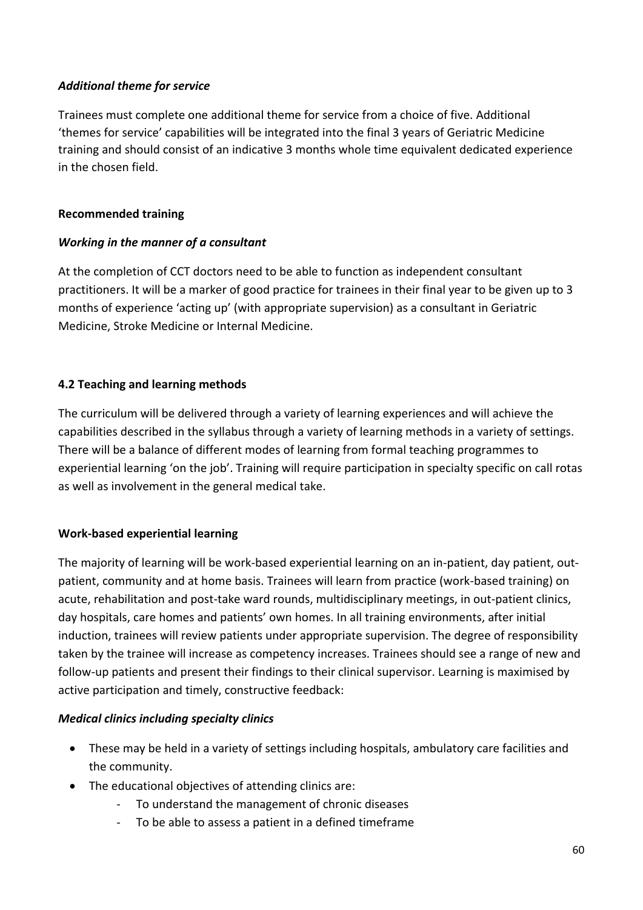***Additional theme for service***

Trainees must complete one additional theme for service from a choice of five. Additional 'themes for service' capabilities will be integrated into the final 3 years of Geriatric Medicine training and should consist of an indicative 3 months whole time equivalent dedicated experience in the chosen field.

**Recommended training**

***Working in the manner of a consultant***

At the completion of CCT doctors need to be able to function as independent consultant practitioners. It will be a marker of good practice for trainees in their final year to be given up to 3 months of experience 'acting up' (with appropriate supervision) as a consultant in Geriatric Medicine, Stroke Medicine or Internal Medicine.

**4.2 Teaching and learning methods**

The curriculum will be delivered through a variety of learning experiences and will achieve the capabilities described in the syllabus through a variety of learning methods in a variety of settings. There will be a balance of different modes of learning from formal teaching programmes to experiential learning 'on the job'. Training will require participation in specialty specific on call rotas as well as involvement in the general medical take.

**Work-based experiential learning**

The majority of learning will be work-based experiential learning on an in-patient, day patient, out-patient, community and at home basis. Trainees will learn from practice (work-based training) on acute, rehabilitation and post-take ward rounds, multidisciplinary meetings, in out-patient clinics, day hospitals, care homes and patients' own homes. In all training environments, after initial induction, trainees will review patients under appropriate supervision. The degree of responsibility taken by the trainee will increase as competency increases. Trainees should see a range of new and follow-up patients and present their findings to their clinical supervisor. Learning is maximised by active participation and timely, constructive feedback:

***Medical clinics including specialty clinics***

- These may be held in a variety of settings including hospitals, ambulatory care facilities and the community.
- The educational objectives of attending clinics are:
    - To understand the management of chronic diseases
    - To be able to assess a patient in a defined timeframe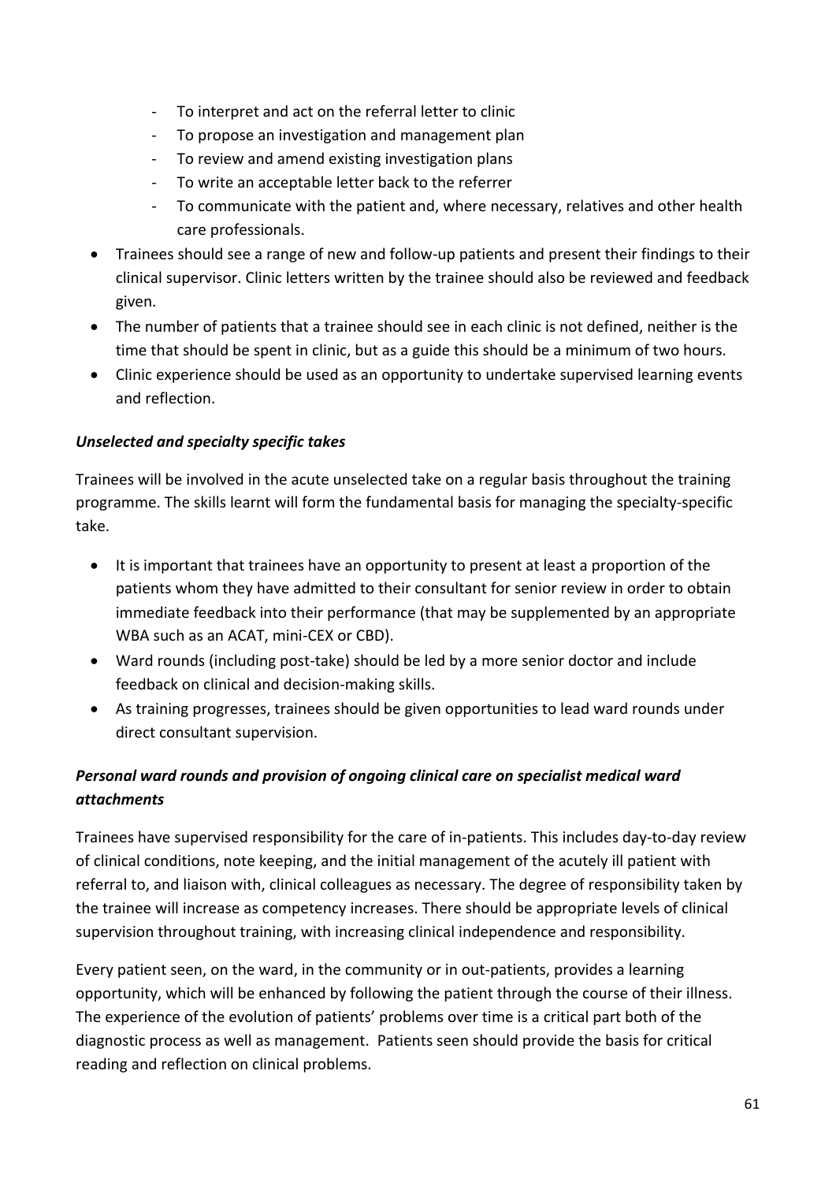- To interpret and act on the referral letter to clinic
    - To propose an investigation and management plan
    - To review and amend existing investigation plans
    - To write an acceptable letter back to the referrer
    - To communicate with the patient and, where necessary, relatives and other health care professionals.
- Trainees should see a range of new and follow-up patients and present their findings to their clinical supervisor. Clinic letters written by the trainee should also be reviewed and feedback given.
- The number of patients that a trainee should see in each clinic is not defined, neither is the time that should be spent in clinic, but as a guide this should be a minimum of two hours.
- Clinic experience should be used as an opportunity to undertake supervised learning events and reflection.

***Unselected and specialty specific takes***

Trainees will be involved in the acute unselected take on a regular basis throughout the training programme. The skills learnt will form the fundamental basis for managing the specialty-specific take.

- It is important that trainees have an opportunity to present at least a proportion of the patients whom they have admitted to their consultant for senior review in order to obtain immediate feedback into their performance (that may be supplemented by an appropriate WBA such as an ACAT, mini-CEX or CBD).
- Ward rounds (including post-take) should be led by a more senior doctor and include feedback on clinical and decision-making skills.
- As training progresses, trainees should be given opportunities to lead ward rounds under direct consultant supervision.

***Personal ward rounds and provision of ongoing clinical care on specialist medical ward attachments***

Trainees have supervised responsibility for the care of in-patients. This includes day-to-day review of clinical conditions, note keeping, and the initial management of the acutely ill patient with referral to, and liaison with, clinical colleagues as necessary. The degree of responsibility taken by the trainee will increase as competency increases. There should be appropriate levels of clinical supervision throughout training, with increasing clinical independence and responsibility.

Every patient seen, on the ward, in the community or in out-patients, provides a learning opportunity, which will be enhanced by following the patient through the course of their illness. The experience of the evolution of patients' problems over time is a critical part both of the diagnostic process as well as management. Patients seen should provide the basis for critical reading and reflection on clinical problems.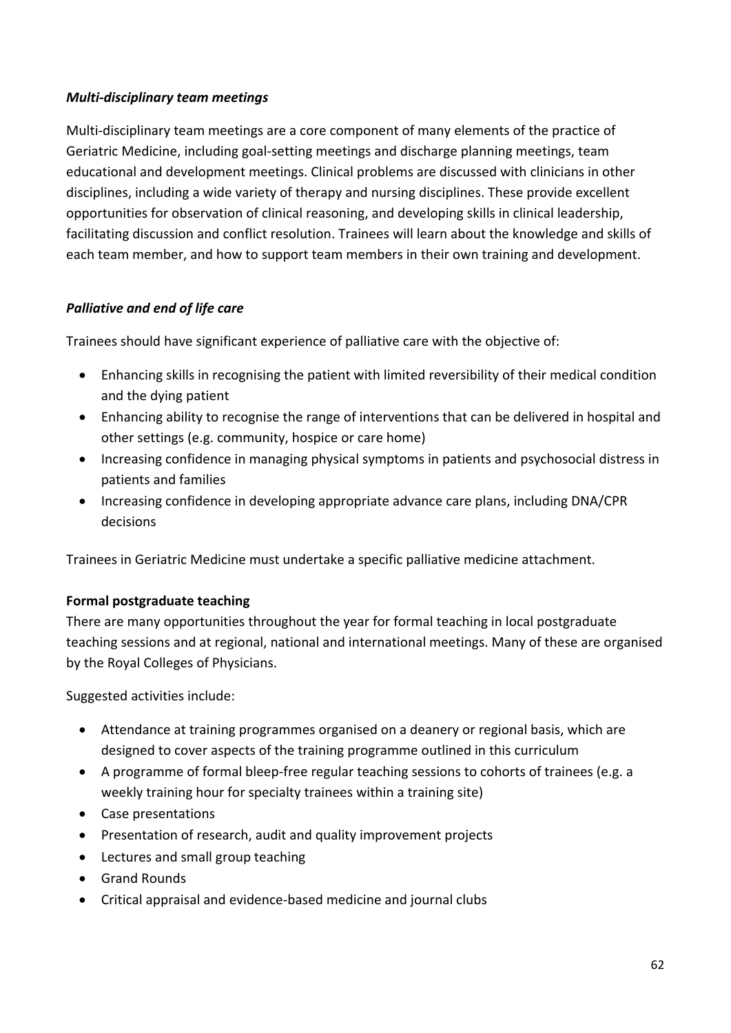***Multi-disciplinary team meetings***

Multi-disciplinary team meetings are a core component of many elements of the practice of Geriatric Medicine, including goal-setting meetings and discharge planning meetings, team educational and development meetings. Clinical problems are discussed with clinicians in other disciplines, including a wide variety of therapy and nursing disciplines. These provide excellent opportunities for observation of clinical reasoning, and developing skills in clinical leadership, facilitating discussion and conflict resolution. Trainees will learn about the knowledge and skills of each team member, and how to support team members in their own training and development.

***Palliative and end of life care***

Trainees should have significant experience of palliative care with the objective of:

- Enhancing skills in recognising the patient with limited reversibility of their medical condition and the dying patient
- Enhancing ability to recognise the range of interventions that can be delivered in hospital and other settings (e.g. community, hospice or care home)
- Increasing confidence in managing physical symptoms in patients and psychosocial distress in patients and families
- Increasing confidence in developing appropriate advance care plans, including DNA/CPR decisions

Trainees in Geriatric Medicine must undertake a specific palliative medicine attachment.

**Formal postgraduate teaching**

There are many opportunities throughout the year for formal teaching in local postgraduate teaching sessions and at regional, national and international meetings. Many of these are organised by the Royal Colleges of Physicians.

Suggested activities include:

- Attendance at training programmes organised on a deanery or regional basis, which are designed to cover aspects of the training programme outlined in this curriculum
- A programme of formal bleep-free regular teaching sessions to cohorts of trainees (e.g. a weekly training hour for specialty trainees within a training site)
- Case presentations
- Presentation of research, audit and quality improvement projects
- Lectures and small group teaching
- Grand Rounds
- Critical appraisal and evidence-based medicine and journal clubs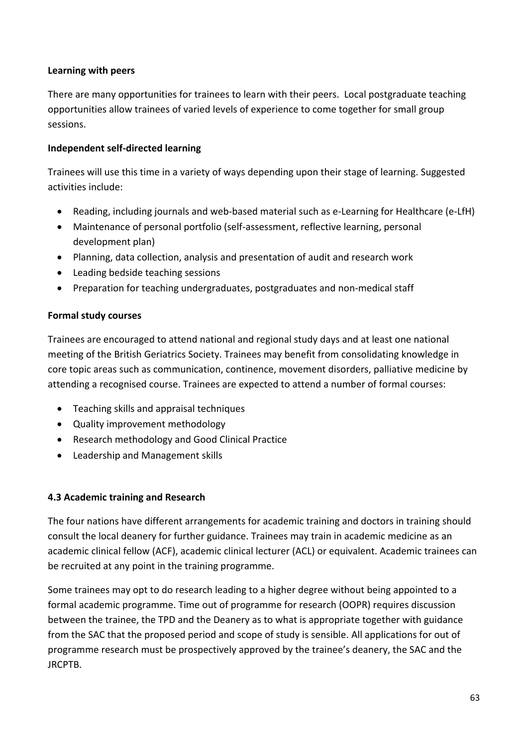**Learning with peers**

There are many opportunities for trainees to learn with their peers. Local postgraduate teaching opportunities allow trainees of varied levels of experience to come together for small group sessions.

**Independent self-directed learning**

Trainees will use this time in a variety of ways depending upon their stage of learning. Suggested activities include:

- Reading, including journals and web-based material such as e-Learning for Healthcare (e-LfH)
- Maintenance of personal portfolio (self-assessment, reflective learning, personal development plan)
- Planning, data collection, analysis and presentation of audit and research work
- Leading bedside teaching sessions
- Preparation for teaching undergraduates, postgraduates and non-medical staff

**Formal study courses**

Trainees are encouraged to attend national and regional study days and at least one national meeting of the British Geriatrics Society. Trainees may benefit from consolidating knowledge in core topic areas such as communication, continence, movement disorders, palliative medicine by attending a recognised course. Trainees are expected to attend a number of formal courses:

- Teaching skills and appraisal techniques
- Quality improvement methodology
- Research methodology and Good Clinical Practice
- Leadership and Management skills

### 4.3 Academic training and Research

The four nations have different arrangements for academic training and doctors in training should consult the local deanery for further guidance. Trainees may train in academic medicine as an academic clinical fellow (ACF), academic clinical lecturer (ACL) or equivalent. Academic trainees can be recruited at any point in the training programme.

Some trainees may opt to do research leading to a higher degree without being appointed to a formal academic programme. Time out of programme for research (OOPR) requires discussion between the trainee, the TPD and the Deanery as to what is appropriate together with guidance from the SAC that the proposed period and scope of study is sensible. All applications for out of programme research must be prospectively approved by the trainee's deanery, the SAC and the JRCPTB.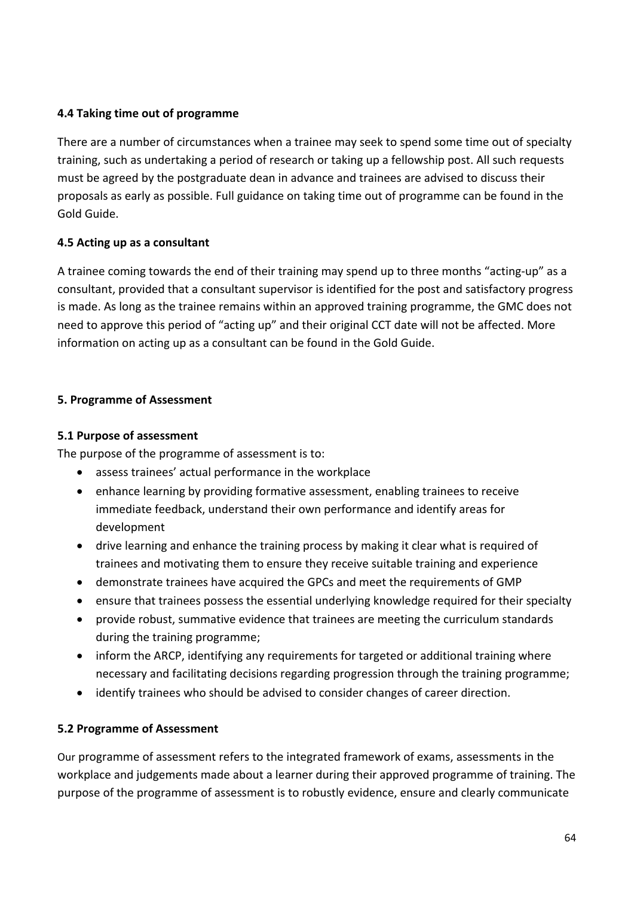### 4.4 Taking time out of programme

There are a number of circumstances when a trainee may seek to spend some time out of specialty training, such as undertaking a period of research or taking up a fellowship post. All such requests must be agreed by the postgraduate dean in advance and trainees are advised to discuss their proposals as early as possible. Full guidance on taking time out of programme can be found in the Gold Guide.

### 4.5 Acting up as a consultant

A trainee coming towards the end of their training may spend up to three months "acting-up" as a consultant, provided that a consultant supervisor is identified for the post and satisfactory progress is made. As long as the trainee remains within an approved training programme, the GMC does not need to approve this period of "acting up" and their original CCT date will not be affected. More information on acting up as a consultant can be found in the Gold Guide.

## 5. Programme of Assessment

### 5.1 Purpose of assessment

The purpose of the programme of assessment is to:

- assess trainees' actual performance in the workplace
- enhance learning by providing formative assessment, enabling trainees to receive immediate feedback, understand their own performance and identify areas for development
- drive learning and enhance the training process by making it clear what is required of trainees and motivating them to ensure they receive suitable training and experience
- demonstrate trainees have acquired the GPCs and meet the requirements of GMP
- ensure that trainees possess the essential underlying knowledge required for their specialty
- provide robust, summative evidence that trainees are meeting the curriculum standards during the training programme;
- inform the ARCP, identifying any requirements for targeted or additional training where necessary and facilitating decisions regarding progression through the training programme;
- identify trainees who should be advised to consider changes of career direction.

### 5.2 Programme of Assessment

Our programme of assessment refers to the integrated framework of exams, assessments in the workplace and judgements made about a learner during their approved programme of training. The purpose of the programme of assessment is to robustly evidence, ensure and clearly communicate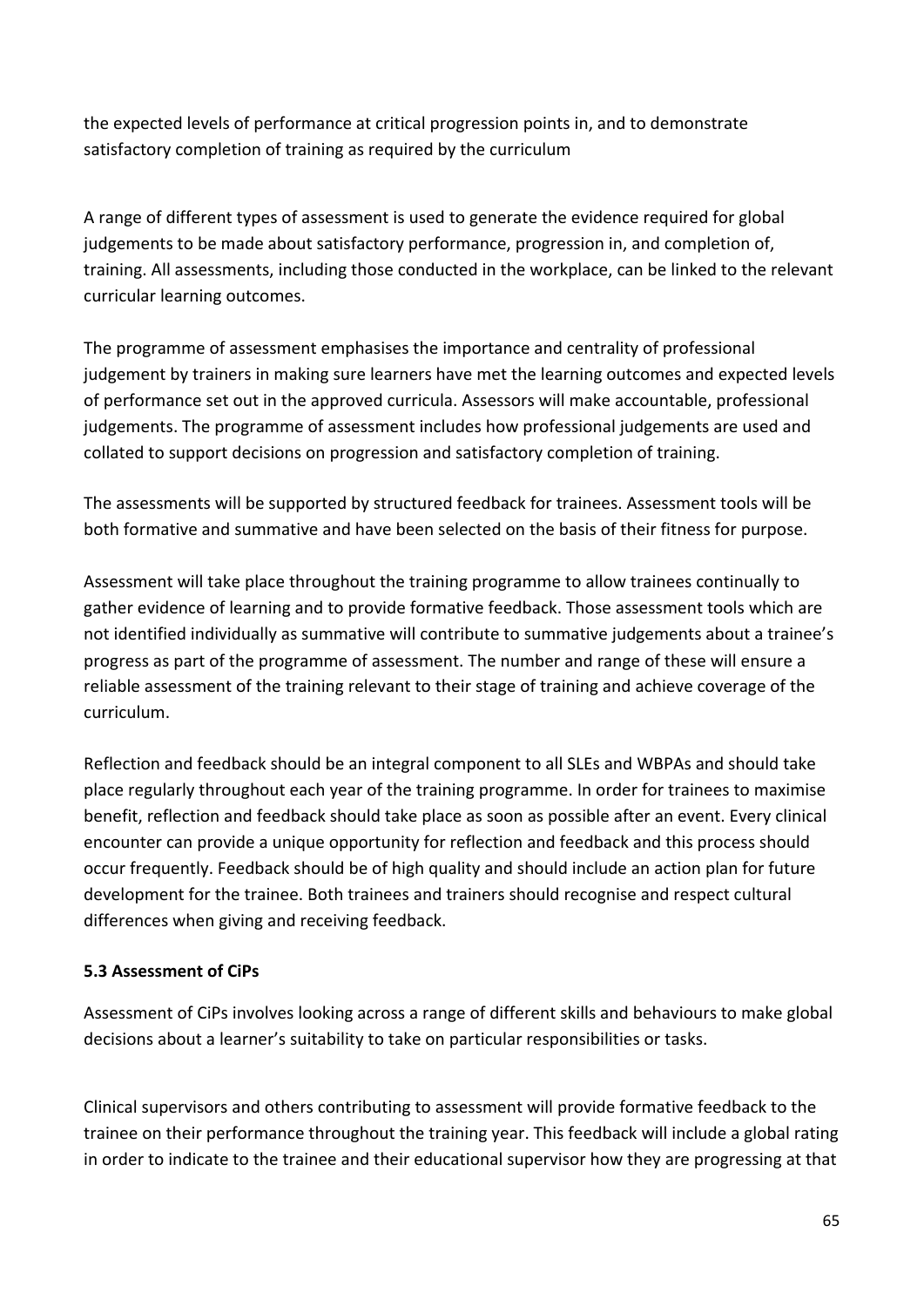the expected levels of performance at critical progression points in, and to demonstrate satisfactory completion of training as required by the curriculum

A range of different types of assessment is used to generate the evidence required for global judgements to be made about satisfactory performance, progression in, and completion of, training. All assessments, including those conducted in the workplace, can be linked to the relevant curricular learning outcomes.

The programme of assessment emphasises the importance and centrality of professional judgement by trainers in making sure learners have met the learning outcomes and expected levels of performance set out in the approved curricula. Assessors will make accountable, professional judgements. The programme of assessment includes how professional judgements are used and collated to support decisions on progression and satisfactory completion of training.

The assessments will be supported by structured feedback for trainees. Assessment tools will be both formative and summative and have been selected on the basis of their fitness for purpose.

Assessment will take place throughout the training programme to allow trainees continually to gather evidence of learning and to provide formative feedback. Those assessment tools which are not identified individually as summative will contribute to summative judgements about a trainee's progress as part of the programme of assessment. The number and range of these will ensure a reliable assessment of the training relevant to their stage of training and achieve coverage of the curriculum.

Reflection and feedback should be an integral component to all SLEs and WBPAs and should take place regularly throughout each year of the training programme. In order for trainees to maximise benefit, reflection and feedback should take place as soon as possible after an event. Every clinical encounter can provide a unique opportunity for reflection and feedback and this process should occur frequently. Feedback should be of high quality and should include an action plan for future development for the trainee. Both trainees and trainers should recognise and respect cultural differences when giving and receiving feedback.

### 5.3 Assessment of CiPs

Assessment of CiPs involves looking across a range of different skills and behaviours to make global decisions about a learner's suitability to take on particular responsibilities or tasks.

Clinical supervisors and others contributing to assessment will provide formative feedback to the trainee on their performance throughout the training year. This feedback will include a global rating in order to indicate to the trainee and their educational supervisor how they are progressing at that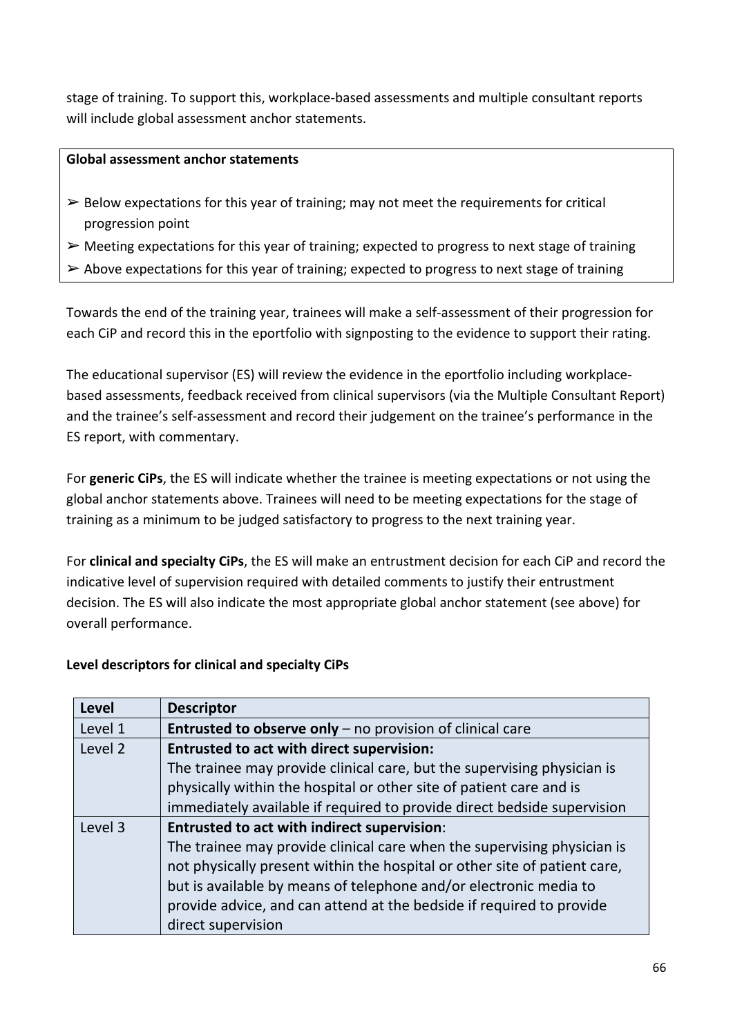stage of training. To support this, workplace-based assessments and multiple consultant reports will include global assessment anchor statements.

**Global assessment anchor statements**

- ➢ Below expectations for this year of training; may not meet the requirements for critical progression point
- ➢ Meeting expectations for this year of training; expected to progress to next stage of training
- ➢ Above expectations for this year of training; expected to progress to next stage of training

Towards the end of the training year, trainees will make a self-assessment of their progression for each CiP and record this in the eportfolio with signposting to the evidence to support their rating.

The educational supervisor (ES) will review the evidence in the eportfolio including workplace-based assessments, feedback received from clinical supervisors (via the Multiple Consultant Report) and the trainee's self-assessment and record their judgement on the trainee's performance in the ES report, with commentary.

For **generic CiPs**, the ES will indicate whether the trainee is meeting expectations or not using the global anchor statements above. Trainees will need to be meeting expectations for the stage of training as a minimum to be judged satisfactory to progress to the next training year.

For **clinical and specialty CiPs**, the ES will make an entrustment decision for each CiP and record the indicative level of supervision required with detailed comments to justify their entrustment decision. The ES will also indicate the most appropriate global anchor statement (see above) for overall performance.

**Level descriptors for clinical and specialty CiPs**

| Level | Descriptor |
|---|---|
| Level 1 | **Entrusted to observe only** – no provision of clinical care |
| Level 2 | **Entrusted to act with direct supervision:** The trainee may provide clinical care, but the supervising physician is physically within the hospital or other site of patient care and is immediately available if required to provide direct bedside supervision |
| Level 3 | **Entrusted to act with indirect supervision**: The trainee may provide clinical care when the supervising physician is not physically present within the hospital or other site of patient care, but is available by means of telephone and/or electronic media to provide advice, and can attend at the bedside if required to provide direct supervision |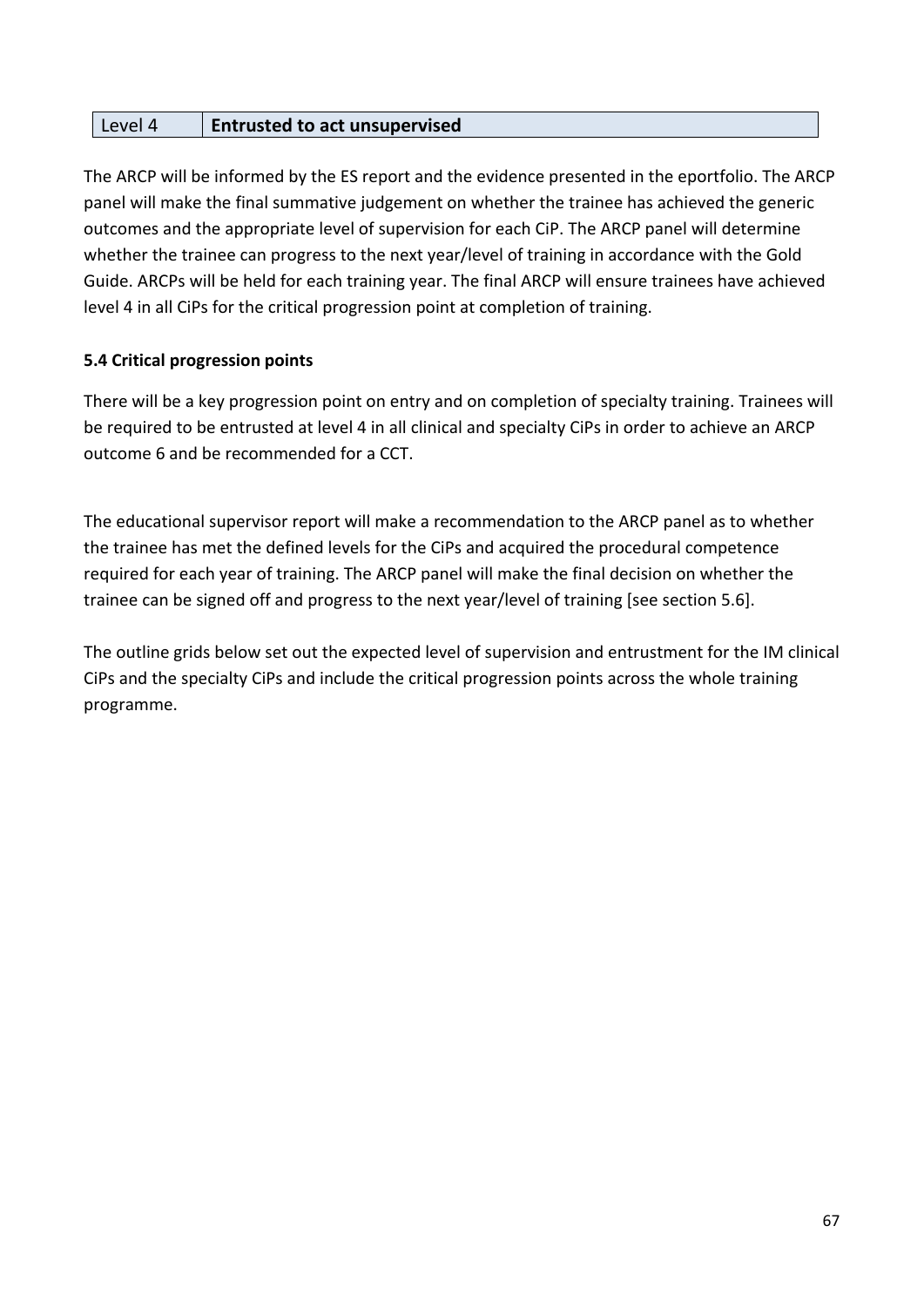| Level 4 | **Entrusted to act unsupervised** |
|---|---|

The ARCP will be informed by the ES report and the evidence presented in the eportfolio. The ARCP panel will make the final summative judgement on whether the trainee has achieved the generic outcomes and the appropriate level of supervision for each CiP. The ARCP panel will determine whether the trainee can progress to the next year/level of training in accordance with the Gold Guide. ARCPs will be held for each training year. The final ARCP will ensure trainees have achieved level 4 in all CiPs for the critical progression point at completion of training.

**5.4 Critical progression points**

There will be a key progression point on entry and on completion of specialty training. Trainees will be required to be entrusted at level 4 in all clinical and specialty CiPs in order to achieve an ARCP outcome 6 and be recommended for a CCT.

The educational supervisor report will make a recommendation to the ARCP panel as to whether the trainee has met the defined levels for the CiPs and acquired the procedural competence required for each year of training. The ARCP panel will make the final decision on whether the trainee can be signed off and progress to the next year/level of training [see section 5.6].

The outline grids below set out the expected level of supervision and entrustment for the IM clinical CiPs and the specialty CiPs and include the critical progression points across the whole training programme.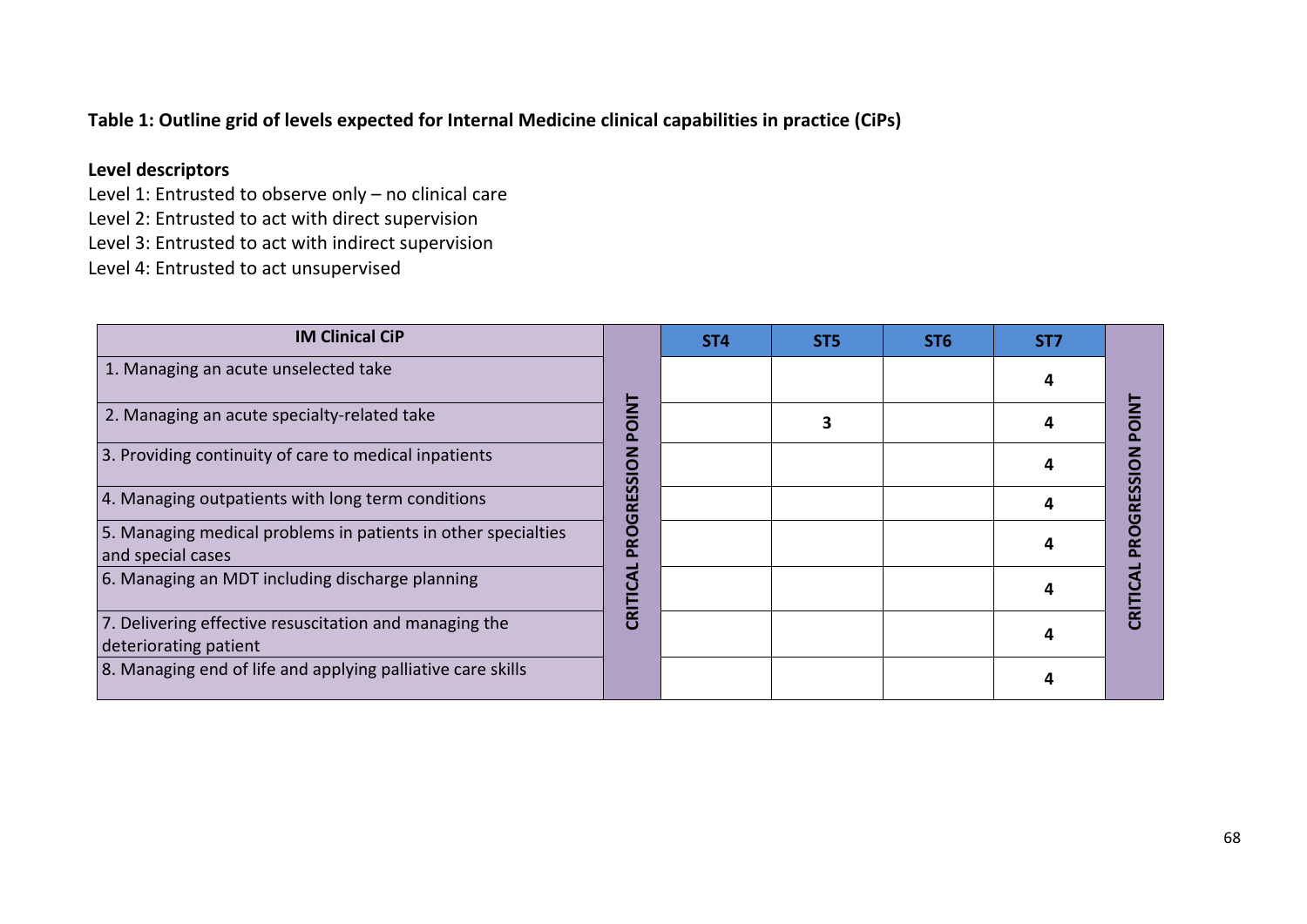**Table 1: Outline grid of levels expected for Internal Medicine clinical capabilities in practice (CiPs)**

**Level descriptors**

Level 1: Entrusted to observe only – no clinical care
Level 2: Entrusted to act with direct supervision
Level 3: Entrusted to act with indirect supervision
Level 4: Entrusted to act unsupervised

| IM Clinical CiP | CRITICAL PROGRESSION POINT | ST4 | ST5 | ST6 | ST7 | CRITICAL PROGRESSION POINT |
|---|---|---|---|---|---|---|
| 1. Managing an acute unselected take | | | | | 4 | |
| 2. Managing an acute specialty-related take | | | 3 | | 4 | |
| 3. Providing continuity of care to medical inpatients | | | | | 4 | |
| 4. Managing outpatients with long term conditions | | | | | 4 | |
| 5. Managing medical problems in patients in other specialties and special cases | | | | | 4 | |
| 6. Managing an MDT including discharge planning | | | | | 4 | |
| 7. Delivering effective resuscitation and managing the deteriorating patient | | | | | 4 | |
| 8. Managing end of life and applying palliative care skills | | | | | 4 | |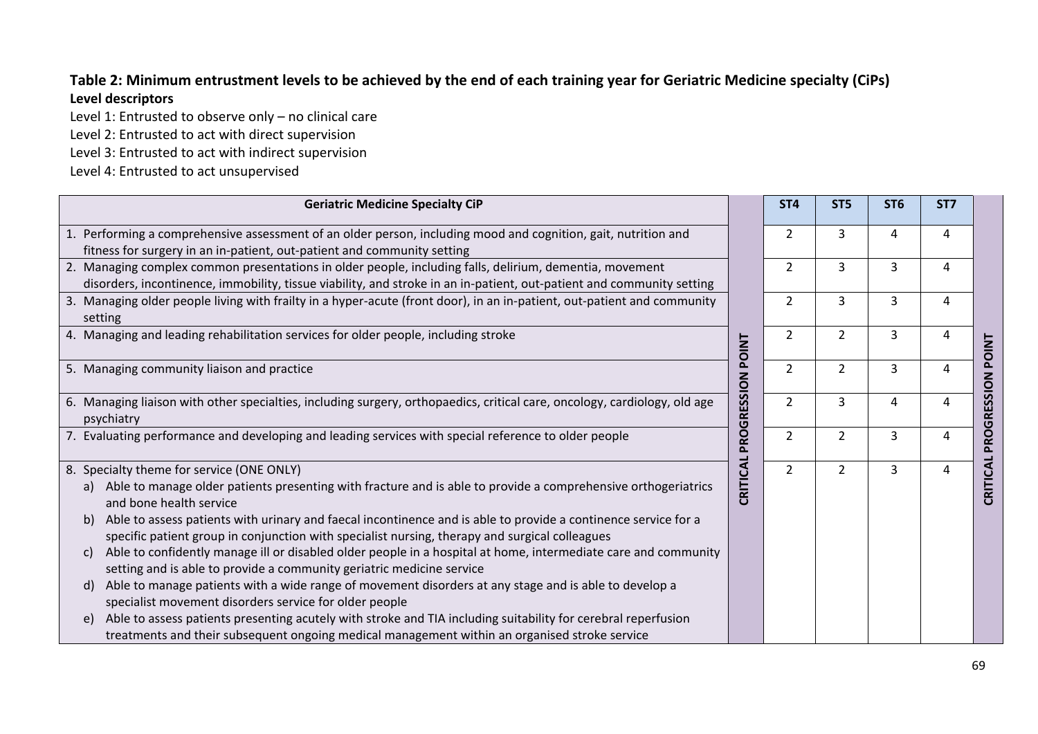**Table 2: Minimum entrustment levels to be achieved by the end of each training year for Geriatric Medicine specialty (CiPs)**

**Level descriptors**

Level 1: Entrusted to observe only – no clinical care

Level 2: Entrusted to act with direct supervision

Level 3: Entrusted to act with indirect supervision

Level 4: Entrusted to act unsupervised

| Geriatric Medicine Specialty CiP | CRITICAL PROGRESSION POINT | ST4 | ST5 | ST6 | ST7 | CRITICAL PROGRESSION POINT |
|---|---|---|---|---|---|---|
| 1. Performing a comprehensive assessment of an older person, including mood and cognition, gait, nutrition and fitness for surgery in an in-patient, out-patient and community setting | | 2 | 3 | 4 | 4 | |
| 2. Managing complex common presentations in older people, including falls, delirium, dementia, movement disorders, incontinence, immobility, tissue viability, and stroke in an in-patient, out-patient and community setting | | 2 | 3 | 3 | 4 | |
| 3. Managing older people living with frailty in a hyper-acute (front door), in an in-patient, out-patient and community setting | | 2 | 3 | 3 | 4 | |
| 4. Managing and leading rehabilitation services for older people, including stroke | | 2 | 2 | 3 | 4 | |
| 5. Managing community liaison and practice | | 2 | 2 | 3 | 4 | |
| 6. Managing liaison with other specialties, including surgery, orthopaedics, critical care, oncology, cardiology, old age psychiatry | | 2 | 3 | 4 | 4 | |
| 7. Evaluating performance and developing and leading services with special reference to older people | | 2 | 2 | 3 | 4 | |
| 8. Specialty theme for service (ONE ONLY)<br>a) Able to manage older patients presenting with fracture and is able to provide a comprehensive orthogeriatrics and bone health service<br>b) Able to assess patients with urinary and faecal incontinence and is able to provide a continence service for a specific patient group in conjunction with specialist nursing, therapy and surgical colleagues<br>c) Able to confidently manage ill or disabled older people in a hospital at home, intermediate care and community setting and is able to provide a community geriatric medicine service<br>d) Able to manage patients with a wide range of movement disorders at any stage and is able to develop a specialist movement disorders service for older people<br>e) Able to assess patients presenting acutely with stroke and TIA including suitability for cerebral reperfusion treatments and their subsequent ongoing medical management within an organised stroke service | | 2 | 2 | 3 | 4 | |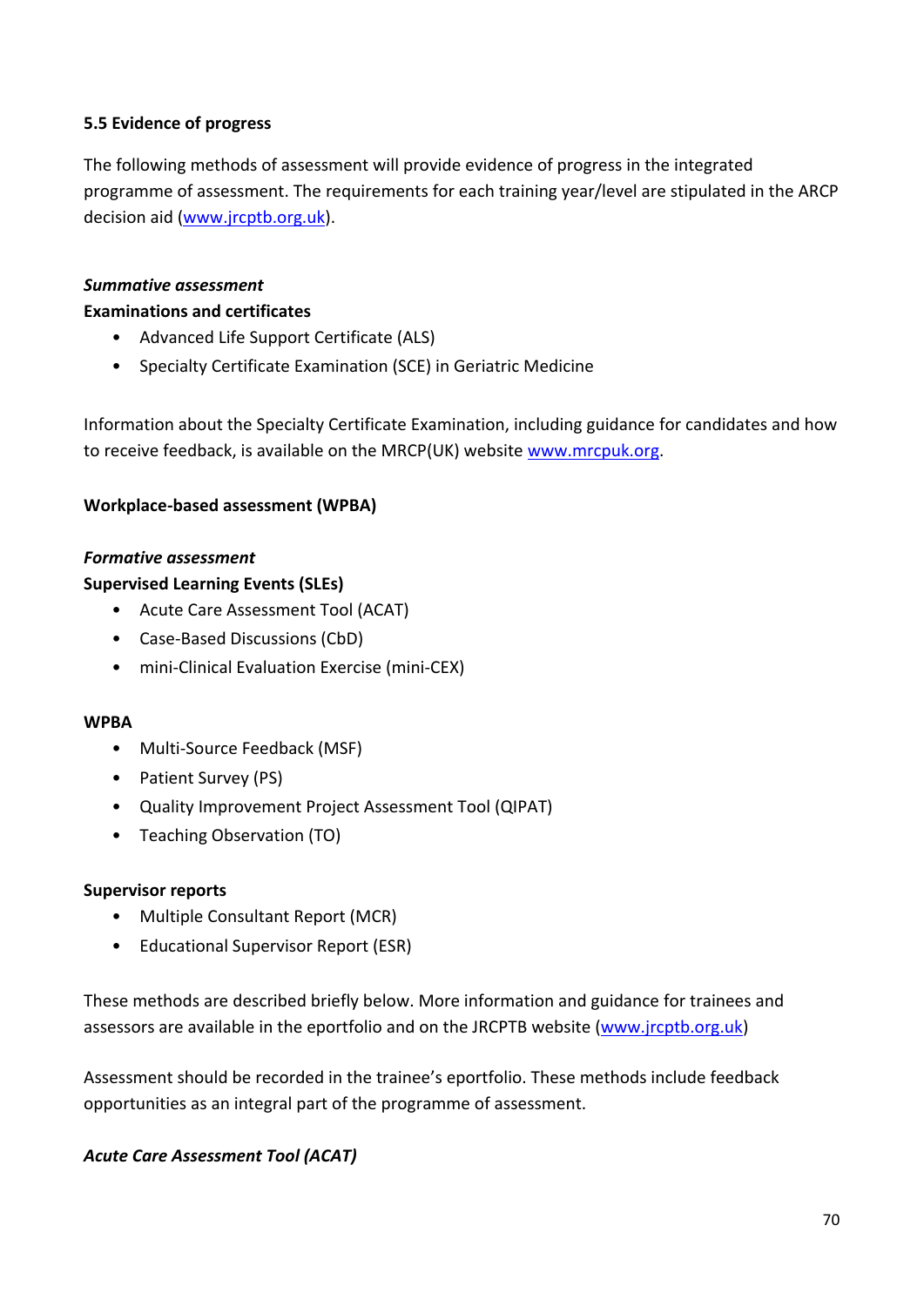### 5.5 Evidence of progress

The following methods of assessment will provide evidence of progress in the integrated programme of assessment. The requirements for each training year/level are stipulated in the ARCP decision aid (www.jrcptb.org.uk).

***Summative assessment***

**Examinations and certificates**

- Advanced Life Support Certificate (ALS)
- Specialty Certificate Examination (SCE) in Geriatric Medicine

Information about the Specialty Certificate Examination, including guidance for candidates and how to receive feedback, is available on the MRCP(UK) website www.mrcpuk.org.

**Workplace-based assessment (WPBA)**

***Formative assessment***

**Supervised Learning Events (SLEs)**

- Acute Care Assessment Tool (ACAT)
- Case-Based Discussions (CbD)
- mini-Clinical Evaluation Exercise (mini-CEX)

**WPBA**

- Multi-Source Feedback (MSF)
- Patient Survey (PS)
- Quality Improvement Project Assessment Tool (QIPAT)
- Teaching Observation (TO)

**Supervisor reports**

- Multiple Consultant Report (MCR)
- Educational Supervisor Report (ESR)

These methods are described briefly below. More information and guidance for trainees and assessors are available in the eportfolio and on the JRCPTB website (www.jrcptb.org.uk)

Assessment should be recorded in the trainee's eportfolio. These methods include feedback opportunities as an integral part of the programme of assessment.

***Acute Care Assessment Tool (ACAT)***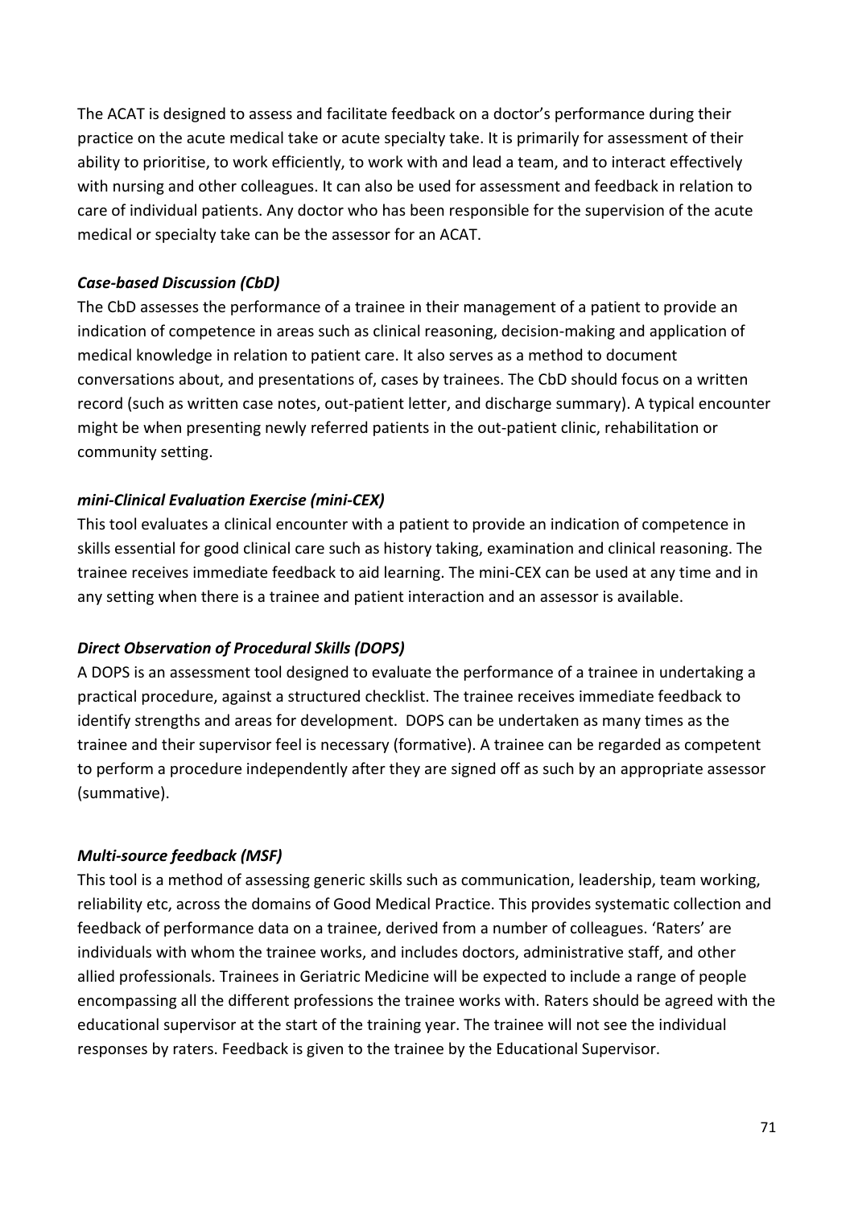The ACAT is designed to assess and facilitate feedback on a doctor's performance during their practice on the acute medical take or acute specialty take. It is primarily for assessment of their ability to prioritise, to work efficiently, to work with and lead a team, and to interact effectively with nursing and other colleagues. It can also be used for assessment and feedback in relation to care of individual patients. Any doctor who has been responsible for the supervision of the acute medical or specialty take can be the assessor for an ACAT.

***Case-based Discussion (CbD)***

The CbD assesses the performance of a trainee in their management of a patient to provide an indication of competence in areas such as clinical reasoning, decision-making and application of medical knowledge in relation to patient care. It also serves as a method to document conversations about, and presentations of, cases by trainees. The CbD should focus on a written record (such as written case notes, out-patient letter, and discharge summary). A typical encounter might be when presenting newly referred patients in the out-patient clinic, rehabilitation or community setting.

***mini-Clinical Evaluation Exercise (mini-CEX)***

This tool evaluates a clinical encounter with a patient to provide an indication of competence in skills essential for good clinical care such as history taking, examination and clinical reasoning. The trainee receives immediate feedback to aid learning. The mini-CEX can be used at any time and in any setting when there is a trainee and patient interaction and an assessor is available.

***Direct Observation of Procedural Skills (DOPS)***

A DOPS is an assessment tool designed to evaluate the performance of a trainee in undertaking a practical procedure, against a structured checklist. The trainee receives immediate feedback to identify strengths and areas for development. DOPS can be undertaken as many times as the trainee and their supervisor feel is necessary (formative). A trainee can be regarded as competent to perform a procedure independently after they are signed off as such by an appropriate assessor (summative).

***Multi-source feedback (MSF)***

This tool is a method of assessing generic skills such as communication, leadership, team working, reliability etc, across the domains of Good Medical Practice. This provides systematic collection and feedback of performance data on a trainee, derived from a number of colleagues. 'Raters' are individuals with whom the trainee works, and includes doctors, administrative staff, and other allied professionals. Trainees in Geriatric Medicine will be expected to include a range of people encompassing all the different professions the trainee works with. Raters should be agreed with the educational supervisor at the start of the training year. The trainee will not see the individual responses by raters. Feedback is given to the trainee by the Educational Supervisor.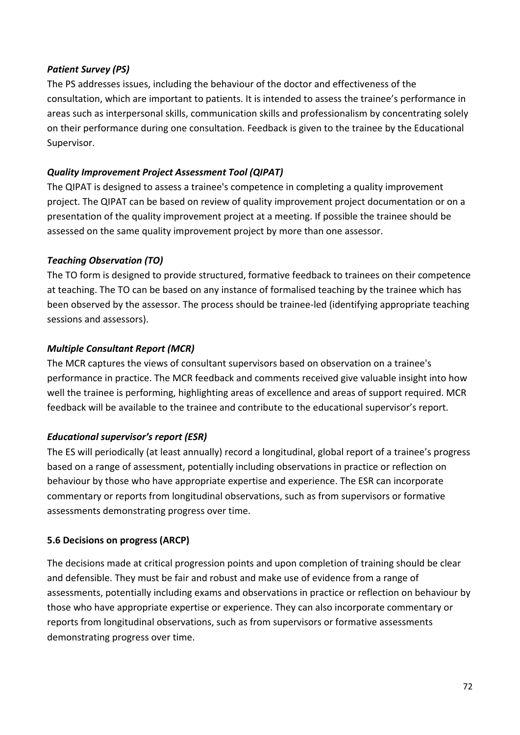***Patient Survey (PS)***

The PS addresses issues, including the behaviour of the doctor and effectiveness of the consultation, which are important to patients. It is intended to assess the trainee's performance in areas such as interpersonal skills, communication skills and professionalism by concentrating solely on their performance during one consultation. Feedback is given to the trainee by the Educational Supervisor.

***Quality Improvement Project Assessment Tool (QIPAT)***

The QIPAT is designed to assess a trainee's competence in completing a quality improvement project. The QIPAT can be based on review of quality improvement project documentation or on a presentation of the quality improvement project at a meeting. If possible the trainee should be assessed on the same quality improvement project by more than one assessor.

***Teaching Observation (TO)***

The TO form is designed to provide structured, formative feedback to trainees on their competence at teaching. The TO can be based on any instance of formalised teaching by the trainee which has been observed by the assessor. The process should be trainee-led (identifying appropriate teaching sessions and assessors).

***Multiple Consultant Report (MCR)***

The MCR captures the views of consultant supervisors based on observation on a trainee's performance in practice. The MCR feedback and comments received give valuable insight into how well the trainee is performing, highlighting areas of excellence and areas of support required. MCR feedback will be available to the trainee and contribute to the educational supervisor's report.

***Educational supervisor's report (ESR)***

The ES will periodically (at least annually) record a longitudinal, global report of a trainee's progress based on a range of assessment, potentially including observations in practice or reflection on behaviour by those who have appropriate expertise and experience. The ESR can incorporate commentary or reports from longitudinal observations, such as from supervisors or formative assessments demonstrating progress over time.

### 5.6 Decisions on progress (ARCP)

The decisions made at critical progression points and upon completion of training should be clear and defensible. They must be fair and robust and make use of evidence from a range of assessments, potentially including exams and observations in practice or reflection on behaviour by those who have appropriate expertise or experience. They can also incorporate commentary or reports from longitudinal observations, such as from supervisors or formative assessments demonstrating progress over time.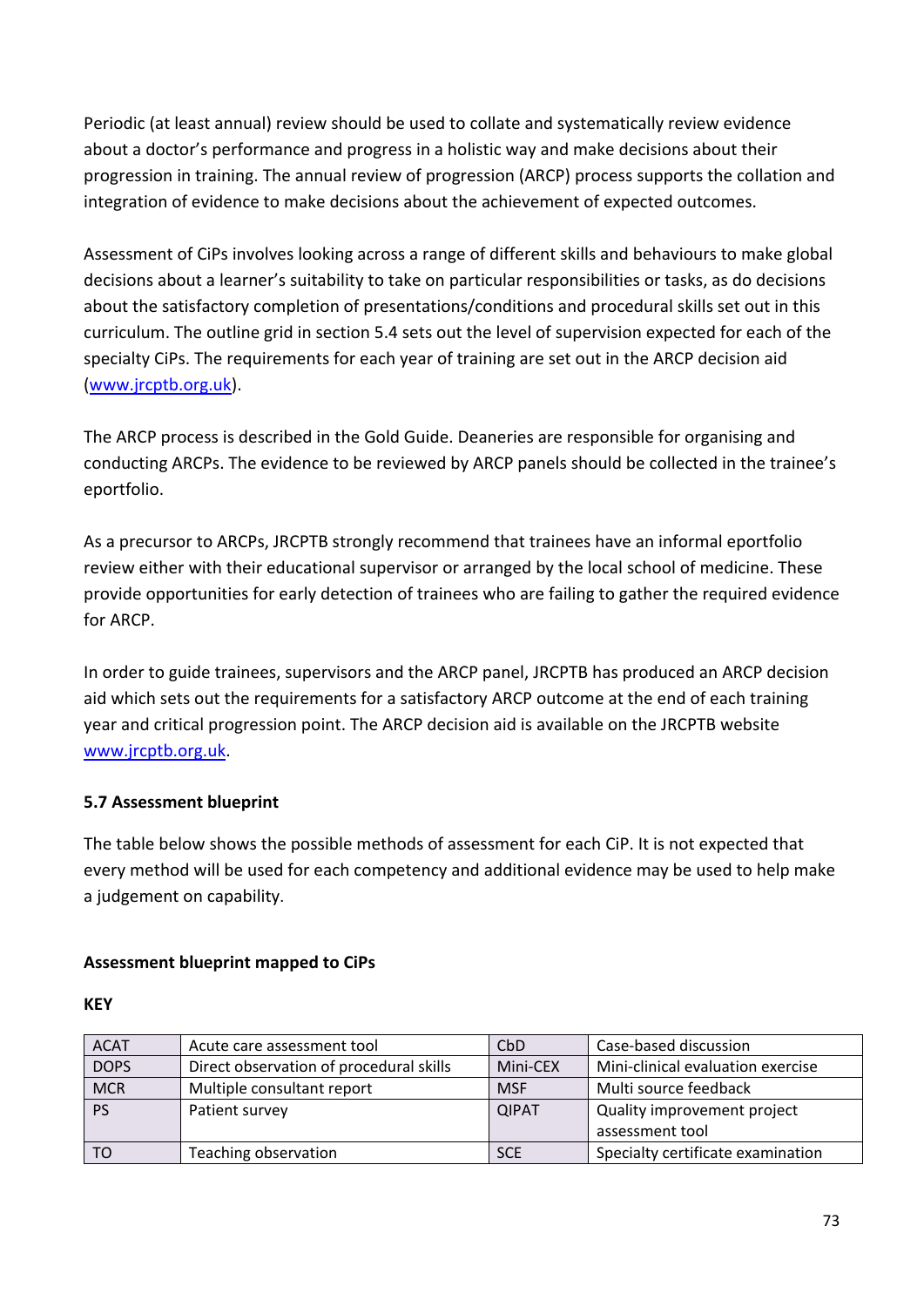Periodic (at least annual) review should be used to collate and systematically review evidence about a doctor's performance and progress in a holistic way and make decisions about their progression in training. The annual review of progression (ARCP) process supports the collation and integration of evidence to make decisions about the achievement of expected outcomes.

Assessment of CiPs involves looking across a range of different skills and behaviours to make global decisions about a learner's suitability to take on particular responsibilities or tasks, as do decisions about the satisfactory completion of presentations/conditions and procedural skills set out in this curriculum. The outline grid in section 5.4 sets out the level of supervision expected for each of the specialty CiPs. The requirements for each year of training are set out in the ARCP decision aid (www.jrcptb.org.uk).

The ARCP process is described in the Gold Guide. Deaneries are responsible for organising and conducting ARCPs. The evidence to be reviewed by ARCP panels should be collected in the trainee's eportfolio.

As a precursor to ARCPs, JRCPTB strongly recommend that trainees have an informal eportfolio review either with their educational supervisor or arranged by the local school of medicine. These provide opportunities for early detection of trainees who are failing to gather the required evidence for ARCP.

In order to guide trainees, supervisors and the ARCP panel, JRCPTB has produced an ARCP decision aid which sets out the requirements for a satisfactory ARCP outcome at the end of each training year and critical progression point. The ARCP decision aid is available on the JRCPTB website www.jrcptb.org.uk.

### 5.7 Assessment blueprint

The table below shows the possible methods of assessment for each CiP. It is not expected that every method will be used for each competency and additional evidence may be used to help make a judgement on capability.

**Assessment blueprint mapped to CiPs**

**KEY**

| | | | |
|---|---|---|---|
| ACAT | Acute care assessment tool | CbD | Case-based discussion |
| DOPS | Direct observation of procedural skills | Mini-CEX | Mini-clinical evaluation exercise |
| MCR | Multiple consultant report | MSF | Multi source feedback |
| PS | Patient survey | QIPAT | Quality improvement project assessment tool |
| TO | Teaching observation | SCE | Specialty certificate examination |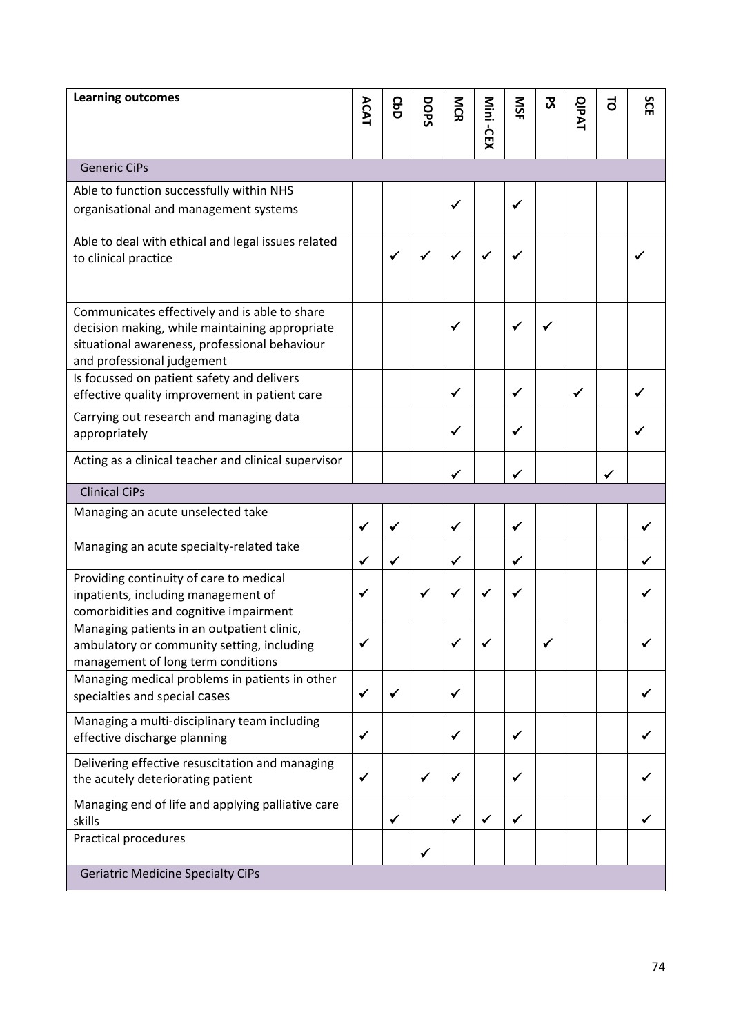| Learning outcomes | ACAT | CbD | DOPS | MCR | Mini -CEX | MSF | PS | QIPAT | TO | SCE |
|---|---|---|---|---|---|---|---|---|---|---|
| Generic CiPs | | | | | | | | | | |
| Able to function successfully within NHS organisational and management systems | | | | ✓ | | ✓ | | | | |
| Able to deal with ethical and legal issues related to clinical practice | | ✓ | ✓ | ✓ | ✓ | ✓ | | | | ✓ |
| Communicates effectively and is able to share decision making, while maintaining appropriate situational awareness, professional behaviour and professional judgement | | | | ✓ | | ✓ | ✓ | | | |
| Is focussed on patient safety and delivers effective quality improvement in patient care | | | | ✓ | | ✓ | | ✓ | | ✓ |
| Carrying out research and managing data appropriately | | | | ✓ | | ✓ | | | | ✓ |
| Acting as a clinical teacher and clinical supervisor | | | | ✓ | | ✓ | | | ✓ | |
| Clinical CiPs | | | | | | | | | | |
| Managing an acute unselected take | ✓ | ✓ | | ✓ | | ✓ | | | | ✓ |
| Managing an acute specialty-related take | ✓ | ✓ | | ✓ | | ✓ | | | | ✓ |
| Providing continuity of care to medical inpatients, including management of comorbidities and cognitive impairment | ✓ | | ✓ | ✓ | ✓ | ✓ | | | | ✓ |
| Managing patients in an outpatient clinic, ambulatory or community setting, including management of long term conditions | ✓ | | | ✓ | ✓ | | ✓ | | | ✓ |
| Managing medical problems in patients in other specialties and special cases | ✓ | ✓ | | ✓ | | | | | | ✓ |
| Managing a multi-disciplinary team including effective discharge planning | ✓ | | | ✓ | | ✓ | | | | ✓ |
| Delivering effective resuscitation and managing the acutely deteriorating patient | ✓ | | ✓ | ✓ | | ✓ | | | | ✓ |
| Managing end of life and applying palliative care skills | | ✓ | | ✓ | ✓ | ✓ | | | | ✓ |
| Practical procedures | | | ✓ | | | | | | | |
| Geriatric Medicine Specialty CiPs | | | | | | | | | | |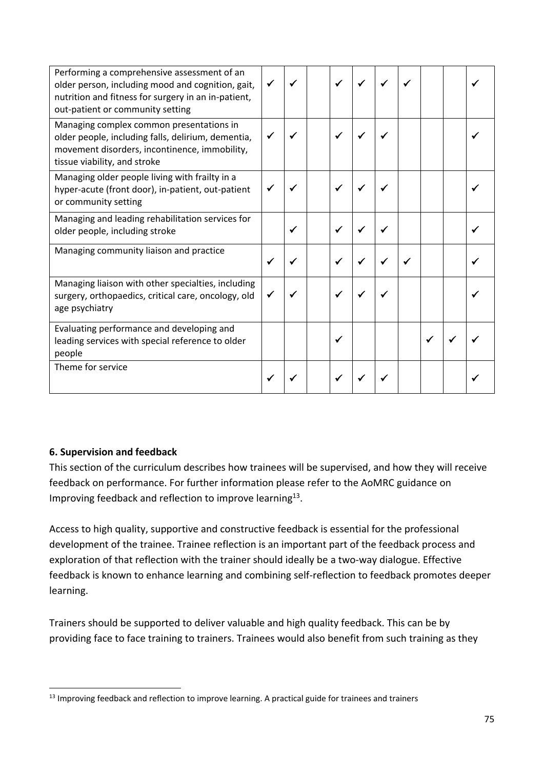| | | | | | | | | | | |
|---|---|---|---|---|---|---|---|---|---|---|
| Performing a comprehensive assessment of an older person, including mood and cognition, gait, nutrition and fitness for surgery in an in-patient, out-patient or community setting | ✓ | ✓ | | ✓ | ✓ | ✓ | ✓ | | | ✓ |
| Managing complex common presentations in older people, including falls, delirium, dementia, movement disorders, incontinence, immobility, tissue viability, and stroke | ✓ | ✓ | | ✓ | ✓ | ✓ | | | | ✓ |
| Managing older people living with frailty in a hyper-acute (front door), in-patient, out-patient or community setting | ✓ | ✓ | | ✓ | ✓ | ✓ | | | | ✓ |
| Managing and leading rehabilitation services for older people, including stroke | | ✓ | | ✓ | ✓ | ✓ | | | | ✓ |
| Managing community liaison and practice | ✓ | ✓ | | ✓ | ✓ | ✓ | ✓ | | | ✓ |
| Managing liaison with other specialties, including surgery, orthopaedics, critical care, oncology, old age psychiatry | ✓ | ✓ | | ✓ | ✓ | ✓ | | | | ✓ |
| Evaluating performance and developing and leading services with special reference to older people | | | | ✓ | | | | ✓ | ✓ | ✓ |
| Theme for service | ✓ | ✓ | | ✓ | ✓ | ✓ | | | | ✓ |

### 6. Supervision and feedback

This section of the curriculum describes how trainees will be supervised, and how they will receive feedback on performance. For further information please refer to the AoMRC guidance on Improving feedback and reflection to improve learning[13].

Access to high quality, supportive and constructive feedback is essential for the professional development of the trainee. Trainee reflection is an important part of the feedback process and exploration of that reflection with the trainer should ideally be a two-way dialogue. Effective feedback is known to enhance learning and combining self-reflection to feedback promotes deeper learning.

Trainers should be supported to deliver valuable and high quality feedback. This can be by providing face to face training to trainers. Trainees would also benefit from such training as they

[13] Improving feedback and reflection to improve learning. A practical guide for trainees and trainers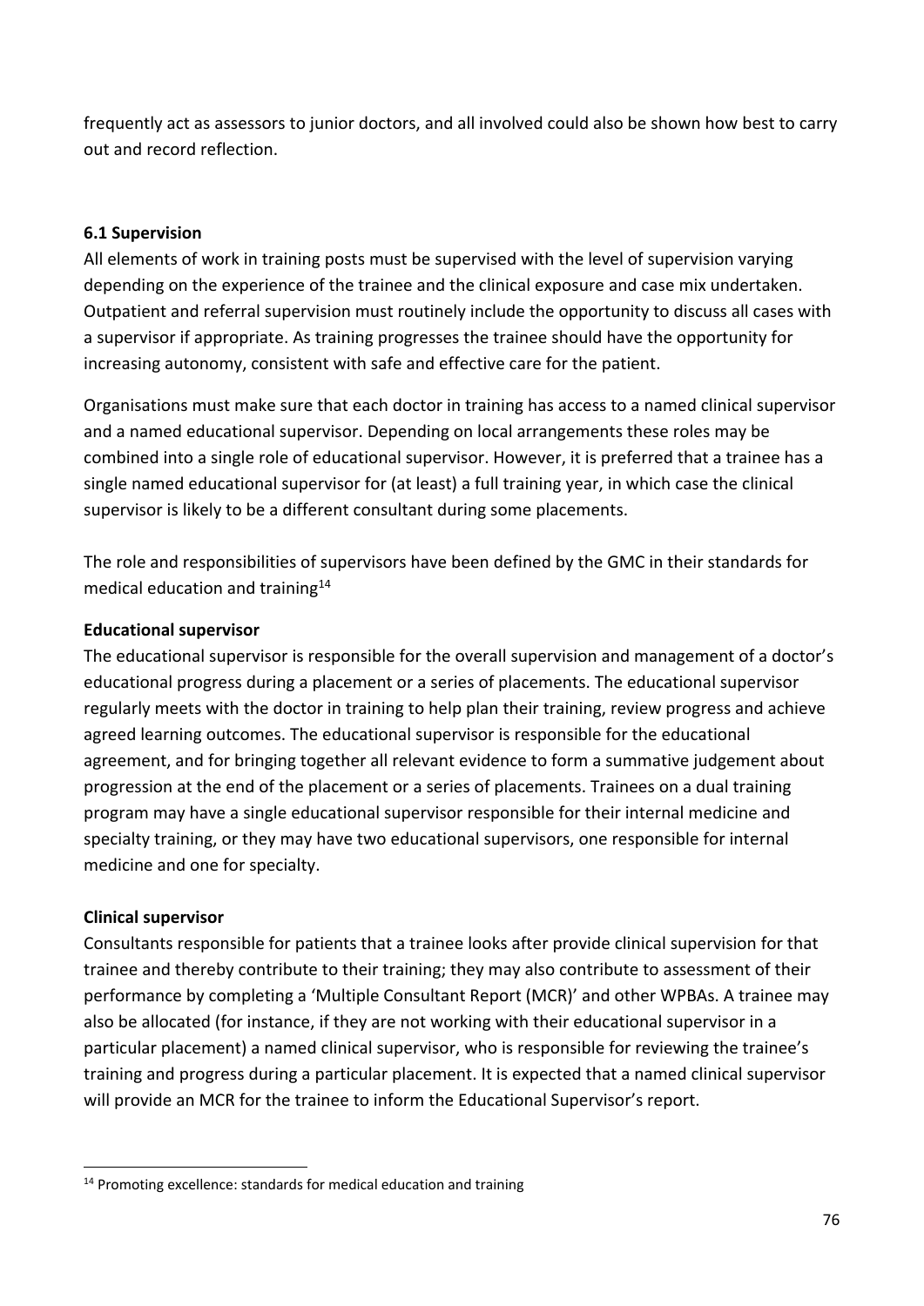frequently act as assessors to junior doctors, and all involved could also be shown how best to carry out and record reflection.

**6.1 Supervision**

All elements of work in training posts must be supervised with the level of supervision varying depending on the experience of the trainee and the clinical exposure and case mix undertaken. Outpatient and referral supervision must routinely include the opportunity to discuss all cases with a supervisor if appropriate. As training progresses the trainee should have the opportunity for increasing autonomy, consistent with safe and effective care for the patient.

Organisations must make sure that each doctor in training has access to a named clinical supervisor and a named educational supervisor. Depending on local arrangements these roles may be combined into a single role of educational supervisor. However, it is preferred that a trainee has a single named educational supervisor for (at least) a full training year, in which case the clinical supervisor is likely to be a different consultant during some placements.

The role and responsibilities of supervisors have been defined by the GMC in their standards for medical education and training[14]

**Educational supervisor**

The educational supervisor is responsible for the overall supervision and management of a doctor's educational progress during a placement or a series of placements. The educational supervisor regularly meets with the doctor in training to help plan their training, review progress and achieve agreed learning outcomes. The educational supervisor is responsible for the educational agreement, and for bringing together all relevant evidence to form a summative judgement about progression at the end of the placement or a series of placements. Trainees on a dual training program may have a single educational supervisor responsible for their internal medicine and specialty training, or they may have two educational supervisors, one responsible for internal medicine and one for specialty.

**Clinical supervisor**

Consultants responsible for patients that a trainee looks after provide clinical supervision for that trainee and thereby contribute to their training; they may also contribute to assessment of their performance by completing a 'Multiple Consultant Report (MCR)' and other WPBAs. A trainee may also be allocated (for instance, if they are not working with their educational supervisor in a particular placement) a named clinical supervisor, who is responsible for reviewing the trainee's training and progress during a particular placement. It is expected that a named clinical supervisor will provide an MCR for the trainee to inform the Educational Supervisor's report.

[14] Promoting excellence: standards for medical education and training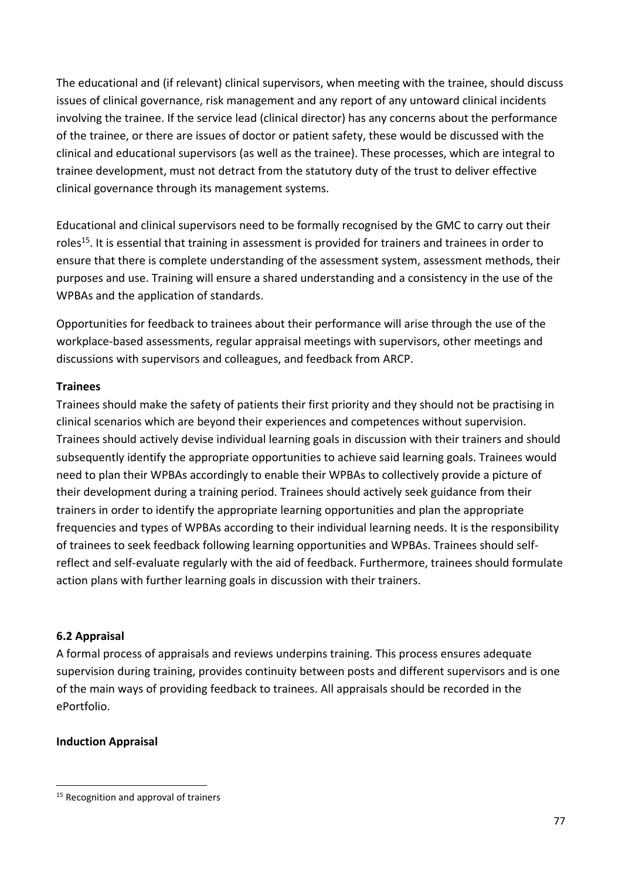The educational and (if relevant) clinical supervisors, when meeting with the trainee, should discuss issues of clinical governance, risk management and any report of any untoward clinical incidents involving the trainee. If the service lead (clinical director) has any concerns about the performance of the trainee, or there are issues of doctor or patient safety, these would be discussed with the clinical and educational supervisors (as well as the trainee). These processes, which are integral to trainee development, must not detract from the statutory duty of the trust to deliver effective clinical governance through its management systems.

Educational and clinical supervisors need to be formally recognised by the GMC to carry out their roles[15]. It is essential that training in assessment is provided for trainers and trainees in order to ensure that there is complete understanding of the assessment system, assessment methods, their purposes and use. Training will ensure a shared understanding and a consistency in the use of the WPBAs and the application of standards.

Opportunities for feedback to trainees about their performance will arise through the use of the workplace-based assessments, regular appraisal meetings with supervisors, other meetings and discussions with supervisors and colleagues, and feedback from ARCP.

**Trainees**

Trainees should make the safety of patients their first priority and they should not be practising in clinical scenarios which are beyond their experiences and competences without supervision. Trainees should actively devise individual learning goals in discussion with their trainers and should subsequently identify the appropriate opportunities to achieve said learning goals. Trainees would need to plan their WPBAs accordingly to enable their WPBAs to collectively provide a picture of their development during a training period. Trainees should actively seek guidance from their trainers in order to identify the appropriate learning opportunities and plan the appropriate frequencies and types of WPBAs according to their individual learning needs. It is the responsibility of trainees to seek feedback following learning opportunities and WPBAs. Trainees should self-reflect and self-evaluate regularly with the aid of feedback. Furthermore, trainees should formulate action plans with further learning goals in discussion with their trainers.

### 6.2 Appraisal

A formal process of appraisals and reviews underpins training. This process ensures adequate supervision during training, provides continuity between posts and different supervisors and is one of the main ways of providing feedback to trainees. All appraisals should be recorded in the ePortfolio.

**Induction Appraisal**

[15] Recognition and approval of trainers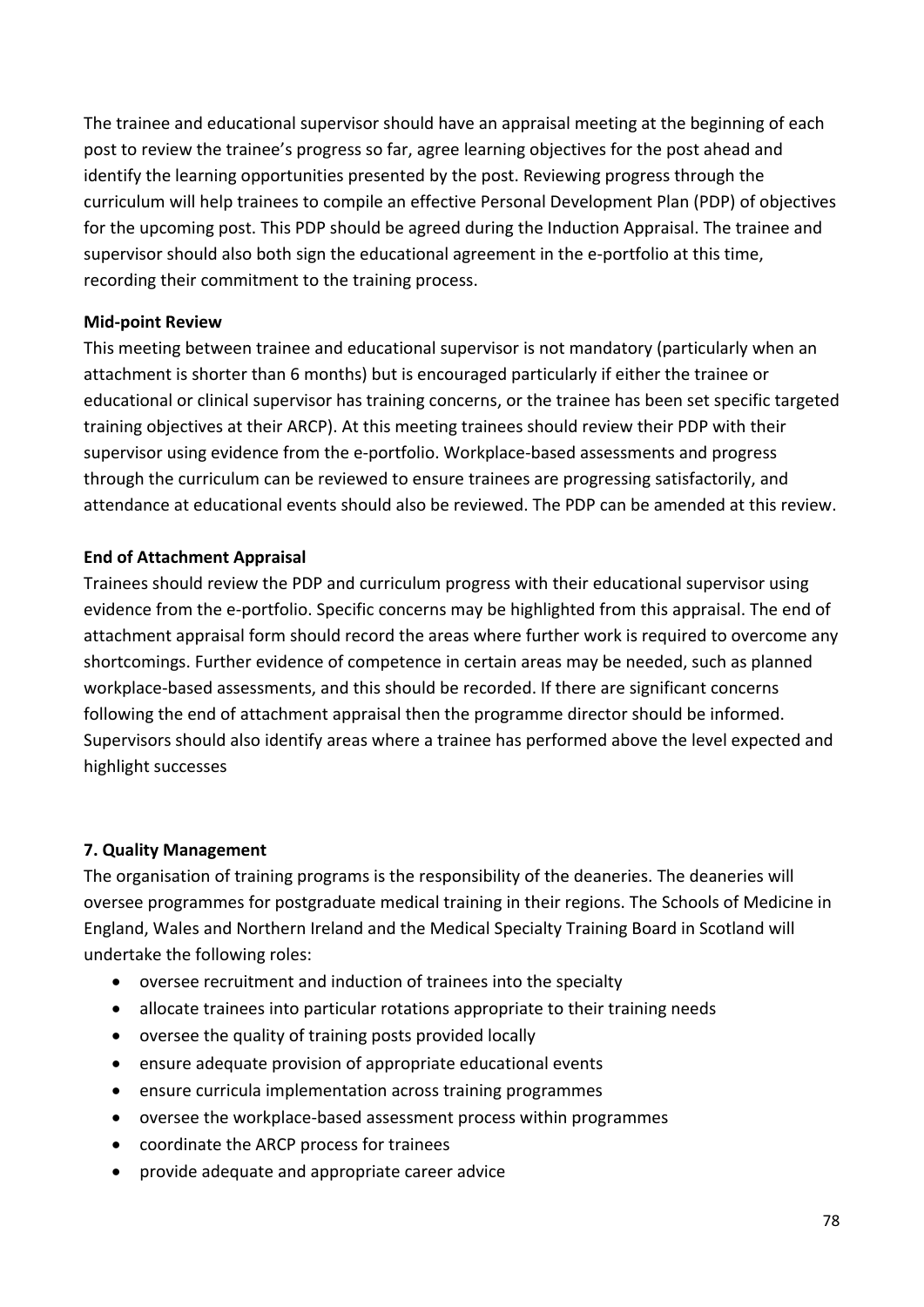The trainee and educational supervisor should have an appraisal meeting at the beginning of each post to review the trainee's progress so far, agree learning objectives for the post ahead and identify the learning opportunities presented by the post. Reviewing progress through the curriculum will help trainees to compile an effective Personal Development Plan (PDP) of objectives for the upcoming post. This PDP should be agreed during the Induction Appraisal. The trainee and supervisor should also both sign the educational agreement in the e-portfolio at this time, recording their commitment to the training process.

**Mid-point Review**

This meeting between trainee and educational supervisor is not mandatory (particularly when an attachment is shorter than 6 months) but is encouraged particularly if either the trainee or educational or clinical supervisor has training concerns, or the trainee has been set specific targeted training objectives at their ARCP). At this meeting trainees should review their PDP with their supervisor using evidence from the e-portfolio. Workplace-based assessments and progress through the curriculum can be reviewed to ensure trainees are progressing satisfactorily, and attendance at educational events should also be reviewed. The PDP can be amended at this review.

**End of Attachment Appraisal**

Trainees should review the PDP and curriculum progress with their educational supervisor using evidence from the e-portfolio. Specific concerns may be highlighted from this appraisal. The end of attachment appraisal form should record the areas where further work is required to overcome any shortcomings. Further evidence of competence in certain areas may be needed, such as planned workplace-based assessments, and this should be recorded. If there are significant concerns following the end of attachment appraisal then the programme director should be informed. Supervisors should also identify areas where a trainee has performed above the level expected and highlight successes

## 7. Quality Management

The organisation of training programs is the responsibility of the deaneries. The deaneries will oversee programmes for postgraduate medical training in their regions. The Schools of Medicine in England, Wales and Northern Ireland and the Medical Specialty Training Board in Scotland will undertake the following roles:

- oversee recruitment and induction of trainees into the specialty
- allocate trainees into particular rotations appropriate to their training needs
- oversee the quality of training posts provided locally
- ensure adequate provision of appropriate educational events
- ensure curricula implementation across training programmes
- oversee the workplace-based assessment process within programmes
- coordinate the ARCP process for trainees
- provide adequate and appropriate career advice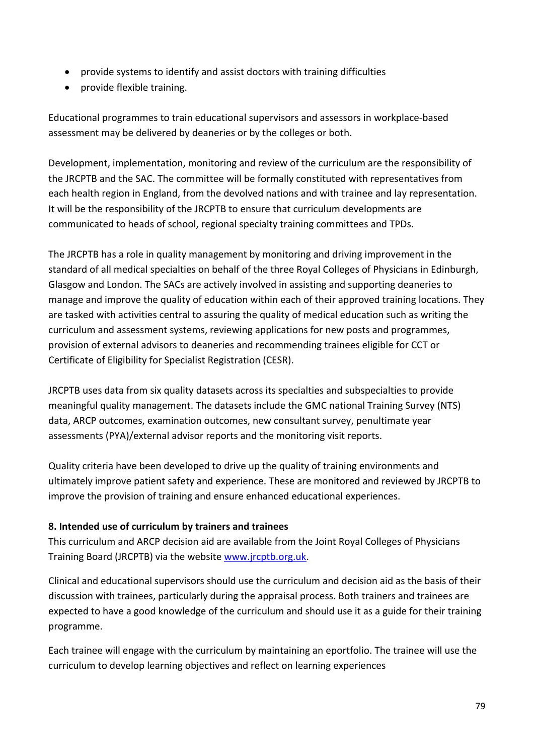- provide systems to identify and assist doctors with training difficulties
- provide flexible training.

Educational programmes to train educational supervisors and assessors in workplace-based assessment may be delivered by deaneries or by the colleges or both.

Development, implementation, monitoring and review of the curriculum are the responsibility of the JRCPTB and the SAC. The committee will be formally constituted with representatives from each health region in England, from the devolved nations and with trainee and lay representation. It will be the responsibility of the JRCPTB to ensure that curriculum developments are communicated to heads of school, regional specialty training committees and TPDs.

The JRCPTB has a role in quality management by monitoring and driving improvement in the standard of all medical specialties on behalf of the three Royal Colleges of Physicians in Edinburgh, Glasgow and London. The SACs are actively involved in assisting and supporting deaneries to manage and improve the quality of education within each of their approved training locations. They are tasked with activities central to assuring the quality of medical education such as writing the curriculum and assessment systems, reviewing applications for new posts and programmes, provision of external advisors to deaneries and recommending trainees eligible for CCT or Certificate of Eligibility for Specialist Registration (CESR).

JRCPTB uses data from six quality datasets across its specialties and subspecialties to provide meaningful quality management. The datasets include the GMC national Training Survey (NTS) data, ARCP outcomes, examination outcomes, new consultant survey, penultimate year assessments (PYA)/external advisor reports and the monitoring visit reports.

Quality criteria have been developed to drive up the quality of training environments and ultimately improve patient safety and experience. These are monitored and reviewed by JRCPTB to improve the provision of training and ensure enhanced educational experiences.

### 8. Intended use of curriculum by trainers and trainees

This curriculum and ARCP decision aid are available from the Joint Royal Colleges of Physicians Training Board (JRCPTB) via the website [www.jrcptb.org.uk](http://www.jrcptb.org.uk).

Clinical and educational supervisors should use the curriculum and decision aid as the basis of their discussion with trainees, particularly during the appraisal process. Both trainers and trainees are expected to have a good knowledge of the curriculum and should use it as a guide for their training programme.

Each trainee will engage with the curriculum by maintaining an eportfolio. The trainee will use the curriculum to develop learning objectives and reflect on learning experiences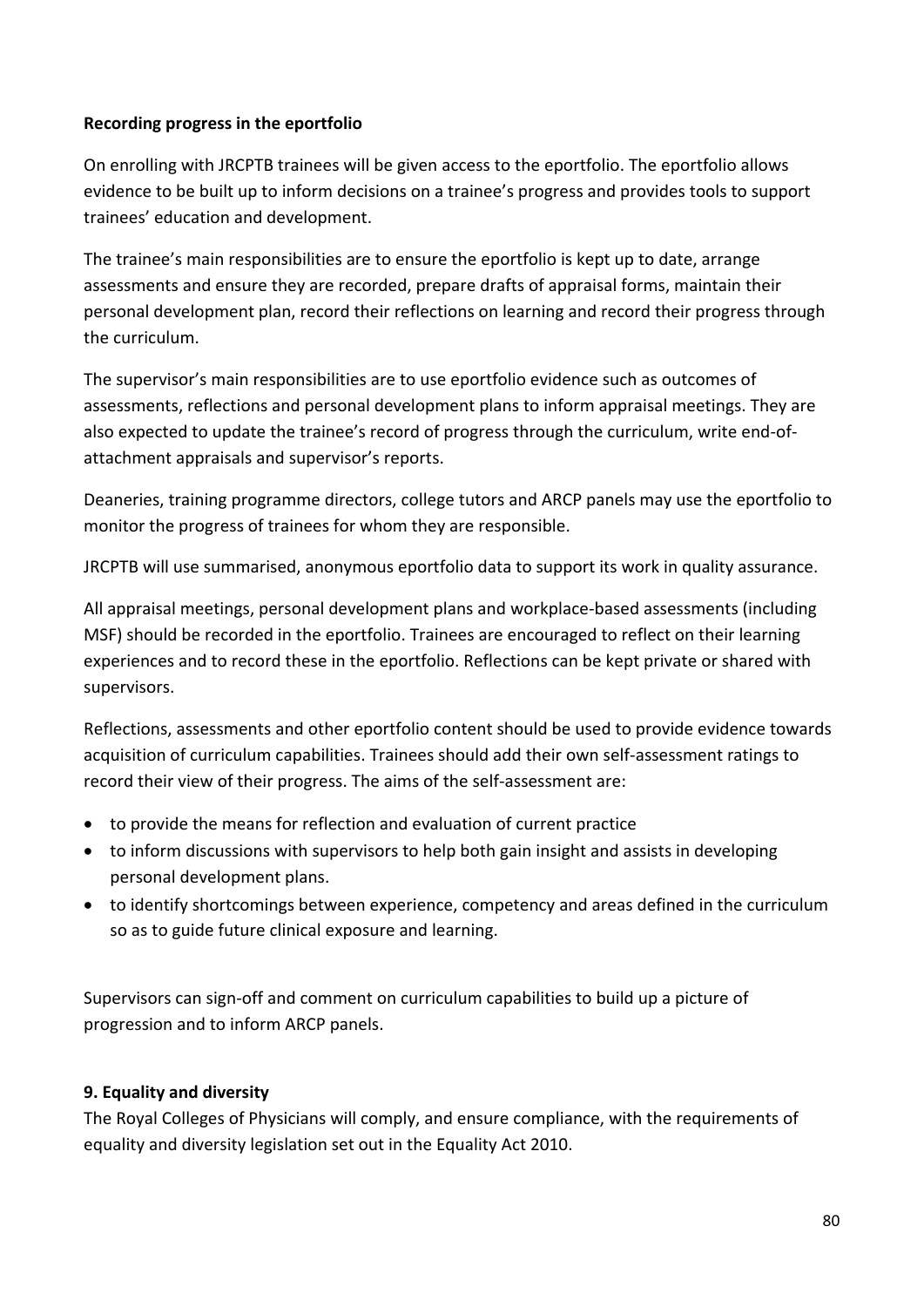**Recording progress in the eportfolio**

On enrolling with JRCPTB trainees will be given access to the eportfolio. The eportfolio allows evidence to be built up to inform decisions on a trainee's progress and provides tools to support trainees' education and development.

The trainee's main responsibilities are to ensure the eportfolio is kept up to date, arrange assessments and ensure they are recorded, prepare drafts of appraisal forms, maintain their personal development plan, record their reflections on learning and record their progress through the curriculum.

The supervisor's main responsibilities are to use eportfolio evidence such as outcomes of assessments, reflections and personal development plans to inform appraisal meetings. They are also expected to update the trainee's record of progress through the curriculum, write end-of-attachment appraisals and supervisor's reports.

Deaneries, training programme directors, college tutors and ARCP panels may use the eportfolio to monitor the progress of trainees for whom they are responsible.

JRCPTB will use summarised, anonymous eportfolio data to support its work in quality assurance.

All appraisal meetings, personal development plans and workplace-based assessments (including MSF) should be recorded in the eportfolio. Trainees are encouraged to reflect on their learning experiences and to record these in the eportfolio. Reflections can be kept private or shared with supervisors.

Reflections, assessments and other eportfolio content should be used to provide evidence towards acquisition of curriculum capabilities. Trainees should add their own self-assessment ratings to record their view of their progress. The aims of the self-assessment are:

- to provide the means for reflection and evaluation of current practice
- to inform discussions with supervisors to help both gain insight and assists in developing personal development plans.
- to identify shortcomings between experience, competency and areas defined in the curriculum so as to guide future clinical exposure and learning.

Supervisors can sign-off and comment on curriculum capabilities to build up a picture of progression and to inform ARCP panels.

**9. Equality and diversity**

The Royal Colleges of Physicians will comply, and ensure compliance, with the requirements of equality and diversity legislation set out in the Equality Act 2010.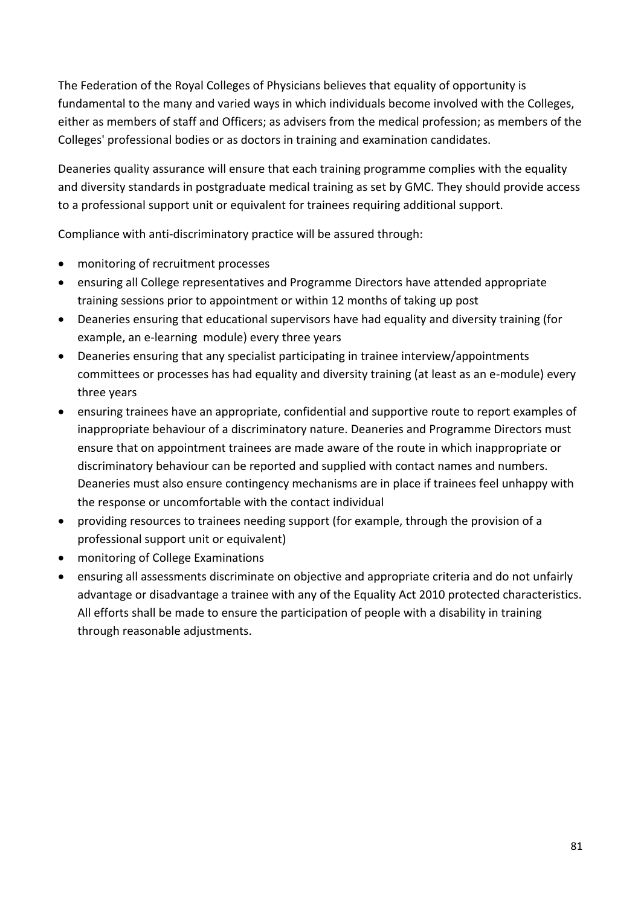The Federation of the Royal Colleges of Physicians believes that equality of opportunity is fundamental to the many and varied ways in which individuals become involved with the Colleges, either as members of staff and Officers; as advisers from the medical profession; as members of the Colleges' professional bodies or as doctors in training and examination candidates.

Deaneries quality assurance will ensure that each training programme complies with the equality and diversity standards in postgraduate medical training as set by GMC. They should provide access to a professional support unit or equivalent for trainees requiring additional support.

Compliance with anti-discriminatory practice will be assured through:

- monitoring of recruitment processes
- ensuring all College representatives and Programme Directors have attended appropriate training sessions prior to appointment or within 12 months of taking up post
- Deaneries ensuring that educational supervisors have had equality and diversity training (for example, an e-learning module) every three years
- Deaneries ensuring that any specialist participating in trainee interview/appointments committees or processes has had equality and diversity training (at least as an e-module) every three years
- ensuring trainees have an appropriate, confidential and supportive route to report examples of inappropriate behaviour of a discriminatory nature. Deaneries and Programme Directors must ensure that on appointment trainees are made aware of the route in which inappropriate or discriminatory behaviour can be reported and supplied with contact names and numbers. Deaneries must also ensure contingency mechanisms are in place if trainees feel unhappy with the response or uncomfortable with the contact individual
- providing resources to trainees needing support (for example, through the provision of a professional support unit or equivalent)
- monitoring of College Examinations
- ensuring all assessments discriminate on objective and appropriate criteria and do not unfairly advantage or disadvantage a trainee with any of the Equality Act 2010 protected characteristics. All efforts shall be made to ensure the participation of people with a disability in training through reasonable adjustments.